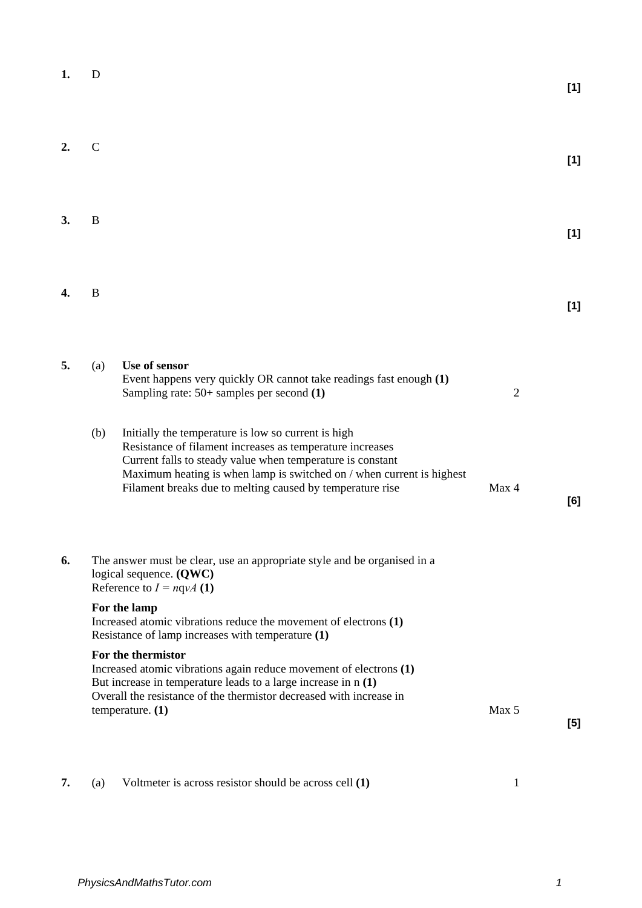**1.** D **[1]**

**2.** C **[1]**

**3.** B **[1]**

**4.** B **[1]**

**5.** (a) **Use of sensor**
Event happens very quickly OR cannot take readings fast enough **(1)**
Sampling rate: 50+ samples per second **(1)** 2

(b) Initially the temperature is low so current is high
Resistance of filament increases as temperature increases
Current falls to steady value when temperature is constant
Maximum heating is when lamp is switched on / when current is highest
Filament breaks due to melting caused by temperature rise Max 4 **[6]**

**6.** The answer must be clear, use an appropriate style and be organised in a logical sequence. **(QWC)**
Reference to $I = nqvA$ **(1)**

**For the lamp**
Increased atomic vibrations reduce the movement of electrons **(1)**
Resistance of lamp increases with temperature **(1)**

**For the thermistor**
Increased atomic vibrations again reduce movement of electrons **(1)**
But increase in temperature leads to a large increase in n **(1)**
Overall the resistance of the thermistor decreased with increase in temperature. **(1)** Max 5 **[5]**

**7.** (a) Voltmeter is across resistor should be across cell **(1)** 1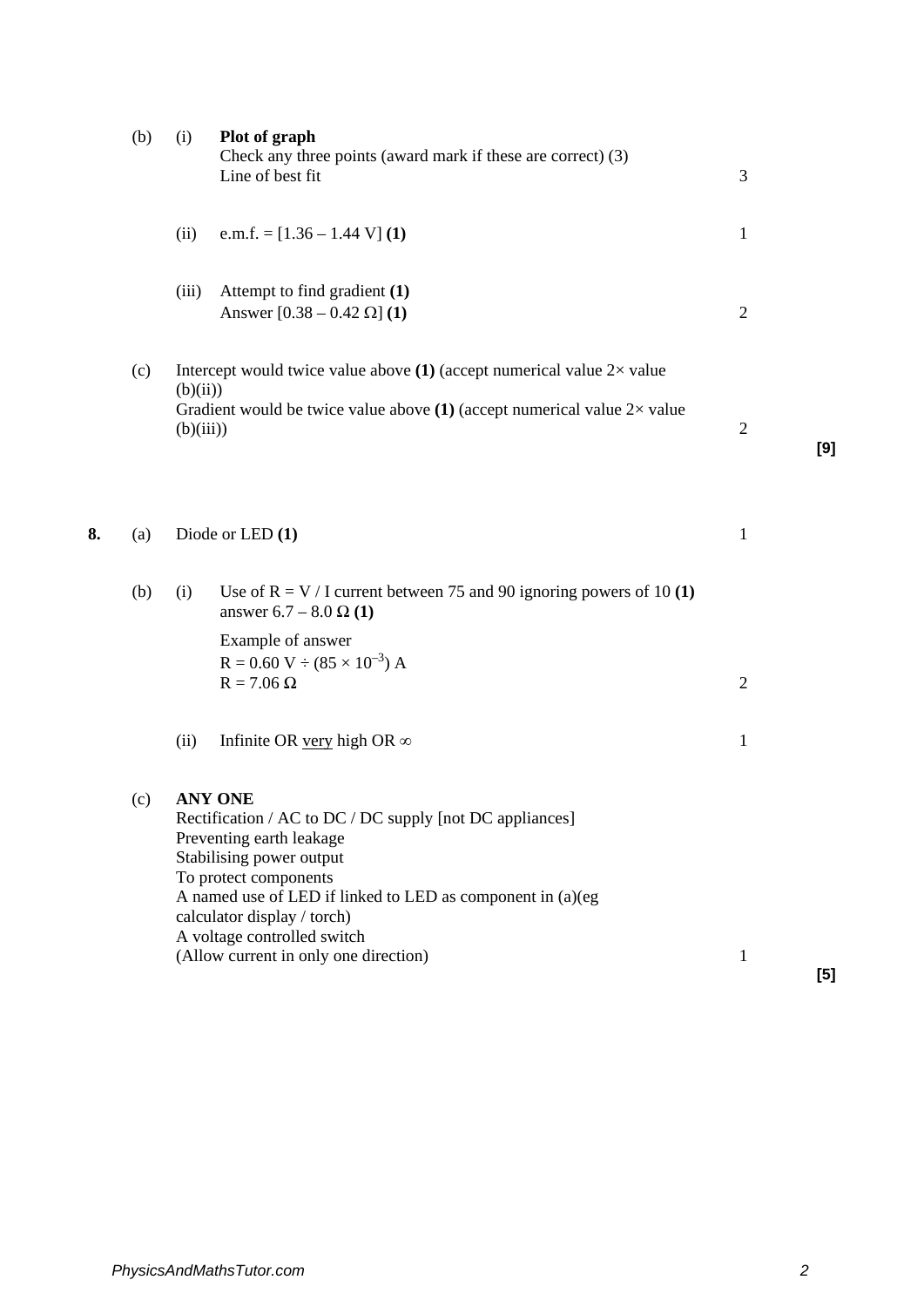(b) (i) **Plot of graph**
Check any three points (award mark if these are correct) (3)
Line of best fit — 3

(ii) e.m.f. = [1.36 – 1.44 V] **(1)** — 1

(iii) Attempt to find gradient **(1)**
Answer [0.38 – 0.42 Ω] **(1)** — 2

(c) Intercept would twice value above **(1)** (accept numerical value 2× value (b)(ii))
Gradient would be twice value above **(1)** (accept numerical value 2× value (b)(iii)) — 2

**[9]**

**8.** (a) Diode or LED **(1)** — 1

(b) (i) Use of R = V / I current between 75 and 90 ignoring powers of 10 **(1)**
answer 6.7 – 8.0 Ω **(1)**

Example of answer
$R = 0.60\ \text{V} \div (85 \times 10^{-3})\ \text{A}$
$R = 7.06\ \Omega$ — 2

(ii) Infinite OR <u>very</u> high OR ∞ — 1

(c) **ANY ONE**
Rectification / AC to DC / DC supply [not DC appliances]
Preventing earth leakage
Stabilising power output
To protect components
A named use of LED if linked to LED as component in (a)(eg calculator display / torch)
A voltage controlled switch
(Allow current in only one direction) — 1

**[5]**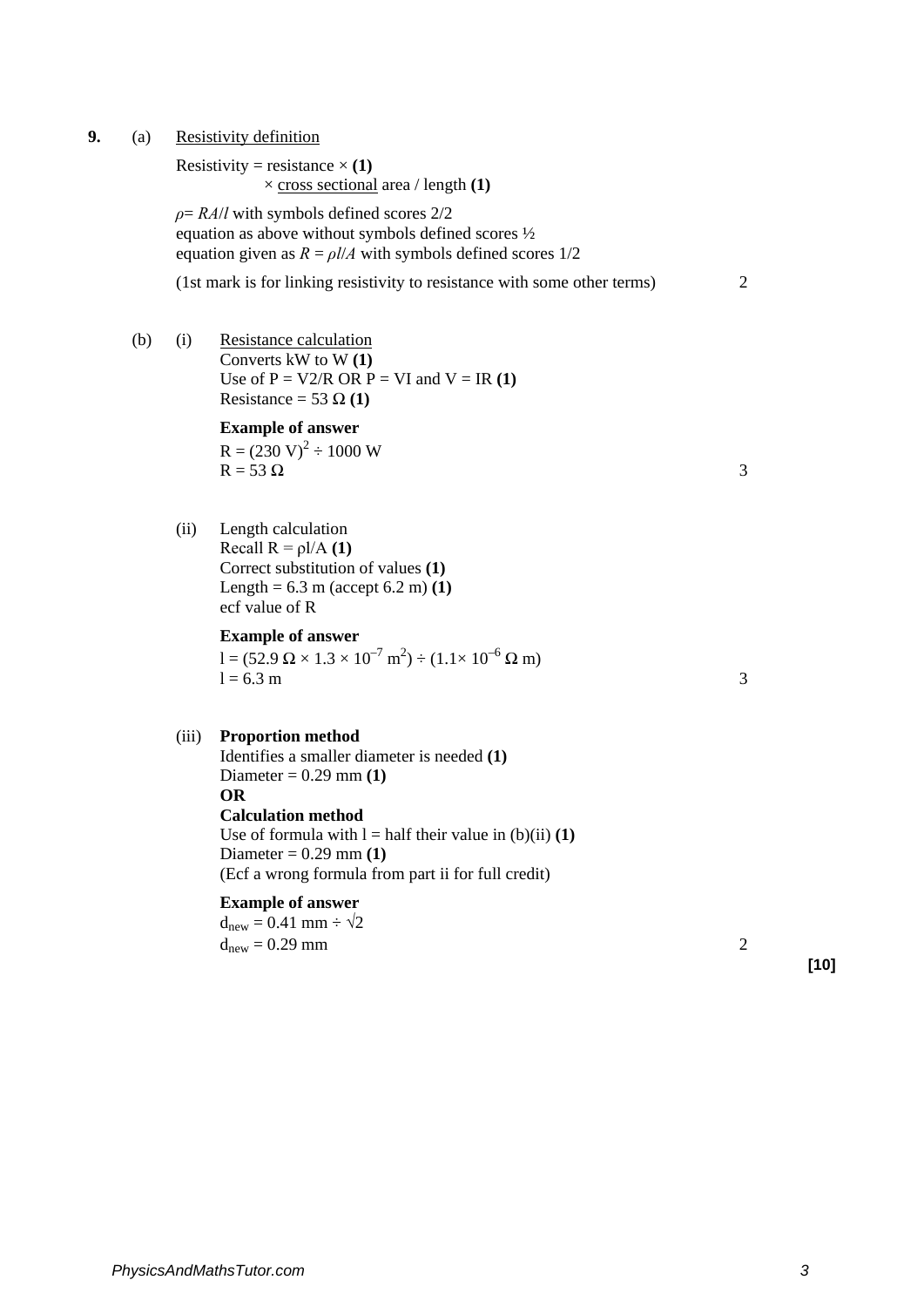**9.** (a) Resistivity definition

Resistivity = resistance × **(1)**
× cross sectional area / length **(1)**

$\rho = RA/l$ with symbols defined scores 2/2
equation as above without symbols defined scores ½
equation given as $R = \rho l/A$ with symbols defined scores 1/2

(1st mark is for linking resistivity to resistance with some other terms) — 2

(b) (i) Resistance calculation
Converts kW to W **(1)**
Use of P = V2/R OR P = VI and V = IR **(1)**
Resistance = 53 Ω **(1)**

**Example of answer**
$R = (230\ \text{V})^2 \div 1000\ \text{W}$
$R = 53\ \Omega$ — 3

(ii) Length calculation
Recall $R = \rho l/A$ **(1)**
Correct substitution of values **(1)**
Length = 6.3 m (accept 6.2 m) **(1)**
ecf value of R

**Example of answer**
$l = (52.9\ \Omega \times 1.3 \times 10^{-7}\ \text{m}^2) \div (1.1 \times 10^{-6}\ \Omega\ \text{m})$
$l = 6.3\ \text{m}$ — 3

(iii) **Proportion method**
Identifies a smaller diameter is needed **(1)**
Diameter = 0.29 mm **(1)**
**OR**
**Calculation method**
Use of formula with l = half their value in (b)(ii) **(1)**
Diameter = 0.29 mm **(1)**
(Ecf a wrong formula from part ii for full credit)

**Example of answer**
$d_{new} = 0.41\ \text{mm} \div \sqrt{2}$
$d_{new} = 0.29\ \text{mm}$ — 2

**[10]**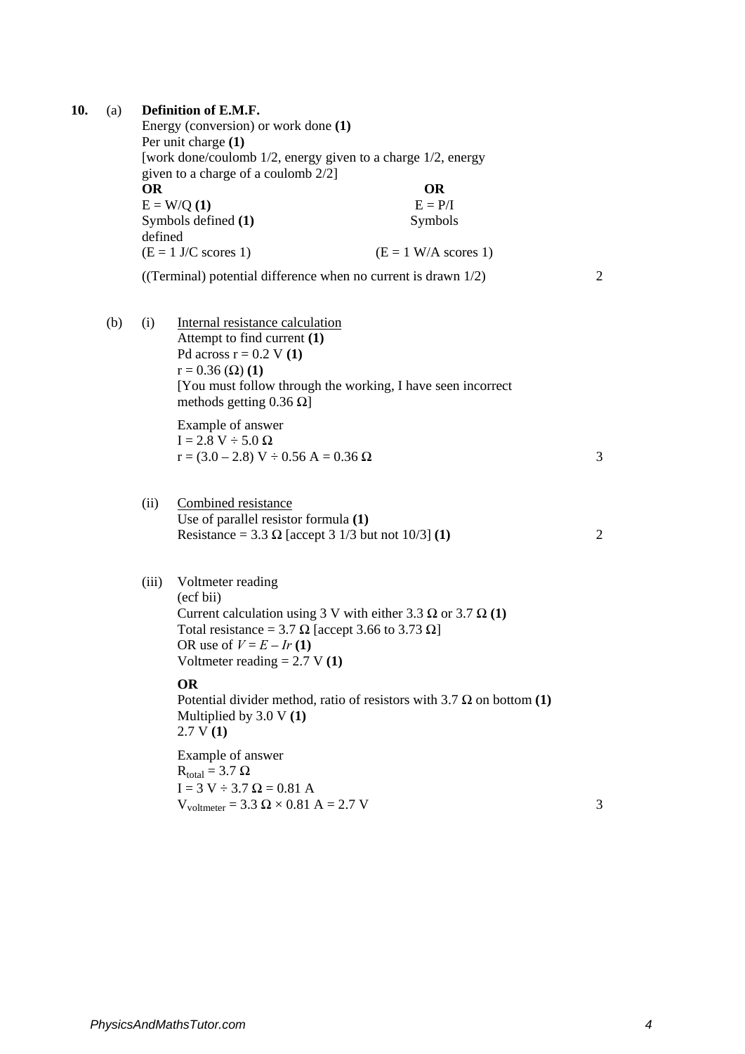**10.** (a) **Definition of E.M.F.**

Energy (conversion) or work done **(1)**
Per unit charge **(1)**
[work done/coulomb 1/2, energy given to a charge 1/2, energy given to a charge of a coulomb 2/2]

**OR**
$E = W/Q$ **(1)**
Symbols defined **(1)**
($E = 1$ J/C scores 1)

**OR**
$E = P/I$
Symbols defined
($E = 1$ W/A scores 1)

((Terminal) potential difference when no current is drawn 1/2) — 2

(b) (i) Internal resistance calculation

Attempt to find current **(1)**
Pd across $r = 0.2$ V **(1)**
$r = 0.36$ ($\Omega$) **(1)**
[You must follow through the working, I have seen incorrect methods getting 0.36 $\Omega$]

Example of answer
$I = 2.8 \text{ V} \div 5.0 \ \Omega$
$r = (3.0 - 2.8) \text{ V} \div 0.56 \text{ A} = 0.36 \ \Omega$ — 3

(ii) Combined resistance

Use of parallel resistor formula **(1)**
Resistance = 3.3 $\Omega$ [accept 3 1/3 but not 10/3] **(1)** — 2

(iii) Voltmeter reading

(ecf bii)
Current calculation using 3 V with either 3.3 $\Omega$ or 3.7 $\Omega$ **(1)**
Total resistance = 3.7 $\Omega$ [accept 3.66 to 3.73 $\Omega$]
OR use of $V = E - Ir$ **(1)**
Voltmeter reading = 2.7 V **(1)**

**OR**
Potential divider method, ratio of resistors with 3.7 $\Omega$ on bottom **(1)**
Multiplied by 3.0 V **(1)**
2.7 V **(1)**

Example of answer
$R_{total} = 3.7 \ \Omega$
$I = 3 \text{ V} \div 3.7 \ \Omega = 0.81 \text{ A}$
$V_{voltmeter} = 3.3 \ \Omega \times 0.81 \text{ A} = 2.7 \text{ V}$ — 3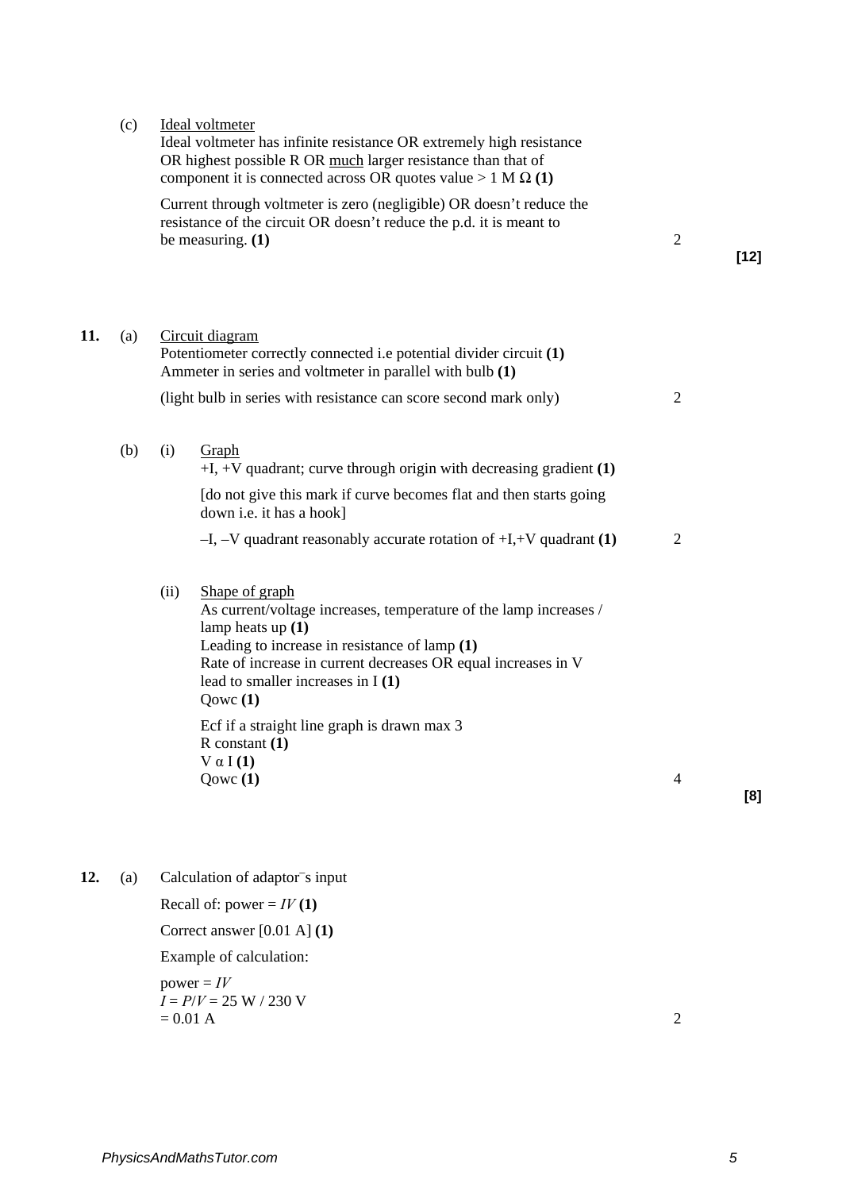(c) Ideal voltmeter

Ideal voltmeter has infinite resistance OR extremely high resistance OR highest possible R OR much larger resistance than that of component it is connected across OR quotes value > 1 M Ω **(1)**

Current through voltmeter is zero (negligible) OR doesn't reduce the resistance of the circuit OR doesn't reduce the p.d. it is meant to be measuring. **(1)** — 2

**[12]**

**11.** (a) Circuit diagram

Potentiometer correctly connected i.e potential divider circuit **(1)**
Ammeter in series and voltmeter in parallel with bulb **(1)**

(light bulb in series with resistance can score second mark only) — 2

(b) (i) Graph

+I, +V quadrant; curve through origin with decreasing gradient **(1)**

[do not give this mark if curve becomes flat and then starts going down i.e. it has a hook]

–I, –V quadrant reasonably accurate rotation of +I,+V quadrant **(1)** — 2

(ii) Shape of graph

As current/voltage increases, temperature of the lamp increases / lamp heats up **(1)**
Leading to increase in resistance of lamp **(1)**
Rate of increase in current decreases OR equal increases in V lead to smaller increases in I **(1)**
Qowc **(1)**

Ecf if a straight line graph is drawn max 3
R constant **(1)**
V α I **(1)**
Qowc **(1)** — 4

**[8]**

**12.** (a) Calculation of adaptor's input

Recall of: power = $IV$ **(1)**

Correct answer [0.01 A] **(1)**

Example of calculation:

power = $IV$
$I = P/V$ = 25 W / 230 V
= 0.01 A — 2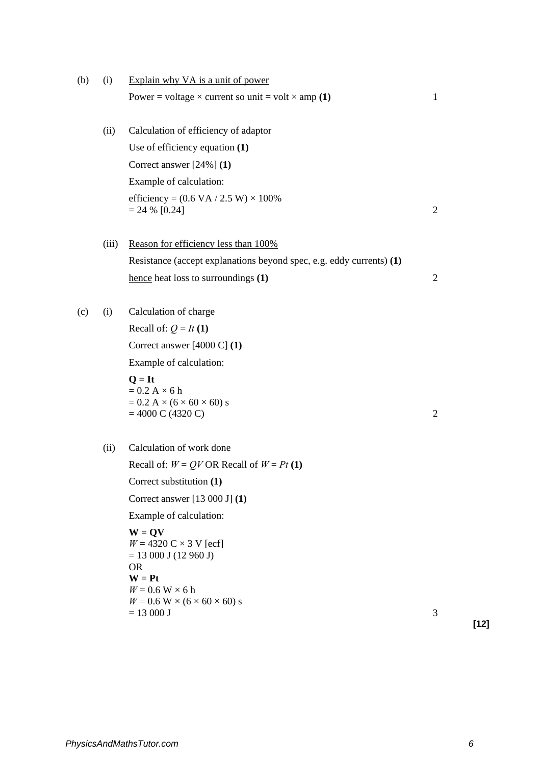(b) (i) <u>Explain why VA is a unit of power</u>

Power = voltage × current so unit = volt × amp **(1)** 1

(ii) Calculation of efficiency of adaptor

Use of efficiency equation **(1)**

Correct answer [24%] **(1)**

Example of calculation:

efficiency = (0.6 VA / 2.5 W) × 100%
= 24 % [0.24] 2

(iii) <u>Reason for efficiency less than 100%</u>

Resistance (accept explanations beyond spec, e.g. eddy currents) **(1)**

<u>hence</u> heat loss to surroundings **(1)** 2

(c) (i) Calculation of charge

Recall of: $Q = It$ **(1)**

Correct answer [4000 C] **(1)**

Example of calculation:

**Q = It**
= 0.2 A × 6 h
= 0.2 A × (6 × 60 × 60) s
= 4000 C (4320 C) 2

(ii) Calculation of work done

Recall of: $W = QV$ OR Recall of $W = Pt$ **(1)**

Correct substitution **(1)**

Correct answer [13 000 J] **(1)**

Example of calculation:

**W = QV**
$W$ = 4320 C × 3 V [ecf]
= 13 000 J (12 960 J)
OR
**W = Pt**
$W$ = 0.6 W × 6 h
$W$ = 0.6 W × (6 × 60 × 60) s
= 13 000 J 3

**[12]**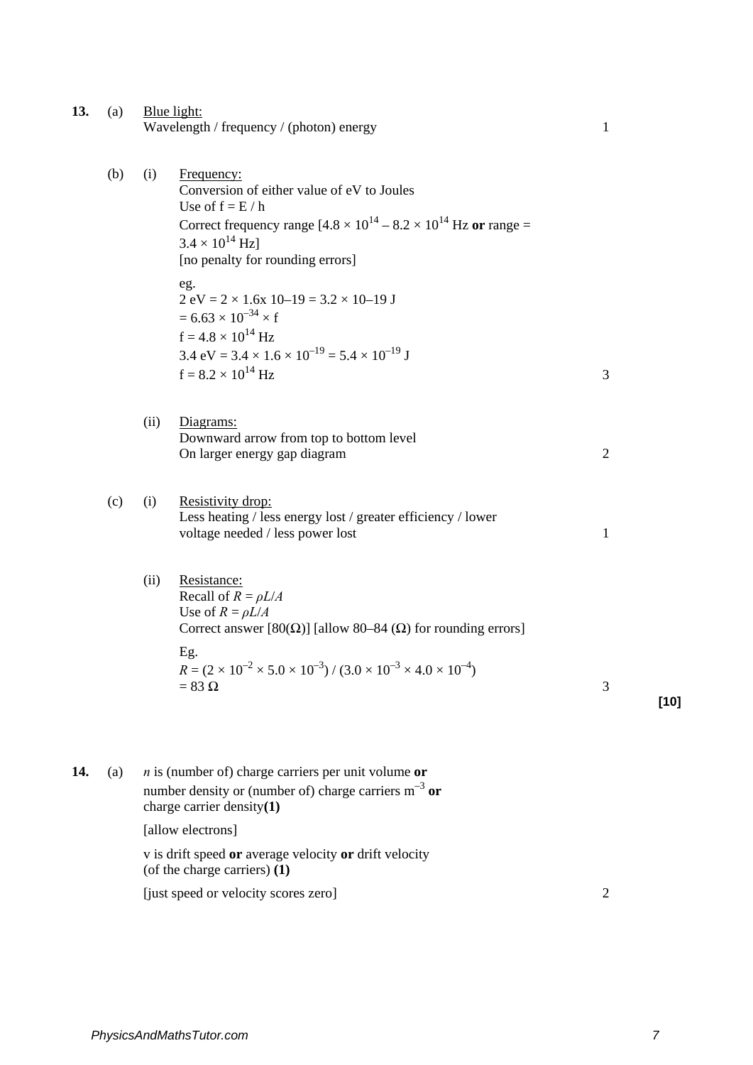**13.** (a) Blue light:
Wavelength / frequency / (photon) energy — 1

(b) (i) Frequency:
Conversion of either value of eV to Joules
Use of $f = E / h$
Correct frequency range [$4.8 \times 10^{14} – 8.2 \times 10^{14}$ Hz **or** range = $3.4 \times 10^{14}$ Hz]
[no penalty for rounding errors]

eg.
2 eV = 2 × 1.6x 10–19 = 3.2 × 10–19 J
$= 6.63 \times 10^{-34} \times f$
$f = 4.8 \times 10^{14}$ Hz
$3.4 \text{ eV} = 3.4 \times 1.6 \times 10^{-19} = 5.4 \times 10^{-19}$ J
$f = 8.2 \times 10^{14}$ Hz — 3

(ii) Diagrams:
Downward arrow from top to bottom level
On larger energy gap diagram — 2

(c) (i) Resistivity drop:
Less heating / less energy lost / greater efficiency / lower voltage needed / less power lost — 1

(ii) Resistance:
Recall of $R = \rho L/A$
Use of $R = \rho L/A$
Correct answer [80(Ω)] [allow 80–84 (Ω) for rounding errors]

Eg.
$R = (2 \times 10^{-2} \times 5.0 \times 10^{-3}) / (3.0 \times 10^{-3} \times 4.0 \times 10^{-4})$
$= 83\ \Omega$ — 3

**[10]**

**14.** (a) $n$ is (number of) charge carriers per unit volume **or** number density or (number of) charge carriers $m^{-3}$ **or** charge carrier density **(1)**

[allow electrons]

v is drift speed **or** average velocity **or** drift velocity (of the charge carriers) **(1)**

[just speed or velocity scores zero] — 2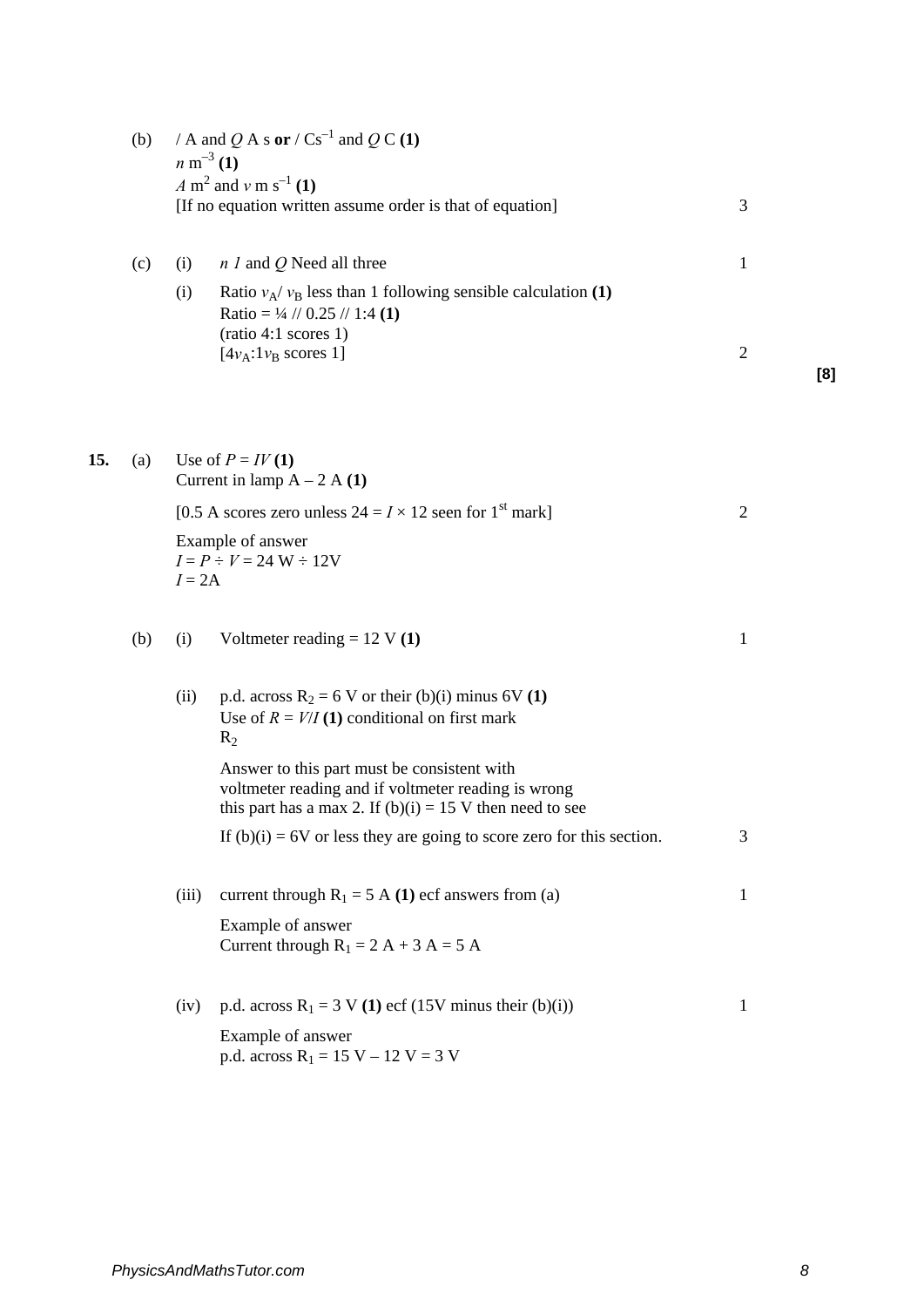(b) / A and $Q$ A s **or** / $Cs^{-1}$ and $Q$ C **(1)**
$n$ $m^{-3}$ **(1)**
$A$ $m^2$ and $v$ m $s^{-1}$ **(1)**
[If no equation written assume order is that of equation] 3

(c) (i) $n$ $I$ and $Q$ Need all three 1

(i) Ratio $v_A$/ $v_B$ less than 1 following sensible calculation **(1)**
Ratio = ¼ // 0.25 // 1:4 **(1)**
(ratio 4:1 scores 1)
[$4v_A$:$1v_B$ scores 1] 2

**[8]**

**15.** (a) Use of $P = IV$ **(1)**
Current in lamp A – 2 A **(1)**

[0.5 A scores zero unless $24 = I \times 12$ seen for 1st mark] 2

Example of answer
$I = P \div V = 24$ W ÷ 12V
$I$ = 2A

(b) (i) Voltmeter reading = 12 V **(1)** 1

(ii) p.d. across $R_2$ = 6 V or their (b)(i) minus 6V **(1)**
Use of $R = V/I$ **(1)** conditional on first mark
$R_2$

Answer to this part must be consistent with voltmeter reading and if voltmeter reading is wrong this part has a max 2. If (b)(i) = 15 V then need to see

If (b)(i) = 6V or less they are going to score zero for this section. 3

(iii) current through $R_1$ = 5 A **(1)** ecf answers from (a) 1

Example of answer
Current through $R_1$ = 2 A + 3 A = 5 A

(iv) p.d. across $R_1$ = 3 V **(1)** ecf (15V minus their (b)(i)) 1

Example of answer
p.d. across $R_1$ = 15 V – 12 V = 3 V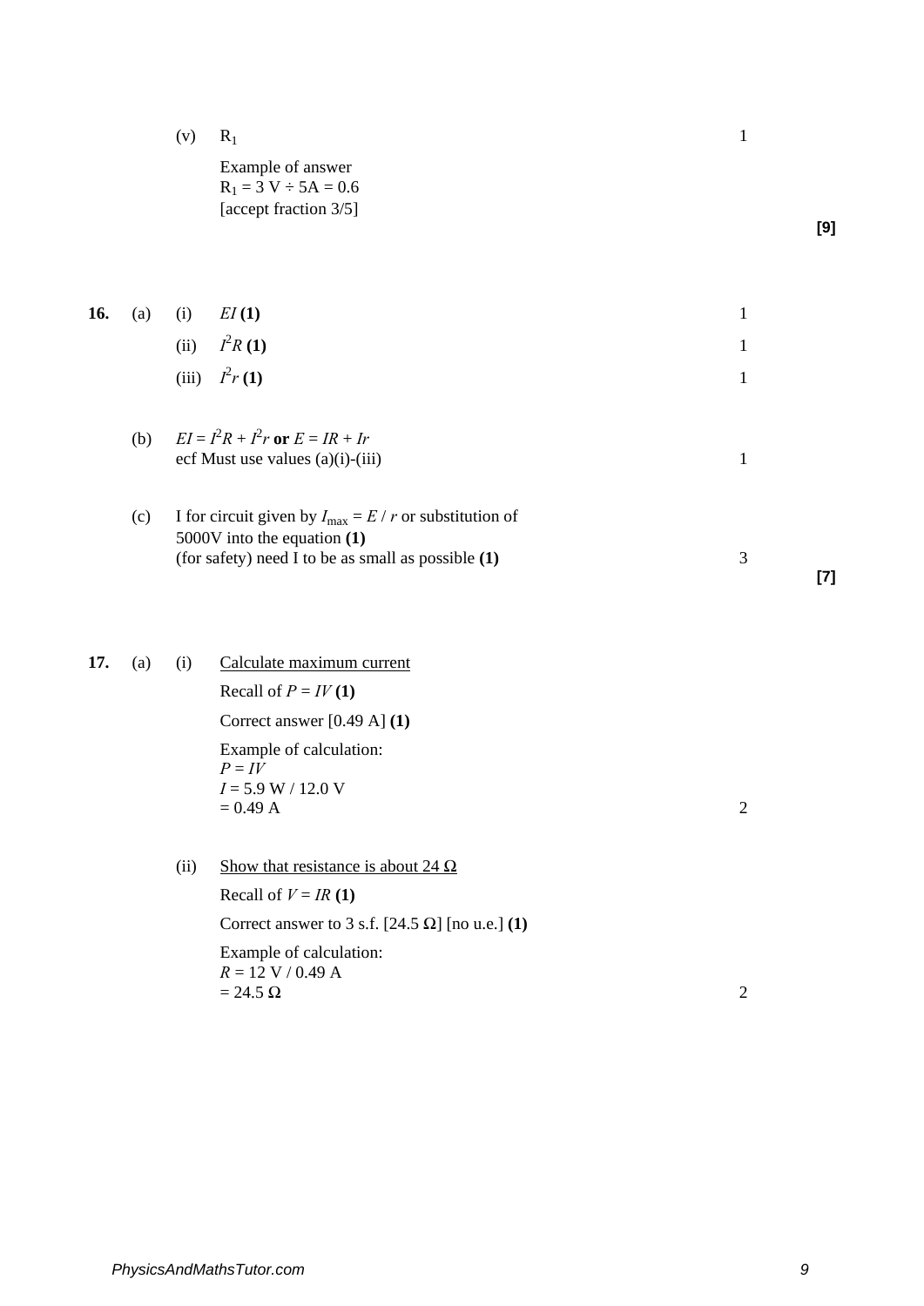(v) $R_1$ — 1

Example of answer
$R_1 = 3\text{ V} \div 5\text{A} = 0.6$
[accept fraction 3/5]

**[9]**

**16.** (a) (i) $EI$ **(1)** — 1

(ii) $I^2R$ **(1)** — 1

(iii) $I^2r$ **(1)** — 1

(b) $EI = I^2R + I^2r$ **or** $E = IR + Ir$
ecf Must use values (a)(i)-(iii) — 1

(c) I for circuit given by $I_{max} = E / r$ or substitution of 5000V into the equation **(1)**
(for safety) need I to be as small as possible **(1)** — 3

**[7]**

**17.** (a) (i) Calculate maximum current

Recall of $P = IV$ **(1)**

Correct answer [0.49 A] **(1)**

Example of calculation:
$P = IV$
$I = 5.9\text{ W} / 12.0\text{ V}$
$= 0.49\text{ A}$ — 2

(ii) Show that resistance is about 24 Ω

Recall of $V = IR$ **(1)**

Correct answer to 3 s.f. [24.5 Ω] [no u.e.] **(1)**

Example of calculation:
$R = 12\text{ V} / 0.49\text{ A}$
$= 24.5\ \Omega$ — 2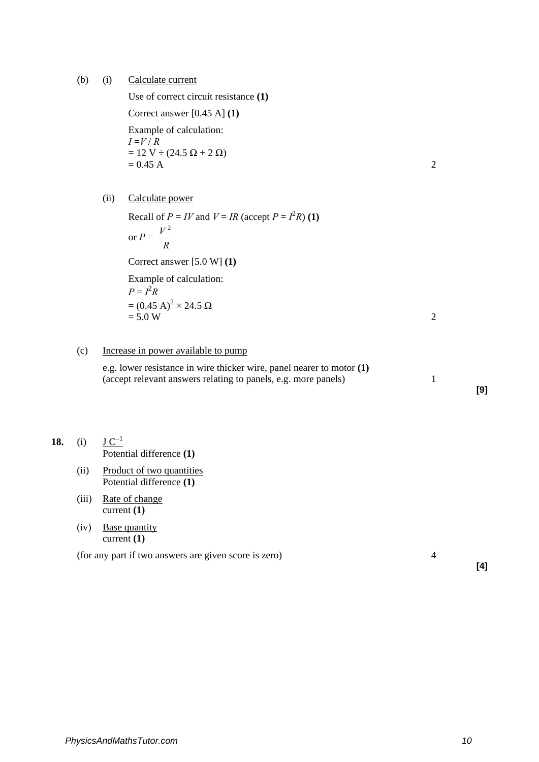(b) (i) Calculate current

Use of correct circuit resistance **(1)**

Correct answer [0.45 A] **(1)**

Example of calculation:
$I = V / R$
$= 12\text{ V} \div (24.5\ \Omega + 2\ \Omega)$
$= 0.45\text{ A}$ — 2

(ii) Calculate power

Recall of $P = IV$ and $V = IR$ (accept $P = I^2R$) **(1)**
or $P = \dfrac{V^2}{R}$

Correct answer [5.0 W] **(1)**

Example of calculation:
$P = I^2R$
$= (0.45\text{ A})^2 \times 24.5\ \Omega$
$= 5.0\text{ W}$ — 2

(c) Increase in power available to pump

e.g. lower resistance in wire thicker wire, panel nearer to motor **(1)**
(accept relevant answers relating to panels, e.g. more panels) — 1

**[9]**

**18.** (i) $J\ C^{-1}$
Potential difference **(1)**

(ii) Product of two quantities
Potential difference **(1)**

(iii) Rate of change
current **(1)**

(iv) Base quantity
current **(1)**

(for any part if two answers are given score is zero) — 4

**[4]**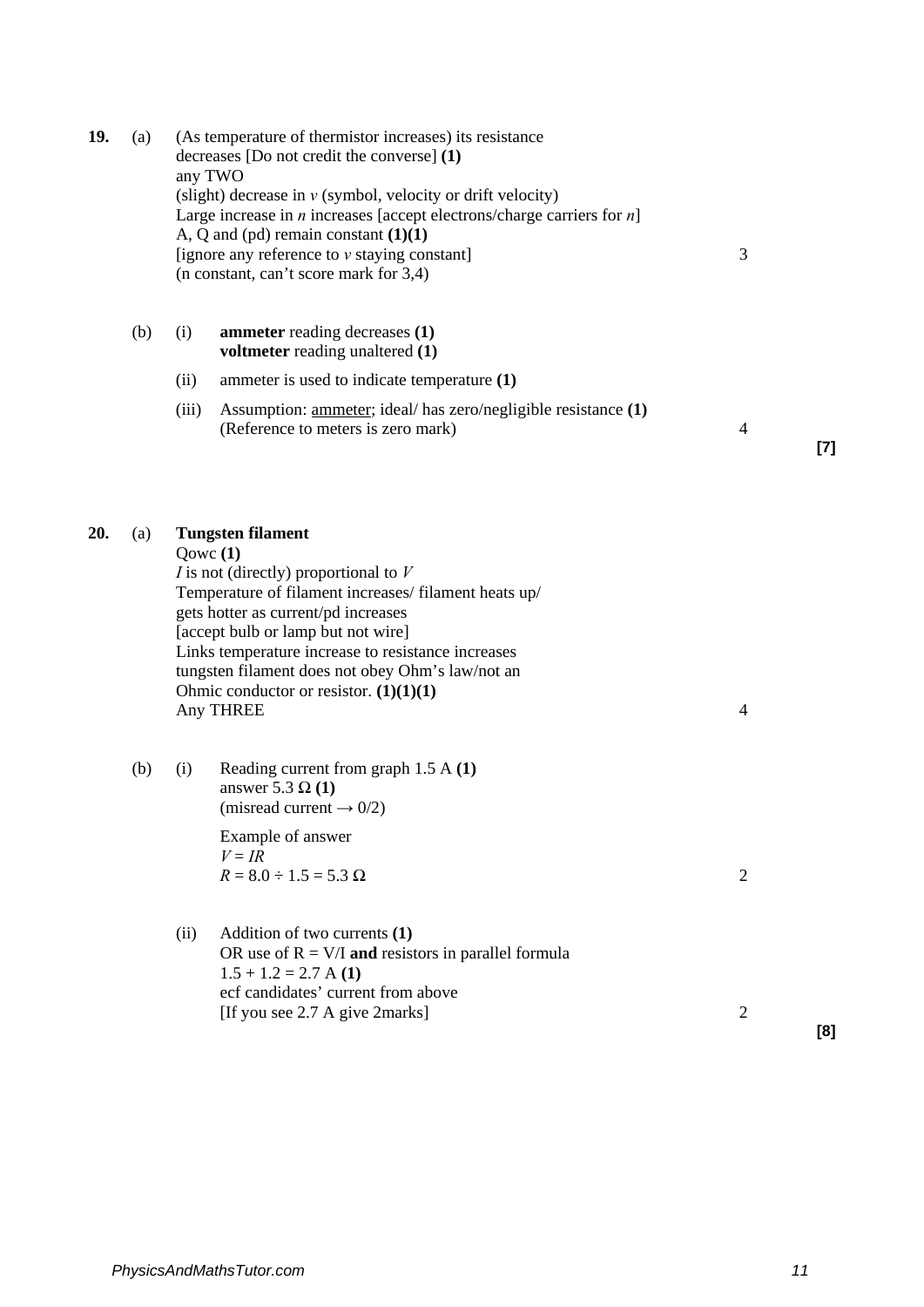**19.** (a) (As temperature of thermistor increases) its resistance decreases [Do not credit the converse] **(1)**
any TWO
(slight) decrease in $v$ (symbol, velocity or drift velocity)
Large increase in $n$ increases [accept electrons/charge carriers for $n$]
A, Q and (pd) remain constant **(1)(1)**
[ignore any reference to $v$ staying constant]
(n constant, can't score mark for 3,4) — 3

(b) (i) **ammeter** reading decreases **(1)**
**voltmeter** reading unaltered **(1)**

(ii) ammeter is used to indicate temperature **(1)**

(iii) Assumption: ammeter; ideal/ has zero/negligible resistance **(1)**
(Reference to meters is zero mark) — 4

**[7]**

**20.** (a) **Tungsten filament**
Qowc **(1)**
$I$ is not (directly) proportional to $V$
Temperature of filament increases/ filament heats up/ gets hotter as current/pd increases
[accept bulb or lamp but not wire]
Links temperature increase to resistance increases
tungsten filament does not obey Ohm's law/not an Ohmic conductor or resistor. **(1)(1)(1)**
Any THREE — 4

(b) (i) Reading current from graph 1.5 A **(1)**
answer 5.3 Ω **(1)**
(misread current → 0/2)

Example of answer
$V = IR$
$R = 8.0 \div 1.5 = 5.3\ \Omega$ — 2

(ii) Addition of two currents **(1)**
OR use of R = V/I **and** resistors in parallel formula
$1.5 + 1.2 = 2.7$ A **(1)**
ecf candidates' current from above
[If you see 2.7 A give 2marks] — 2

**[8]**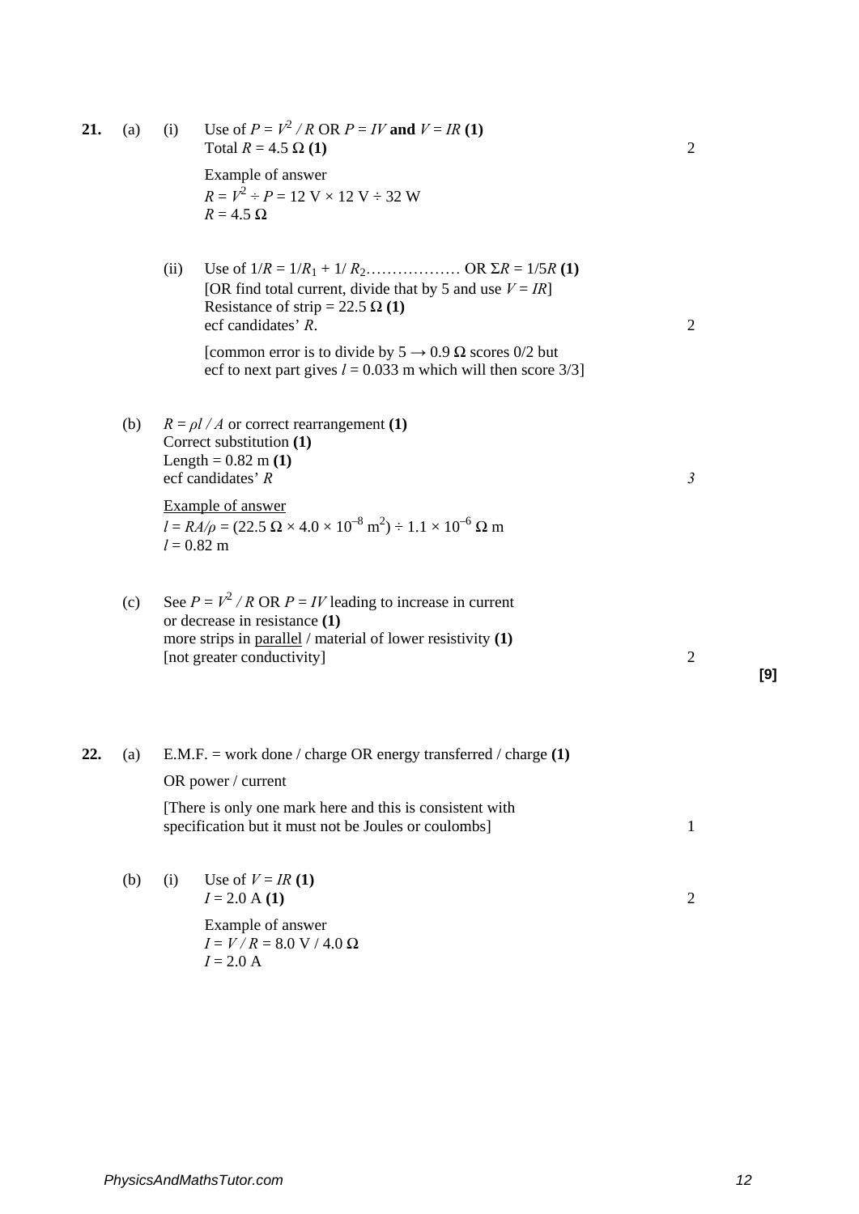**21.** (a) (i) Use of $P = V^2 / R$ OR $P = IV$ **and** $V = IR$ **(1)**
Total $R = 4.5\ \Omega$ **(1)** — 2

Example of answer
$R = V^2 \div P = 12\ \text{V} \times 12\ \text{V} \div 32\ \text{W}$
$R = 4.5\ \Omega$

(ii) Use of $1/R = 1/R_1 + 1/R_2$……………… OR $\Sigma R = 1/5R$ **(1)**
[OR find total current, divide that by 5 and use $V = IR$]
Resistance of strip = $22.5\ \Omega$ **(1)**
ecf candidates' $R$. — 2

[common error is to divide by 5 → $0.9\ \Omega$ scores 0/2 but ecf to next part gives $l = 0.033$ m which will then score 3/3]

(b) $R = \rho l / A$ or correct rearrangement **(1)**
Correct substitution **(1)**
Length = 0.82 m **(1)**
ecf candidates' $R$ — *3*

Example of answer
$l = RA/\rho = (22.5\ \Omega \times 4.0 \times 10^{-8}\ \text{m}^2) \div 1.1 \times 10^{-6}\ \Omega\ \text{m}$
$l = 0.82$ m

(c) See $P = V^2 / R$ OR $P = IV$ leading to increase in current or decrease in resistance **(1)**
more strips in parallel / material of lower resistivity **(1)**
[not greater conductivity] — 2

**[9]**

**22.** (a) E.M.F. = work done / charge OR energy transferred / charge **(1)**
OR power / current
[There is only one mark here and this is consistent with specification but it must not be Joules or coulombs] — 1

(b) (i) Use of $V = IR$ **(1)**
$I = 2.0$ A **(1)** — 2

Example of answer
$I = V / R = 8.0\ \text{V} / 4.0\ \Omega$
$I = 2.0$ A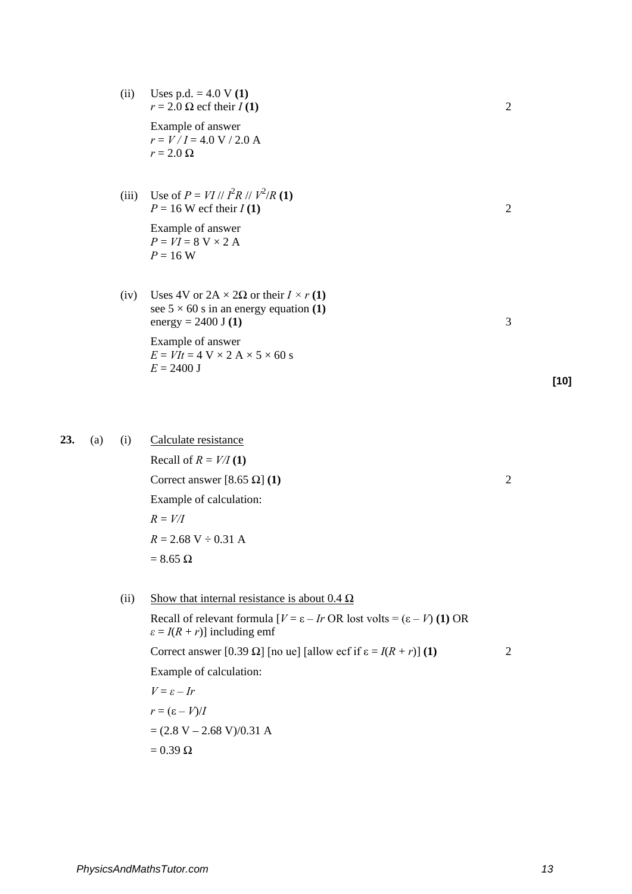(ii) Uses p.d. = 4.0 V **(1)**
$r = 2.0\ \Omega$ ecf their $I$ **(1)** — 2

Example of answer
$r = V / I = 4.0\ \text{V} / 2.0\ \text{A}$
$r = 2.0\ \Omega$

(iii) Use of $P = VI$ // $I^2R$ // $V^2/R$ **(1)**
$P = 16$ W ecf their $I$ **(1)** — 2

Example of answer
$P = VI = 8\ \text{V} \times 2\ \text{A}$
$P = 16$ W

(iv) Uses 4V or $2\text{A} \times 2\Omega$ or their $I \times r$ **(1)**
see $5 \times 60$ s in an energy equation **(1)**
energy = 2400 J **(1)** — 3

Example of answer
$E = VIt = 4\ \text{V} \times 2\ \text{A} \times 5 \times 60\ \text{s}$
$E = 2400$ J

**[10]**

**23.** (a) (i) Calculate resistance

Recall of $R = V/I$ **(1)**

Correct answer [8.65 Ω] **(1)** — 2

Example of calculation:

$R = V/I$

$R = 2.68\ \text{V} \div 0.31\ \text{A}$

$= 8.65\ \Omega$

(ii) Show that internal resistance is about 0.4 Ω

Recall of relevant formula [$V = \varepsilon - Ir$ OR lost volts = $(\varepsilon - V)$ **(1)** OR $\varepsilon = I(R + r)$] including emf

Correct answer [0.39 Ω] [no ue] [allow ecf if $\varepsilon = I(R + r)$] **(1)** — 2

Example of calculation:

$V = \varepsilon - Ir$

$r = (\varepsilon - V)/I$

$= (2.8\ \text{V} - 2.68\ \text{V})/0.31\ \text{A}$

$= 0.39\ \Omega$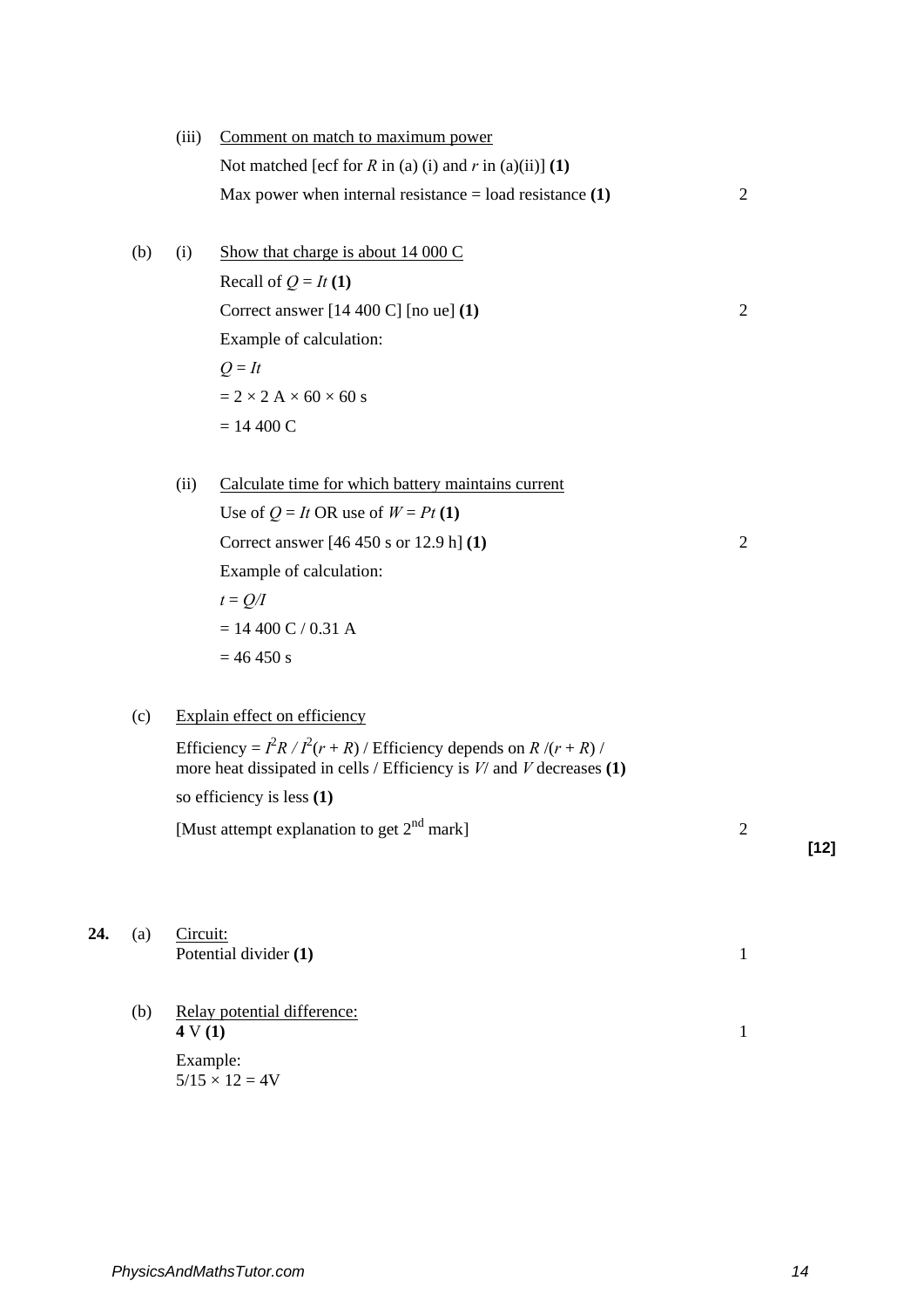(iii) Comment on match to maximum power

Not matched [ecf for $R$ in (a) (i) and $r$ in (a)(ii)] **(1)**

Max power when internal resistance = load resistance **(1)** 2

(b) (i) Show that charge is about 14 000 C

Recall of $Q = It$ **(1)**

Correct answer [14 400 C] [no ue] **(1)** 2

Example of calculation:

$Q = It$

$= 2 \times 2 \text{ A} \times 60 \times 60 \text{ s}$

$= 14\,400 \text{ C}$

(ii) Calculate time for which battery maintains current

Use of $Q = It$ OR use of $W = Pt$ **(1)**

Correct answer [46 450 s or 12.9 h] **(1)** 2

Example of calculation:

$t = Q/I$

$= 14\,400 \text{ C} / 0.31 \text{ A}$

$= 46\,450 \text{ s}$

(c) Explain effect on efficiency

Efficiency = $I^2R / I^2(r + R)$ / Efficiency depends on $R/(r + R)$ / more heat dissipated in cells / Efficiency is $V/\varepsilon$ and $V$ decreases **(1)**

so efficiency is less **(1)**

[Must attempt explanation to get 2nd mark] 2

**[12]**

**24.** (a) Circuit:
Potential divider **(1)** 1

(b) Relay potential difference:
**4** V **(1)** 1

Example:
$5/15 \times 12 = 4\text{V}$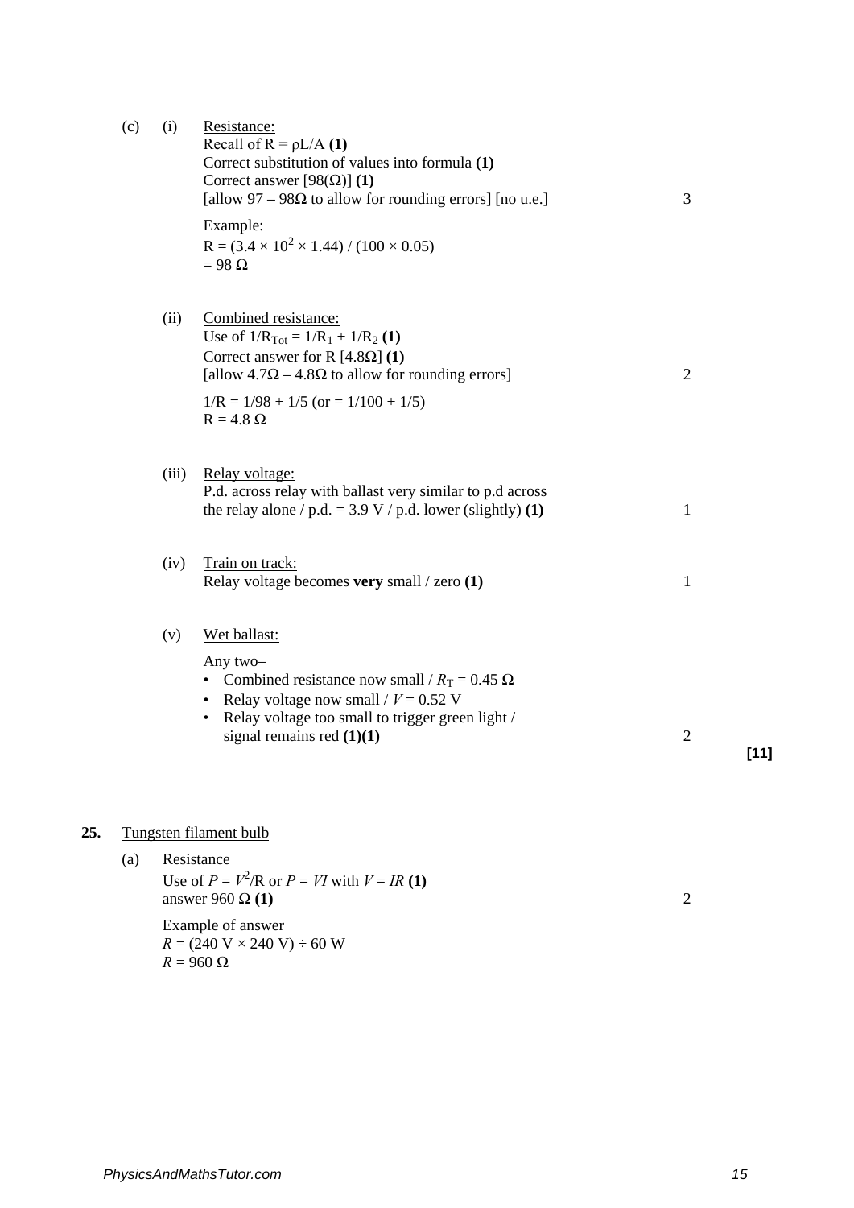(c) (i) Resistance:
Recall of $R = \rho L/A$ **(1)**
Correct substitution of values into formula **(1)**
Correct answer [98(Ω)] **(1)**
[allow 97 – 98Ω to allow for rounding errors] [no u.e.] — 3

Example:
$R = (3.4 \times 10^2 \times 1.44) / (100 \times 0.05)$
$= 98\ \Omega$

(ii) Combined resistance:
Use of $1/R_{Tot} = 1/R_1 + 1/R_2$ **(1)**
Correct answer for R [4.8Ω] **(1)**
[allow 4.7Ω – 4.8Ω to allow for rounding errors] — 2

$1/R = 1/98 + 1/5$ (or $= 1/100 + 1/5$)
$R = 4.8\ \Omega$

(iii) Relay voltage:
P.d. across relay with ballast very similar to p.d across the relay alone / p.d. = 3.9 V / p.d. lower (slightly) **(1)** — 1

(iv) Train on track:
Relay voltage becomes **very** small / zero **(1)** — 1

(v) Wet ballast:

Any two–

- Combined resistance now small / $R_T = 0.45\ \Omega$
- Relay voltage now small / $V = 0.52$ V
- Relay voltage too small to trigger green light / signal remains red **(1)(1)** — 2

**[11]**

**25.** Tungsten filament bulb

(a) Resistance
Use of $P = V^2/R$ or $P = VI$ with $V = IR$ **(1)**
answer 960 Ω **(1)** — 2

Example of answer
$R = (240\text{ V} \times 240\text{ V}) \div 60\text{ W}$
$R = 960\ \Omega$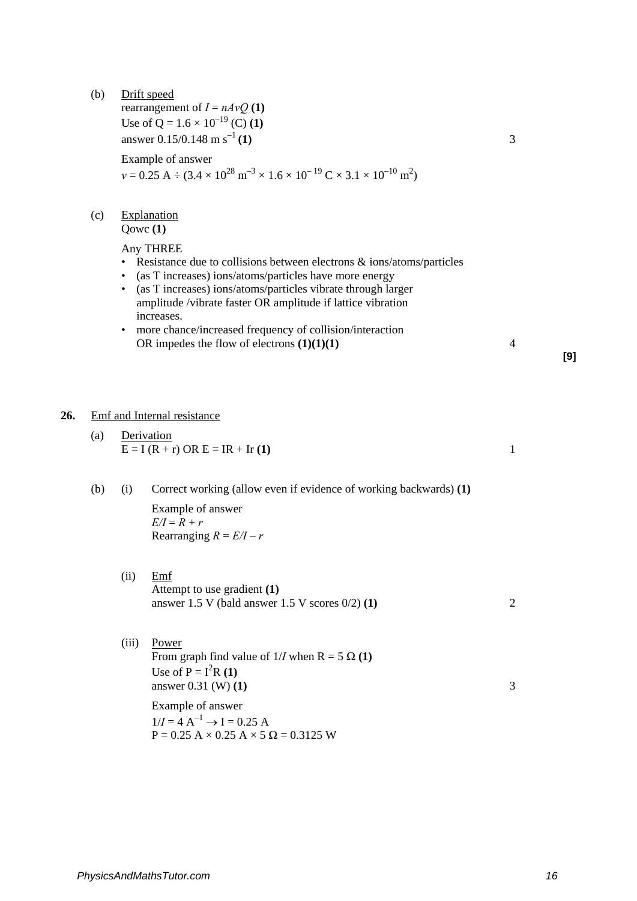(b) Drift speed

rearrangement of $I = nAvQ$ **(1)**

Use of $Q = 1.6 \times 10^{-19}$ (C) **(1)**

answer 0.15/0.148 m s$^{-1}$ **(1)** — 3

Example of answer

$v = 0.25 \text{ A} \div (3.4 \times 10^{28} \text{ m}^{-3} \times 1.6 \times 10^{-19} \text{ C} \times 3.1 \times 10^{-10} \text{ m}^2)$

(c) Explanation

Qowc **(1)**

Any THREE

- Resistance due to collisions between electrons & ions/atoms/particles
- (as T increases) ions/atoms/particles have more energy
- (as T increases) ions/atoms/particles vibrate through larger amplitude /vibrate faster OR amplitude if lattice vibration increases.
- more chance/increased frequency of collision/interaction OR impedes the flow of electrons **(1)(1)(1)** — 4

**[9]**

**26.** Emf and Internal resistance

(a) Derivation

$E = I(R + r)$ OR $E = IR + Ir$ **(1)** — 1

(b) (i) Correct working (allow even if evidence of working backwards) **(1)**

Example of answer

$E/I = R + r$

Rearranging $R = E/I - r$

(ii) Emf

Attempt to use gradient **(1)**

answer 1.5 V (bald answer 1.5 V scores 0/2) **(1)** — 2

(iii) Power

From graph find value of $1/I$ when $R = 5\ \Omega$ **(1)**

Use of $P = I^2R$ **(1)**

answer 0.31 (W) **(1)** — 3

Example of answer

$1/I = 4 \text{ A}^{-1} \rightarrow I = 0.25 \text{ A}$

$P = 0.25 \text{ A} \times 0.25 \text{ A} \times 5\ \Omega = 0.3125 \text{ W}$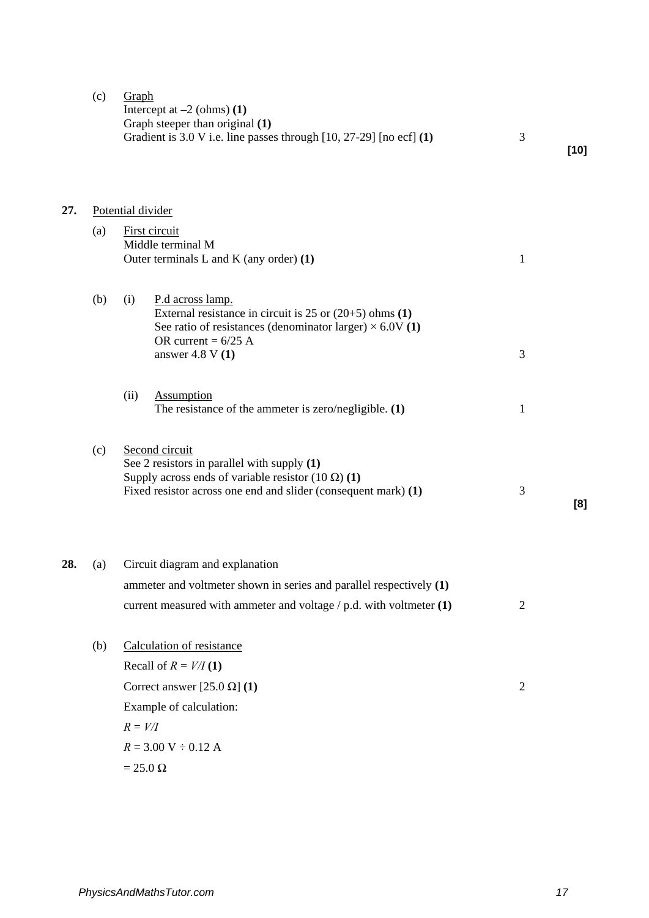(c) Graph
Intercept at –2 (ohms) **(1)**
Graph steeper than original **(1)**
Gradient is 3.0 V i.e. line passes through [10, 27-29] [no ecf] **(1)** — 3

**[10]**

**27.** Potential divider

(a) First circuit
Middle terminal M
Outer terminals L and K (any order) **(1)** — 1

(b) (i) P.d across lamp.
External resistance in circuit is 25 or (20+5) ohms **(1)**
See ratio of resistances (denominator larger) × 6.0V **(1)**
OR current = 6/25 A
answer 4.8 V **(1)** — 3

(ii) Assumption
The resistance of the ammeter is zero/negligible. **(1)** — 1

(c) Second circuit
See 2 resistors in parallel with supply **(1)**
Supply across ends of variable resistor (10 Ω) **(1)**
Fixed resistor across one end and slider (consequent mark) **(1)** — 3

**[8]**

**28.** (a) Circuit diagram and explanation

ammeter and voltmeter shown in series and parallel respectively **(1)**

current measured with ammeter and voltage / p.d. with voltmeter **(1)** — 2

(b) Calculation of resistance

Recall of $R = V/I$ **(1)**

Correct answer [25.0 Ω] **(1)** — 2

Example of calculation:

$R = V/I$

$R = 3.00 \text{ V} \div 0.12 \text{ A}$

$= 25.0\ \Omega$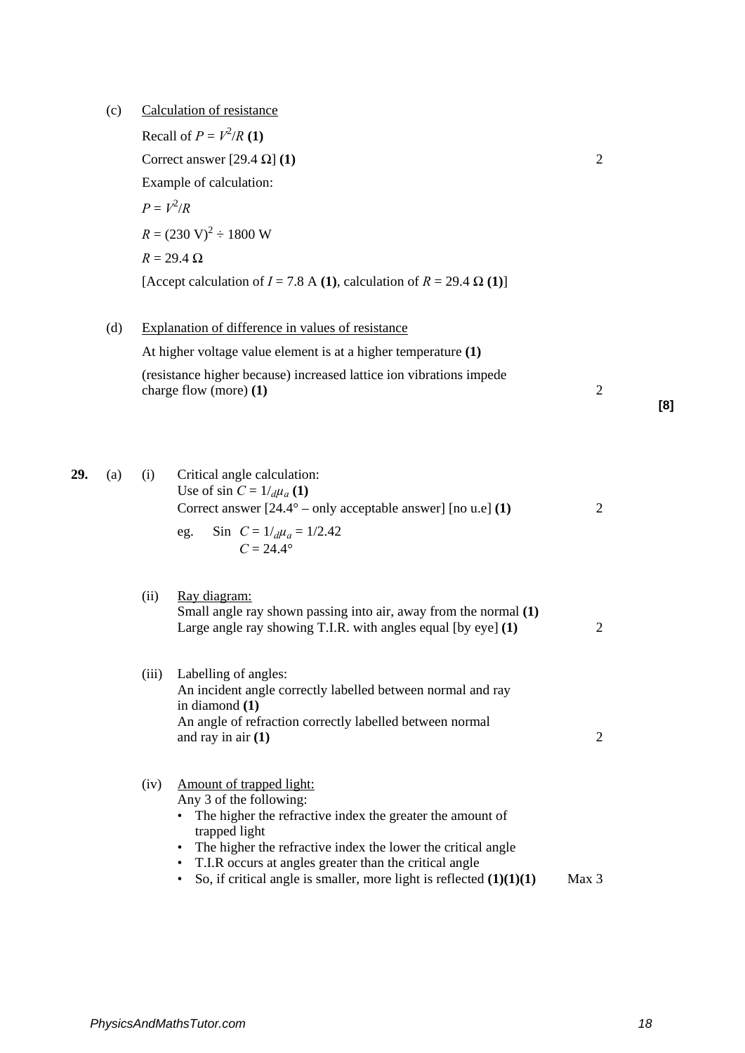(c) Calculation of resistance

Recall of $P = V^2/R$ **(1)**

Correct answer [29.4 Ω] **(1)** — 2

Example of calculation:

$P = V^2/R$

$R = (230\text{ V})^2 \div 1800\text{ W}$

$R = 29.4\ \Omega$

[Accept calculation of $I$ = 7.8 A **(1)**, calculation of $R$ = 29.4 Ω **(1)**]

(d) Explanation of difference in values of resistance

At higher voltage value element is at a higher temperature **(1)**

(resistance higher because) increased lattice ion vibrations impede charge flow (more) **(1)** — 2

**[8]**

**29.** (a) (i) Critical angle calculation:
Use of $\sin C = 1/{}_d\mu_a$ **(1)**
Correct answer [24.4° – only acceptable answer] [no u.e] **(1)** — 2

eg. $\sin C = 1/{}_d\mu_a = 1/2.42$
$C = 24.4°$

(ii) Ray diagram:
Small angle ray shown passing into air, away from the normal **(1)**
Large angle ray showing T.I.R. with angles equal [by eye] **(1)** — 2

(iii) Labelling of angles:
An incident angle correctly labelled between normal and ray in diamond **(1)**
An angle of refraction correctly labelled between normal and ray in air **(1)** — 2

(iv) Amount of trapped light:
Any 3 of the following:

- The higher the refractive index the greater the amount of trapped light
- The higher the refractive index the lower the critical angle
- T.I.R occurs at angles greater than the critical angle
- So, if critical angle is smaller, more light is reflected **(1)(1)(1)** — Max 3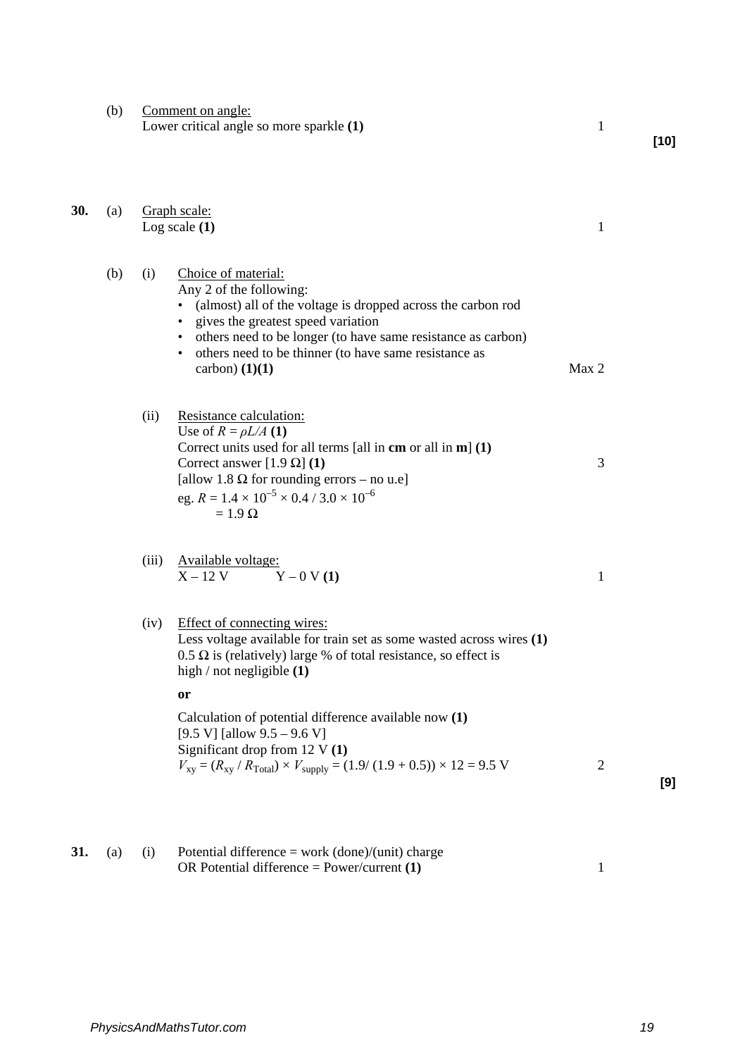(b) Comment on angle:
Lower critical angle so more sparkle **(1)** 1

**[10]**

**30.** (a) Graph scale:
Log scale **(1)** 1

(b) (i) Choice of material:
Any 2 of the following:

- (almost) all of the voltage is dropped across the carbon rod
- gives the greatest speed variation
- others need to be longer (to have same resistance as carbon)
- others need to be thinner (to have same resistance as carbon) **(1)(1)**

Max 2

(ii) Resistance calculation:
Use of $R = \rho L/A$ **(1)**
Correct units used for all terms [all in **cm** or all in **m**] **(1)**
Correct answer [1.9 Ω] **(1)** 3
[allow 1.8 Ω for rounding errors – no u.e]
eg. $R = 1.4 \times 10^{-5} \times 0.4 / 3.0 \times 10^{-6}$
$= 1.9\ \Omega$

(iii) Available voltage:
X – 12 V    Y – 0 V **(1)** 1

(iv) Effect of connecting wires:
Less voltage available for train set as some wasted across wires **(1)**
0.5 Ω is (relatively) large % of total resistance, so effect is high / not negligible **(1)**

**or**

Calculation of potential difference available now **(1)**
[9.5 V] [allow 9.5 – 9.6 V]
Significant drop from 12 V **(1)**
$V_{xy} = (R_{xy} / R_{Total}) \times V_{supply} = (1.9/ (1.9 + 0.5)) \times 12 = 9.5\ V$ 2

**[9]**

**31.** (a) (i) Potential difference = work (done)/(unit) charge
OR Potential difference = Power/current **(1)** 1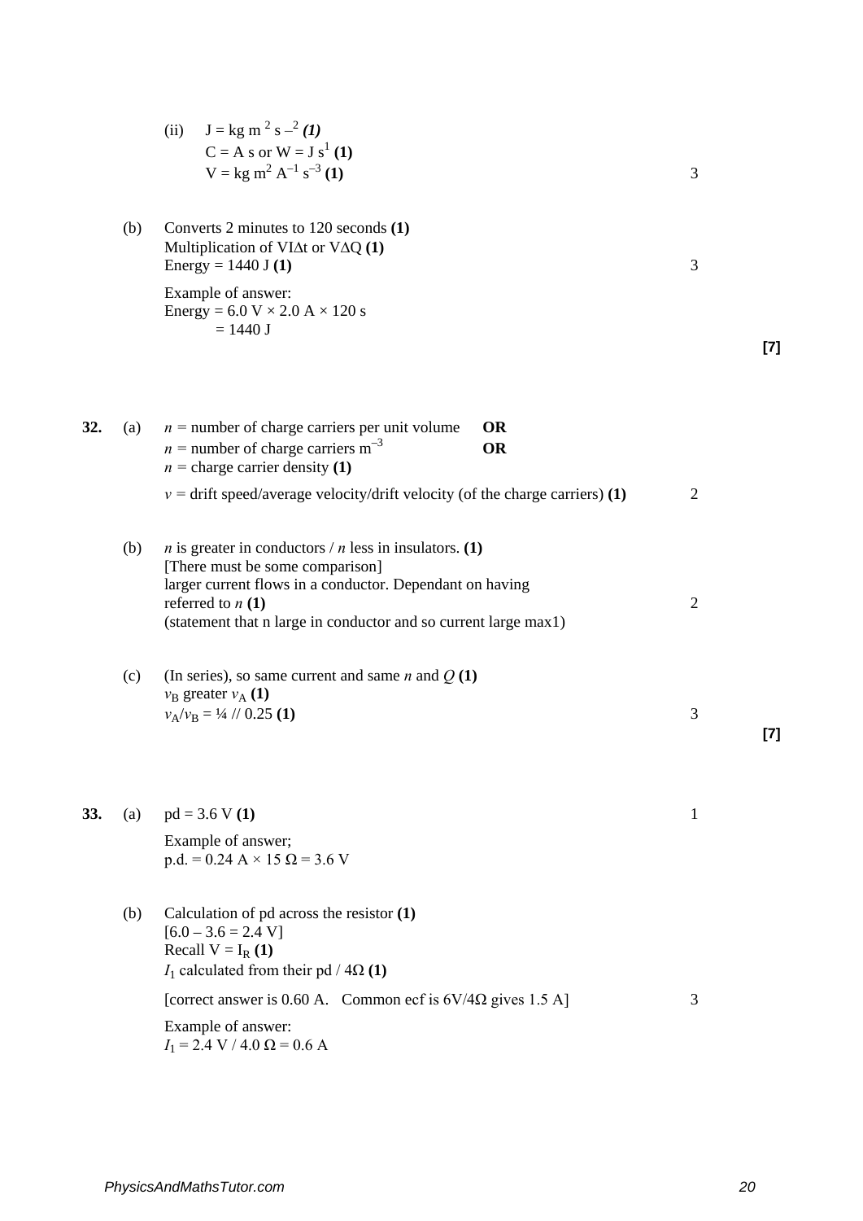(ii) $J = kg\ m^2\ s^{-2}$ ***(1)***
$C = A\ s$ or $W = J\ s^1$ **(1)**
$V = kg\ m^2\ A^{-1}\ s^{-3}$ **(1)** 3

(b) Converts 2 minutes to 120 seconds **(1)**
Multiplication of $VI\Delta t$ or $V\Delta Q$ **(1)**
Energy = 1440 J **(1)** 3

Example of answer:
Energy = 6.0 V × 2.0 A × 120 s
= 1440 J

**[7]**

**32.** (a) $n$ = number of charge carriers per unit volume **OR**
$n$ = number of charge carriers $m^{-3}$ **OR**
$n$ = charge carrier density **(1)**

$v$ = drift speed/average velocity/drift velocity (of the charge carriers) **(1)** 2

(b) $n$ is greater in conductors / $n$ less in insulators. **(1)**
[There must be some comparison]
larger current flows in a conductor. Dependant on having referred to $n$ **(1)** 2
(statement that n large in conductor and so current large max1)

(c) (In series), so same current and same $n$ and $Q$ **(1)**
$v_B$ greater $v_A$ **(1)**
$v_A/v_B$ = ¼ // 0.25 **(1)** 3

**[7]**

**33.** (a) pd = 3.6 V **(1)** 1

Example of answer;
p.d. = 0.24 A × 15 Ω = 3.6 V

(b) Calculation of pd across the resistor **(1)**
[6.0 – 3.6 = 2.4 V]
Recall $V = I_R$ **(1)**
$I_1$ calculated from their pd / 4Ω **(1)**

[correct answer is 0.60 A. Common ecf is 6V/4Ω gives 1.5 A] 3

Example of answer:
$I_1$ = 2.4 V / 4.0 Ω = 0.6 A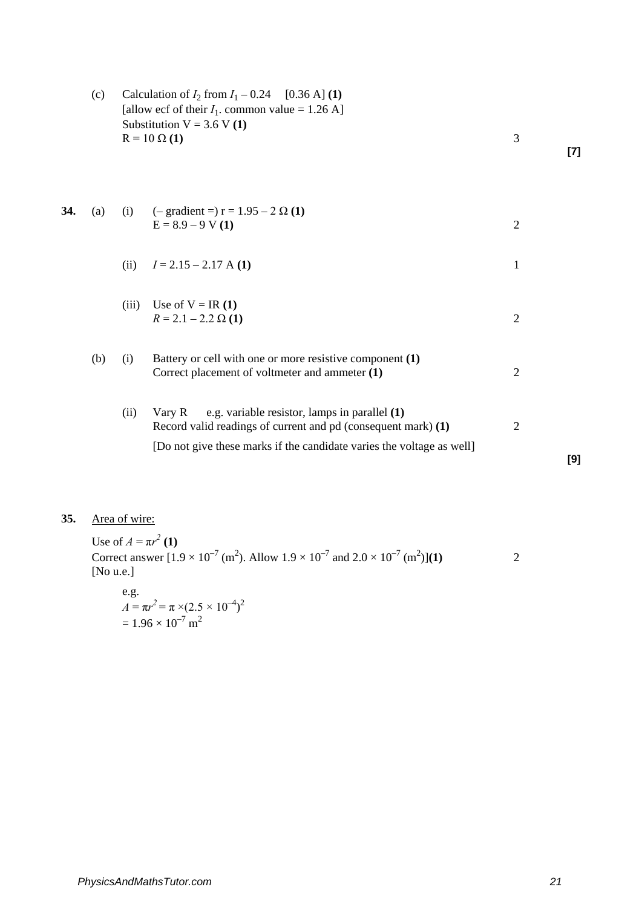(c) Calculation of $I_2$ from $I_1 - 0.24$ [0.36 A] **(1)**
[allow ecf of their $I_1$. common value = 1.26 A]
Substitution V = 3.6 V **(1)**
R = 10 Ω **(1)** — 3

**[7]**

**34.** (a) (i) (– gradient =) r = 1.95 – 2 Ω **(1)**
E = 8.9 – 9 V **(1)** — 2

(ii) $I$ = 2.15 – 2.17 A **(1)** — 1

(iii) Use of V = IR **(1)**
$R$ = 2.1 – 2.2 Ω **(1)** — 2

(b) (i) Battery or cell with one or more resistive component **(1)**
Correct placement of voltmeter and ammeter **(1)** — 2

(ii) Vary R e.g. variable resistor, lamps in parallel **(1)**
Record valid readings of current and pd (consequent mark) **(1)** — 2

[Do not give these marks if the candidate varies the voltage as well]

**[9]**

**35.** Area of wire:

Use of $A = \pi r^2$ **(1)**
Correct answer [$1.9 \times 10^{-7}$ (m$^2$). Allow $1.9 \times 10^{-7}$ and $2.0 \times 10^{-7}$ (m$^2$)]**(1)** — 2
[No u.e.]

e.g.
$A = \pi r^2 = \pi \times (2.5 \times 10^{-4})^2$
$= 1.96 \times 10^{-7}$ m$^2$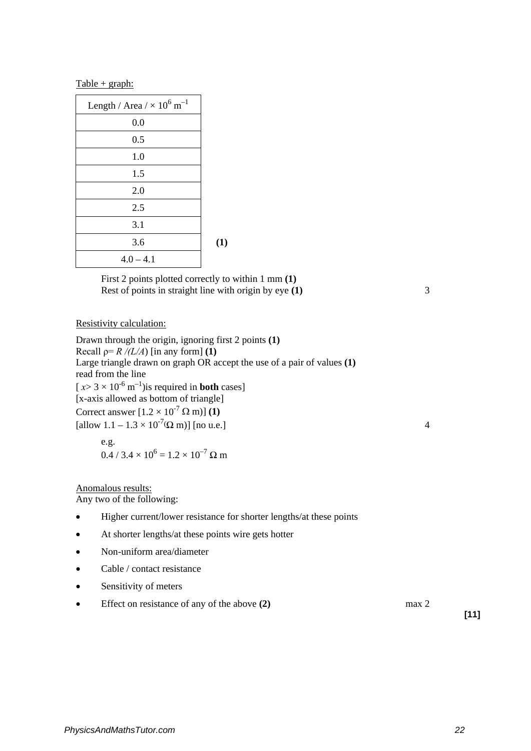Table + graph:

| Length / Area / $\times 10^6$ m$^{-1}$ |
|---|
| 0.0 |
| 0.5 |
| 1.0 |
| 1.5 |
| 2.0 |
| 2.5 |
| 3.1 |
| 3.6 |
| 4.0 – 4.1 |

**(1)**

First 2 points plotted correctly to within 1 mm **(1)**
Rest of points in straight line with origin by eye **(1)** 3

Resistivity calculation:

Drawn through the origin, ignoring first 2 points **(1)**
Recall $\rho = R/(L/A)$ [in any form] **(1)**
Large triangle drawn on graph OR accept the use of a pair of values **(1)**
read from the line
[ $x > 3 \times 10^{-6}$ m$^{-1}$)is required in **both** cases]
[x-axis allowed as bottom of triangle]
Correct answer [$1.2 \times 10^{-7}$ Ω m)] **(1)**
[allow 1.1 – 1.3 × $10^{-7}$(Ω m)] [no u.e.] 4

e.g.
$0.4 / 3.4 \times 10^6 = 1.2 \times 10^{-7}$ Ω m

Anomalous results:
Any two of the following:

- Higher current/lower resistance for shorter lengths/at these points
- At shorter lengths/at these points wire gets hotter
- Non-uniform area/diameter
- Cable / contact resistance
- Sensitivity of meters
- Effect on resistance of any of the above **(2)** max 2

**[11]**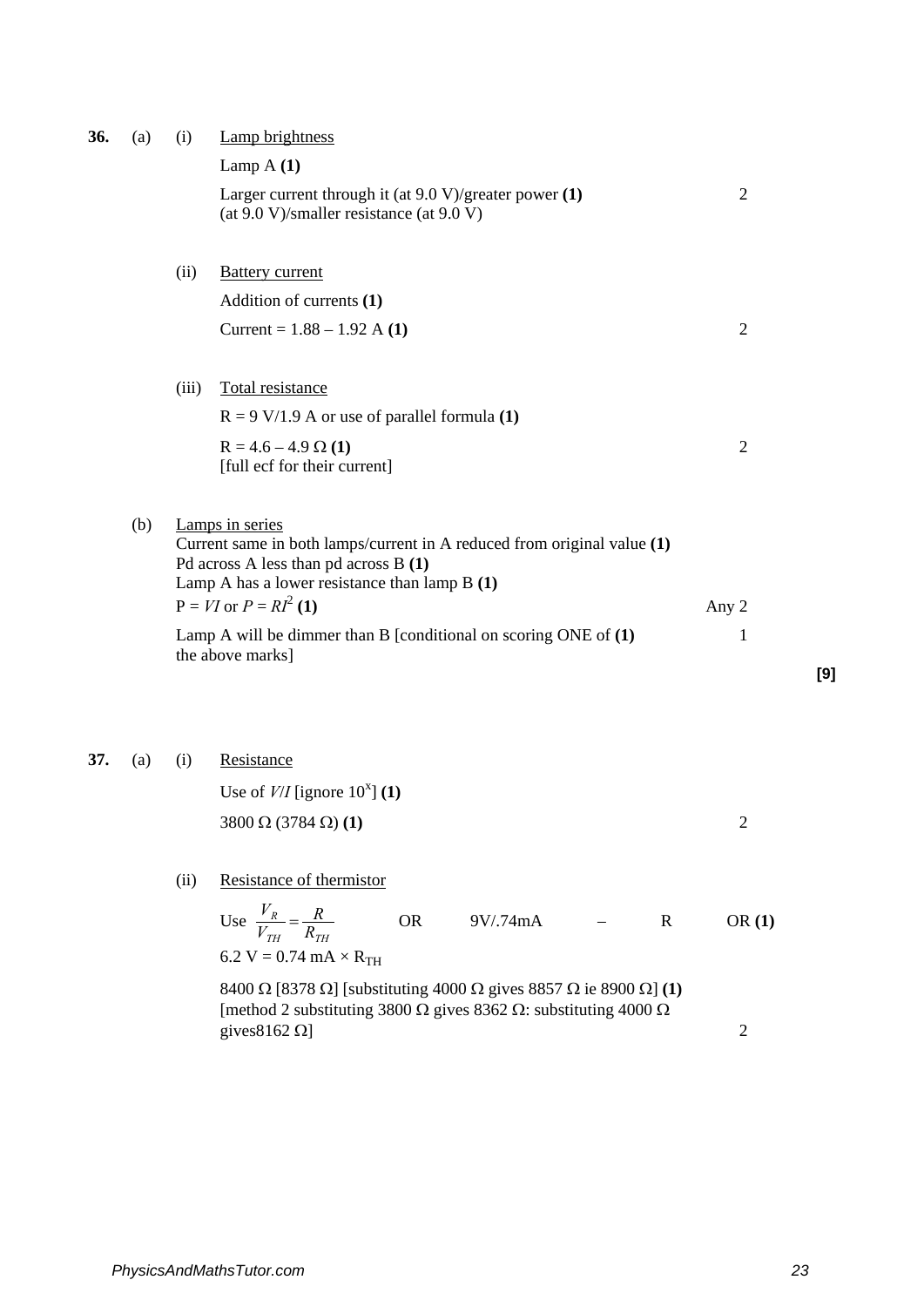**36.** (a) (i) Lamp brightness

Lamp A **(1)**

Larger current through it (at 9.0 V)/greater power **(1)** (at 9.0 V)/smaller resistance (at 9.0 V) — 2

(ii) Battery current

Addition of currents **(1)**

Current = 1.88 – 1.92 A **(1)** — 2

(iii) Total resistance

R = 9 V/1.9 A or use of parallel formula **(1)**

R = 4.6 – 4.9 Ω **(1)** — 2

[full ecf for their current]

(b) Lamps in series

Current same in both lamps/current in A reduced from original value **(1)**
Pd across A less than pd across B **(1)**
Lamp A has a lower resistance than lamp B **(1)**
$P = VI$ or $P = RI^2$ **(1)** — Any 2

Lamp A will be dimmer than B [conditional on scoring ONE of the above marks] **(1)** — 1

**[9]**

**37.** (a) (i) Resistance

Use of $V/I$ [ignore $10^x$] **(1)**

3800 Ω (3784 Ω) **(1)** — 2

(ii) Resistance of thermistor

Use $\frac{V_R}{V_{TH}} = \frac{R}{R_{TH}}$ OR 9V/.74mA – R OR **(1)**
6.2 V = 0.74 mA × $R_{TH}$

8400 Ω [8378 Ω] [substituting 4000 Ω gives 8857 Ω ie 8900 Ω] **(1)**
[method 2 substituting 3800 Ω gives 8362 Ω: substituting 4000 Ω gives8162 Ω] — 2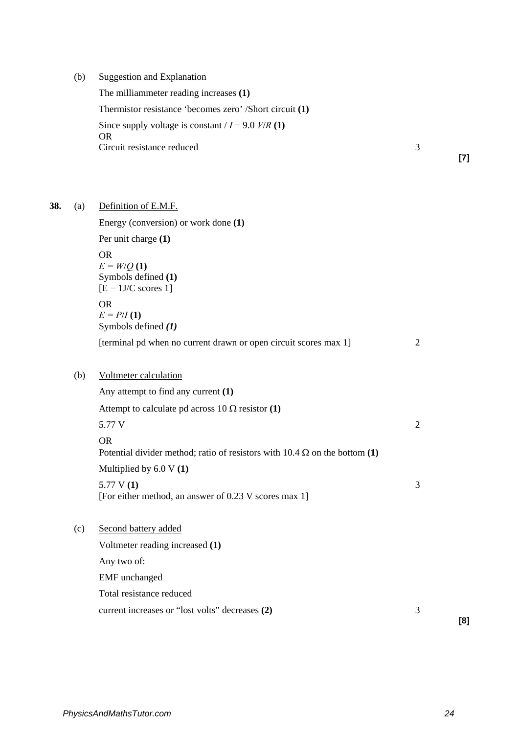(b) Suggestion and Explanation

The milliammeter reading increases **(1)**

Thermistor resistance 'becomes zero' /Short circuit **(1)**

Since supply voltage is constant / $I = 9.0\ V/R$ **(1)**
OR
Circuit resistance reduced — 3

**[7]**

**38.** (a) Definition of E.M.F.

Energy (conversion) or work done **(1)**

Per unit charge **(1)**

OR
$E = W/Q$ **(1)**
Symbols defined **(1)**
[E = 1J/C scores 1]

OR
$E = P/I$ **(1)**
Symbols defined ***(1)***

[terminal pd when no current drawn or open circuit scores max 1] — 2

(b) Voltmeter calculation

Any attempt to find any current **(1)**

Attempt to calculate pd across 10 Ω resistor **(1)**

5.77 V — 2

OR
Potential divider method; ratio of resistors with 10.4 Ω on the bottom **(1)**

Multiplied by 6.0 V **(1)**

5.77 V **(1)** — 3
[For either method, an answer of 0.23 V scores max 1]

(c) Second battery added

Voltmeter reading increased **(1)**

Any two of:

EMF unchanged

Total resistance reduced

current increases or "lost volts" decreases **(2)** — 3

**[8]**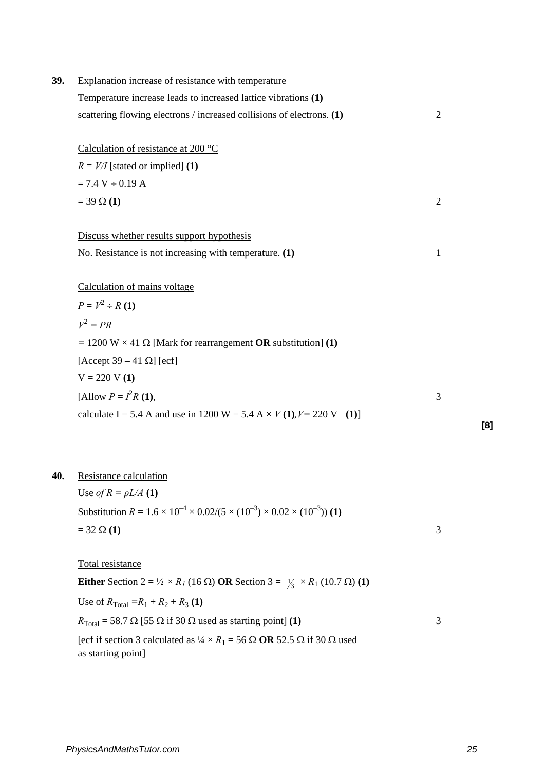**39.** Explanation increase of resistance with temperature

Temperature increase leads to increased lattice vibrations **(1)**

scattering flowing electrons / increased collisions of electrons. **(1)** 2

Calculation of resistance at 200 °C

$R = V/I$ [stated or implied] **(1)**

$= 7.4 \text{ V} \div 0.19 \text{ A}$

$= 39\ \Omega$ **(1)** 2

Discuss whether results support hypothesis

No. Resistance is not increasing with temperature. **(1)** 1

Calculation of mains voltage

$P = V^2 \div R$ **(1)**

$V^2 = PR$

$= 1200 \text{ W} \times 41\ \Omega$ [Mark for rearrangement **OR** substitution] **(1)**

[Accept 39 – 41 Ω] [ecf]

V = 220 V **(1)**

[Allow $P = I^2R$ **(1)**, 3

calculate I = 5.4 A and use in 1200 W = 5.4 A × $V$ **(1)**, $V$ = 220 V **(1)**]

**[8]**

**40.** Resistance calculation

Use of $R = \rho L/A$ **(1)**

Substitution $R = 1.6 \times 10^{-4} \times 0.02/(5 \times (10^{-3}) \times 0.02 \times (10^{-3}))$ **(1)**

$= 32\ \Omega$ **(1)** 3

Total resistance

**Either** Section 2 = ½ × $R_1$ (16 Ω) **OR** Section 3 = $\frac{1}{3}$ × $R_1$ (10.7 Ω) **(1)**

Use of $R_{\text{Total}} = R_1 + R_2 + R_3$ **(1)**

$R_{\text{Total}}$ = 58.7 Ω [55 Ω if 30 Ω used as starting point] **(1)** 3

[ecf if section 3 calculated as ¼ × $R_1$ = 56 Ω **OR** 52.5 Ω if 30 Ω used as starting point]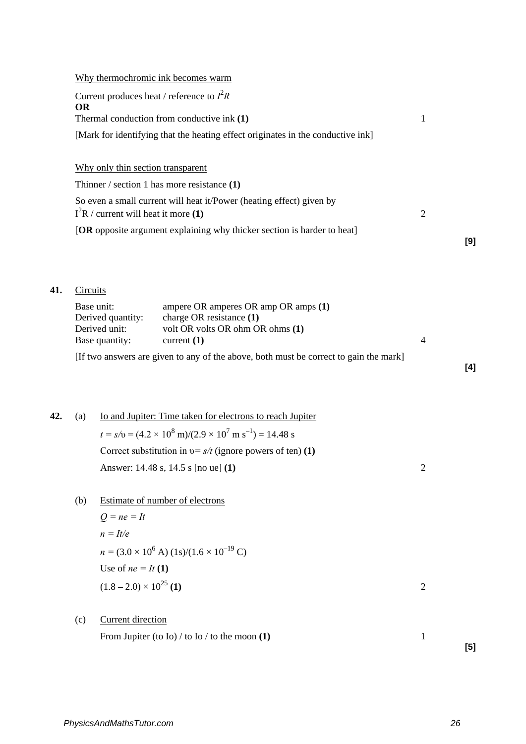Why thermochromic ink becomes warm

Current produces heat / reference to $I^2R$
**OR**
Thermal conduction from conductive ink **(1)** 1

[Mark for identifying that the heating effect originates in the conductive ink]

Why only thin section transparent

Thinner / section 1 has more resistance **(1)**

So even a small current will heat it/Power (heating effect) given by $I^2R$ / current will heat it more **(1)** 2

[**OR** opposite argument explaining why thicker section is harder to heat]

**[9]**

**41.** Circuits

Base unit: ampere OR amperes OR amp OR amps **(1)**
Derived quantity: charge OR resistance **(1)**
Derived unit: volt OR volts OR ohm OR ohms **(1)**
Base quantity: current **(1)** 4

[If two answers are given to any of the above, both must be correct to gain the mark]

**[4]**

**42.** (a) Io and Jupiter: Time taken for electrons to reach Jupiter

$t = s/\upsilon = (4.2 \times 10^8 \text{ m})/(2.9 \times 10^7 \text{ m s}^{-1}) = 14.48 \text{ s}$

Correct substitution in $\upsilon = s/t$ (ignore powers of ten) **(1)**

Answer: 14.48 s, 14.5 s [no ue] **(1)** 2

(b) Estimate of number of electrons

$Q = ne = It$

$n = It/e$

$n = (3.0 \times 10^6 \text{ A}) (1\text{s})/(1.6 \times 10^{-19} \text{ C})$

Use of $ne = It$ **(1)**

$(1.8 - 2.0) \times 10^{25}$ **(1)** 2

(c) Current direction

From Jupiter (to Io) / to Io / to the moon **(1)** 1

**[5]**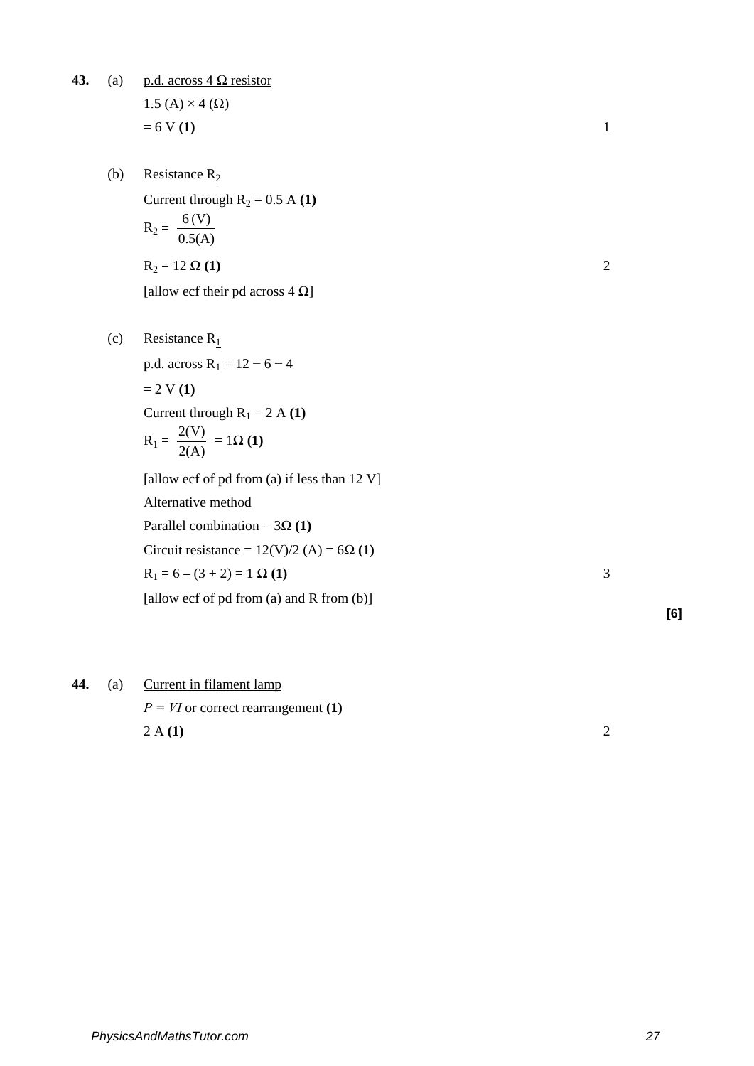**43.** (a) <u>p.d. across 4 Ω resistor</u>

1.5 (A) × 4 (Ω)

= 6 V **(1)** — 1

(b) <u>Resistance $R_2$</u>

Current through $R_2$ = 0.5 A **(1)**

$R_2 = \dfrac{6\,(\text{V})}{0.5(\text{A})}$

$R_2$ = 12 Ω **(1)** — 2

[allow ecf their pd across 4 Ω]

(c) <u>Resistance $R_1$</u>

p.d. across $R_1$ = 12 − 6 − 4

= 2 V **(1)**

Current through $R_1$ = 2 A **(1)**

$R_1 = \dfrac{2(\text{V})}{2(\text{A})} = 1\Omega$ **(1)**

[allow ecf of pd from (a) if less than 12 V]

Alternative method

Parallel combination = 3Ω **(1)**

Circuit resistance = 12(V)/2 (A) = 6Ω **(1)**

$R_1$ = 6 – (3 + 2) = 1 Ω **(1)** — 3

[allow ecf of pd from (a) and R from (b)]

**[6]**

**44.** (a) <u>Current in filament lamp</u>

$P = VI$ or correct rearrangement **(1)**

2 A **(1)** — 2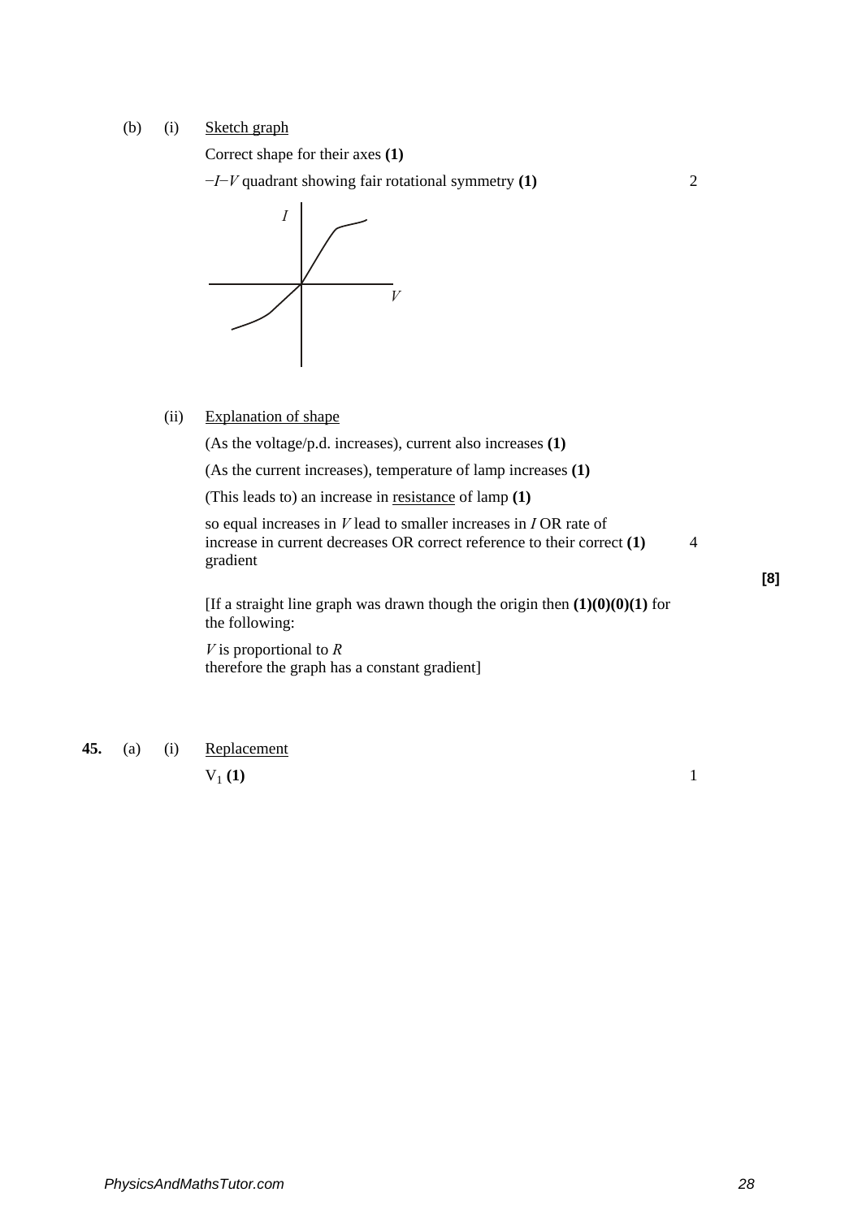(b) (i) Sketch graph

Correct shape for their axes **(1)**

$-I-V$ quadrant showing fair rotational symmetry **(1)** 2

(ii) Explanation of shape

(As the voltage/p.d. increases), current also increases **(1)**

(As the current increases), temperature of lamp increases **(1)**

(This leads to) an increase in resistance of lamp **(1)**

so equal increases in $V$ lead to smaller increases in $I$ OR rate of increase in current decreases OR correct reference to their correct gradient **(1)** 4

**[8]**

[If a straight line graph was drawn though the origin then **(1)(0)(0)(1)** for the following:

$V$ is proportional to $R$
therefore the graph has a constant gradient]

**45.** (a) (i) Replacement

$V_1$ **(1)** 1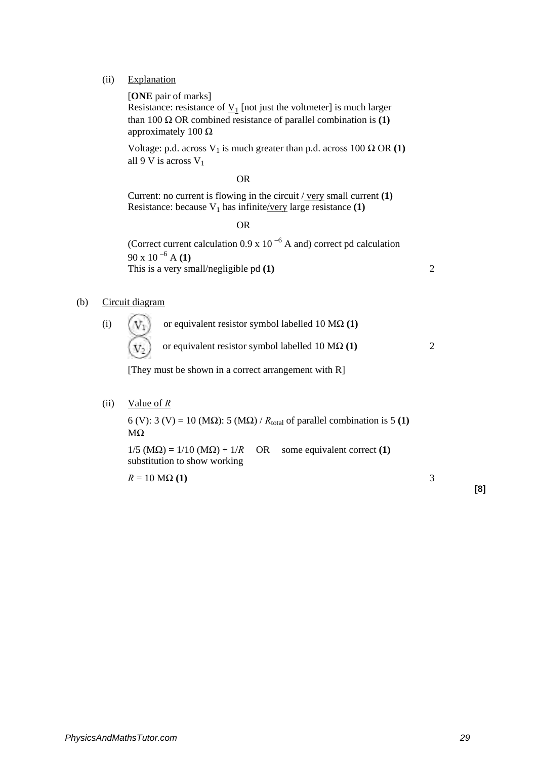(ii) Explanation

[**ONE** pair of marks]
Resistance: resistance of $V_1$ [not just the voltmeter] is much larger than 100 Ω OR combined resistance of parallel combination is approximately 100 Ω **(1)**

Voltage: p.d. across $V_1$ is much greater than p.d. across 100 Ω OR all 9 V is across $V_1$ **(1)**

OR

Current: no current is flowing in the circuit / very small current **(1)**
Resistance: because $V_1$ has infinite/very large resistance **(1)**

OR

(Correct current calculation $0.9 \times 10^{-6}$ A and) correct pd calculation $90 \times 10^{-6}$ A **(1)**
This is a very small/negligible pd **(1)** — 2

(b) Circuit diagram

(i) ($V_1$) or equivalent resistor symbol labelled 10 MΩ **(1)**
($V_2$) or equivalent resistor symbol labelled 10 MΩ **(1)** — 2

[They must be shown in a correct arrangement with R]

(ii) Value of *R*

6 (V): 3 (V) = 10 (MΩ): 5 (MΩ) / $R_{total}$ of parallel combination is 5 MΩ **(1)**

1/5 (MΩ) = 1/10 (MΩ) + 1/*R* OR some equivalent correct substitution to show working **(1)**

*R* = 10 MΩ **(1)** — 3

**[8]**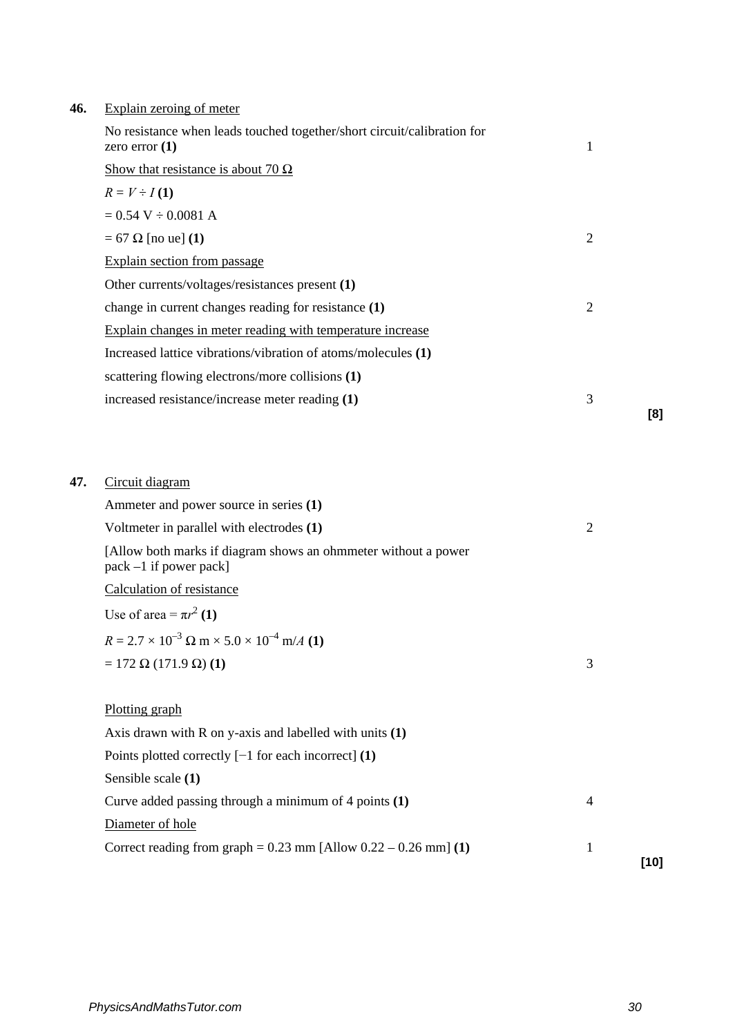**46.** <u>Explain zeroing of meter</u>

No resistance when leads touched together/short circuit/calibration for zero error **(1)** — 1

<u>Show that resistance is about 70 Ω</u>

$R = V \div I$ **(1)**

$= 0.54 \text{ V} \div 0.0081 \text{ A}$

$= 67 \ \Omega$ [no ue] **(1)** — 2

<u>Explain section from passage</u>

Other currents/voltages/resistances present **(1)**

change in current changes reading for resistance **(1)** — 2

<u>Explain changes in meter reading with temperature increase</u>

Increased lattice vibrations/vibration of atoms/molecules **(1)**

scattering flowing electrons/more collisions **(1)**

increased resistance/increase meter reading **(1)** — 3

**[8]**

**47.** <u>Circuit diagram</u>

Ammeter and power source in series **(1)**

Voltmeter in parallel with electrodes **(1)** — 2

[Allow both marks if diagram shows an ohmmeter without a power pack –1 if power pack]

<u>Calculation of resistance</u>

Use of area = $\pi r^2$ **(1)**

$R = 2.7 \times 10^{-3} \ \Omega \text{ m} \times 5.0 \times 10^{-4} \text{ m}/A$ **(1)**

$= 172 \ \Omega \ (171.9 \ \Omega)$ **(1)** — 3

<u>Plotting graph</u>

Axis drawn with R on y-axis and labelled with units **(1)**

Points plotted correctly [−1 for each incorrect] **(1)**

Sensible scale **(1)**

Curve added passing through a minimum of 4 points **(1)** — 4

<u>Diameter of hole</u>

Correct reading from graph = 0.23 mm [Allow 0.22 – 0.26 mm] **(1)** — 1

**[10]**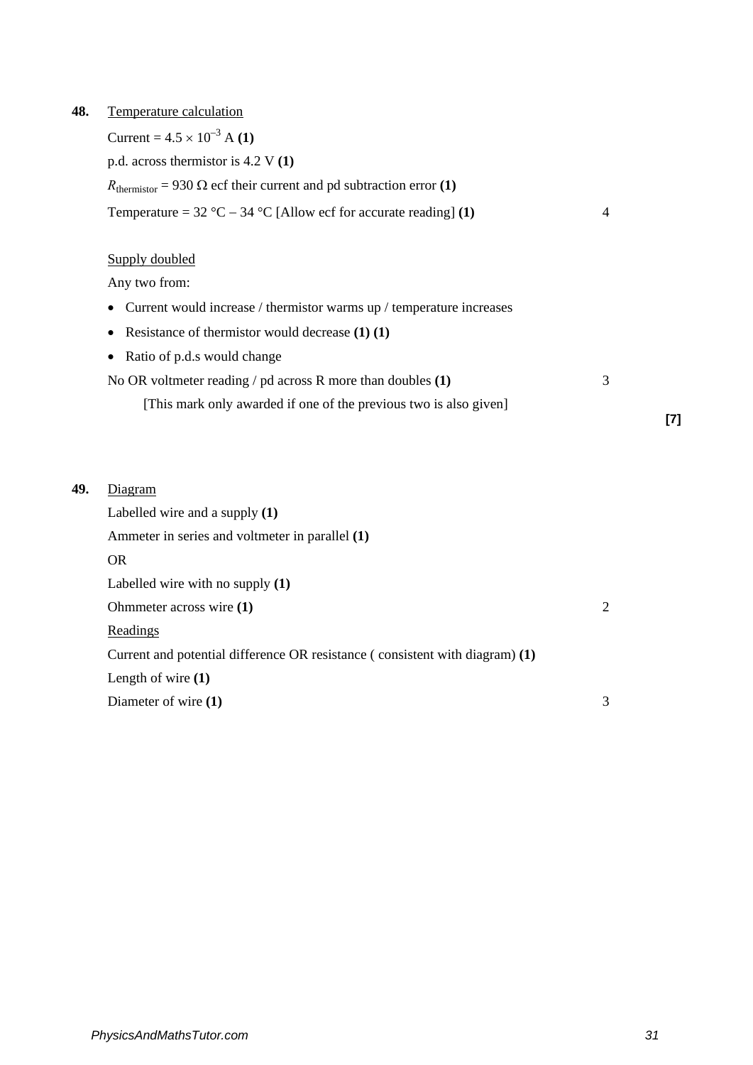**48.** Temperature calculation

Current = $4.5 \times 10^{-3}$ A **(1)**

p.d. across thermistor is 4.2 V **(1)**

$R_{\text{thermistor}}$ = 930 Ω ecf their current and pd subtraction error **(1)**

Temperature = 32 °C – 34 °C [Allow ecf for accurate reading] **(1)** 4

Supply doubled

Any two from:

- Current would increase / thermistor warms up / temperature increases
- Resistance of thermistor would decrease **(1) (1)**
- Ratio of p.d.s would change

No OR voltmeter reading / pd across R more than doubles **(1)** 3

[This mark only awarded if one of the previous two is also given]

**[7]**

**49.** Diagram

Labelled wire and a supply **(1)**

Ammeter in series and voltmeter in parallel **(1)**

OR

Labelled wire with no supply **(1)**

Ohmmeter across wire **(1)** 2

Readings

Current and potential difference OR resistance ( consistent with diagram) **(1)**

Length of wire **(1)**

Diameter of wire **(1)** 3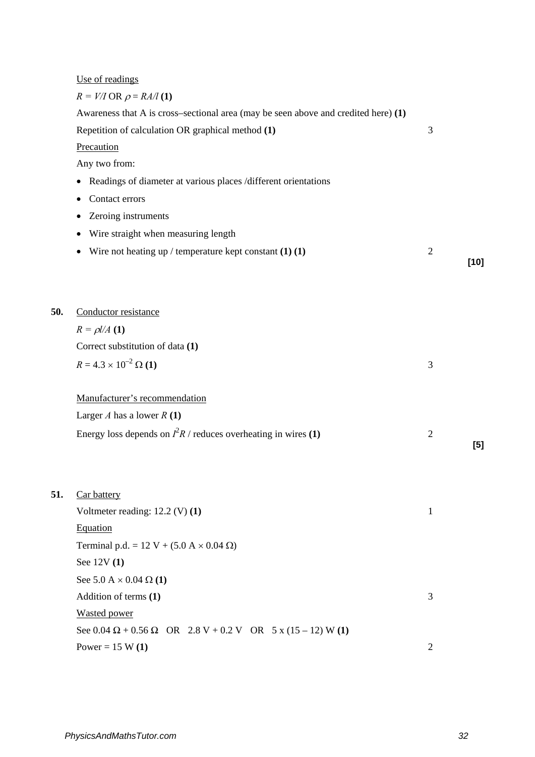Use of readings

$R = V/I$ OR $\rho = RA/l$ **(1)**

Awareness that A is cross–sectional area (may be seen above and credited here) **(1)**

Repetition of calculation OR graphical method **(1)** 3

Precaution

Any two from:

- Readings of diameter at various places /different orientations
- Contact errors
- Zeroing instruments
- Wire straight when measuring length
- Wire not heating up / temperature kept constant **(1) (1)** 2

**[10]**

**50.** Conductor resistance

$R = \rho l/A$ **(1)**

Correct substitution of data **(1)**

$R = 4.3 \times 10^{-2}\ \Omega$ **(1)** 3

Manufacturer's recommendation

Larger $A$ has a lower $R$ **(1)**

Energy loss depends on $I^2R$ / reduces overheating in wires **(1)** 2

**[5]**

**51.** Car battery

Voltmeter reading: 12.2 (V) **(1)** 1

Equation

Terminal p.d. = 12 V + (5.0 A × 0.04 Ω)

See 12V **(1)**

See 5.0 A × 0.04 Ω **(1)**

Addition of terms **(1)** 3

Wasted power

See 0.04 Ω + 0.56 Ω OR 2.8 V + 0.2 V OR 5 x (15 – 12) W **(1)**

Power = 15 W **(1)** 2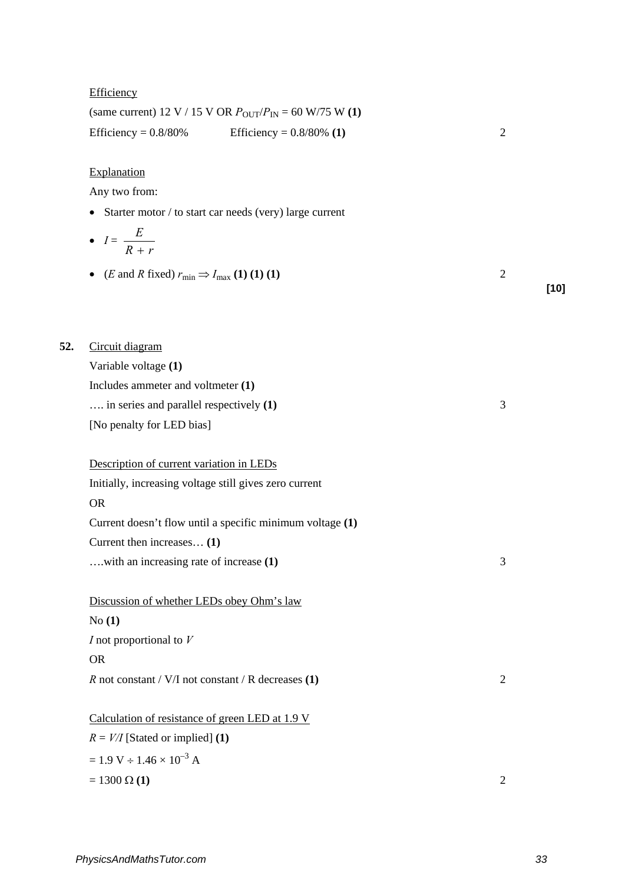Efficiency

(same current) 12 V / 15 V OR $P_{OUT}/P_{IN}$ = 60 W/75 W **(1)**

Efficiency = 0.8/80% Efficiency = 0.8/80% **(1)** 2

Explanation

Any two from:

- Starter motor / to start car needs (very) large current
- $I = \dfrac{E}{R + r}$
- ($E$ and $R$ fixed) $r_{min} \Rightarrow I_{max}$ **(1) (1) (1)** 2

**[10]**

**52.** Circuit diagram

Variable voltage **(1)**

Includes ammeter and voltmeter **(1)**

…. in series and parallel respectively **(1)** 3

[No penalty for LED bias]

Description of current variation in LEDs

Initially, increasing voltage still gives zero current

OR

Current doesn't flow until a specific minimum voltage **(1)**

Current then increases… **(1)**

….with an increasing rate of increase **(1)** 3

Discussion of whether LEDs obey Ohm's law

No **(1)**

$I$ not proportional to $V$

OR

$R$ not constant / V/I not constant / R decreases **(1)** 2

Calculation of resistance of green LED at 1.9 V

$R = V/I$ [Stated or implied] **(1)**

$= 1.9 \text{ V} \div 1.46 \times 10^{-3} \text{ A}$

$= 1300\ \Omega$ **(1)** 2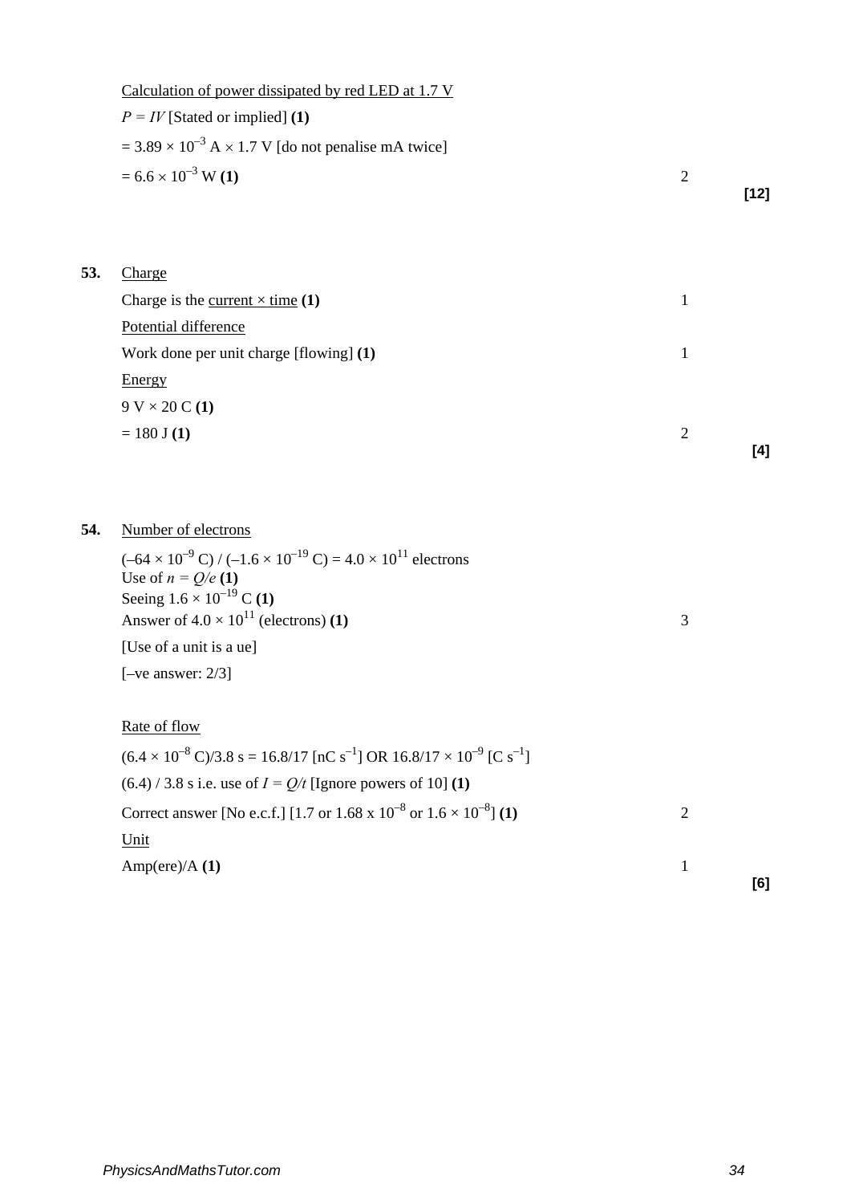<u>Calculation of power dissipated by red LED at 1.7 V</u>

$P = IV$ [Stated or implied] **(1)**

$= 3.89 \times 10^{-3}$ A $\times$ 1.7 V [do not penalise mA twice]

$= 6.6 \times 10^{-3}$ W **(1)** 2

**[12]**

**53.** <u>Charge</u>

Charge is the <u>current × time</u> **(1)** 1

<u>Potential difference</u>

Work done per unit charge [flowing] **(1)** 1

<u>Energy</u>

9 V × 20 C **(1)**

= 180 J **(1)** 2

**[4]**

**54.** <u>Number of electrons</u>

$(-64 \times 10^{-9}$ C$) / (-1.6 \times 10^{-19}$ C$) = 4.0 \times 10^{11}$ electrons

Use of $n = Q/e$ **(1)**

Seeing $1.6 \times 10^{-19}$ C **(1)**

Answer of $4.0 \times 10^{11}$ (electrons) **(1)** 3

[Use of a unit is a ue]

[–ve answer: 2/3]

<u>Rate of flow</u>

$(6.4 \times 10^{-8}$ C$)/3.8$ s = 16.8/17 [nC s$^{-1}$] OR $16.8/17 \times 10^{-9}$ [C s$^{-1}$]

(6.4) / 3.8 s i.e. use of $I = Q/t$ [Ignore powers of 10] **(1)**

Correct answer [No e.c.f.] [1.7 or $1.68 \times 10^{-8}$ or $1.6 \times 10^{-8}$] **(1)** 2

<u>Unit</u>

Amp(ere)/A **(1)** 1

**[6]**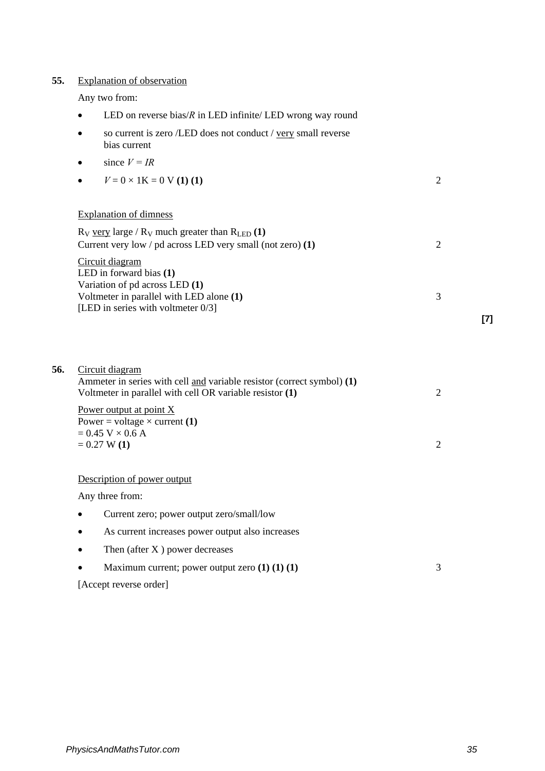**55.** Explanation of observation

Any two from:

- LED on reverse bias/*R* in LED infinite/ LED wrong way round
- so current is zero /LED does not conduct / very small reverse bias current
- since $V = IR$
- $V = 0 \times 1\text{K} = 0$ V **(1) (1)** 2

Explanation of dimness

$R_V$ very large / $R_V$ much greater than $R_{LED}$ **(1)**
Current very low / pd across LED very small (not zero) **(1)** 2

Circuit diagram
LED in forward bias **(1)**
Variation of pd across LED **(1)**
Voltmeter in parallel with LED alone **(1)** 3
[LED in series with voltmeter 0/3]

**[7]**

**56.** Circuit diagram
Ammeter in series with cell and variable resistor (correct symbol) **(1)**
Voltmeter in parallel with cell OR variable resistor **(1)** 2

Power output at point X
Power = voltage × current **(1)**
= 0.45 V × 0.6 A
= 0.27 W **(1)** 2

Description of power output

Any three from:

- Current zero; power output zero/small/low
- As current increases power output also increases
- Then (after X ) power decreases
- Maximum current; power output zero **(1) (1) (1)** 3

[Accept reverse order]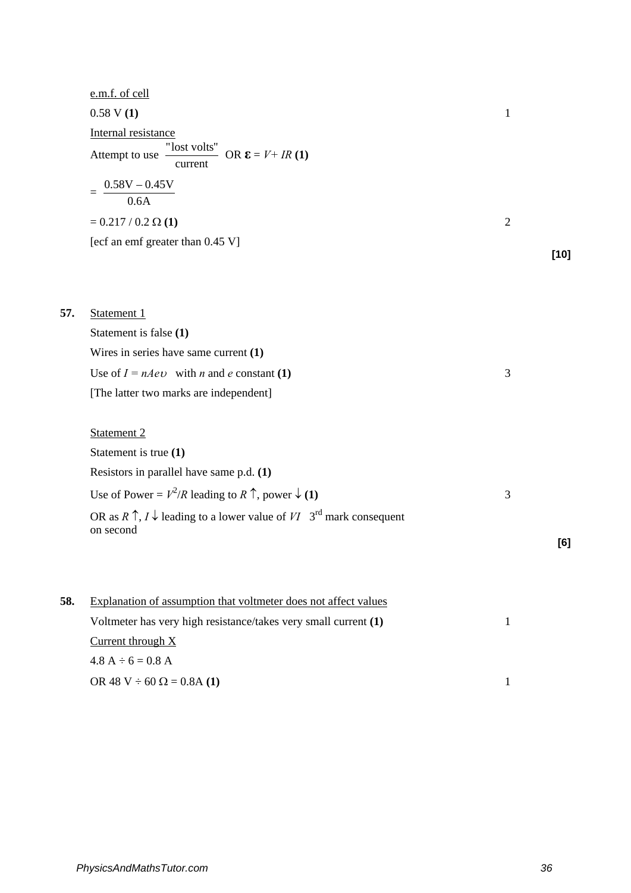e.m.f. of cell

0.58 V **(1)** 1

Internal resistance

Attempt to use $\frac{\text{"lost volts"}}{\text{current}}$ OR $\boldsymbol{\varepsilon} = V + IR$ **(1)**

$= \frac{0.58\text{V} - 0.45\text{V}}{0.6\text{A}}$

= 0.217 / 0.2 Ω **(1)** 2

[ecf an emf greater than 0.45 V]

**[10]**

**57.** Statement 1

Statement is false **(1)**

Wires in series have same current **(1)**

Use of $I = nAe\upsilon$ with $n$ and $e$ constant **(1)** 3

[The latter two marks are independent]

Statement 2

Statement is true **(1)**

Resistors in parallel have same p.d. **(1)**

Use of Power = $V^2/R$ leading to $R\uparrow$, power $\downarrow$ **(1)** 3

OR as $R\uparrow$, $I\downarrow$ leading to a lower value of $VI$ 3rd mark consequent on second

**[6]**

**58.** Explanation of assumption that voltmeter does not affect values

Voltmeter has very high resistance/takes very small current **(1)** 1

Current through X

4.8 A ÷ 6 = 0.8 A

OR 48 V ÷ 60 Ω = 0.8A **(1)** 1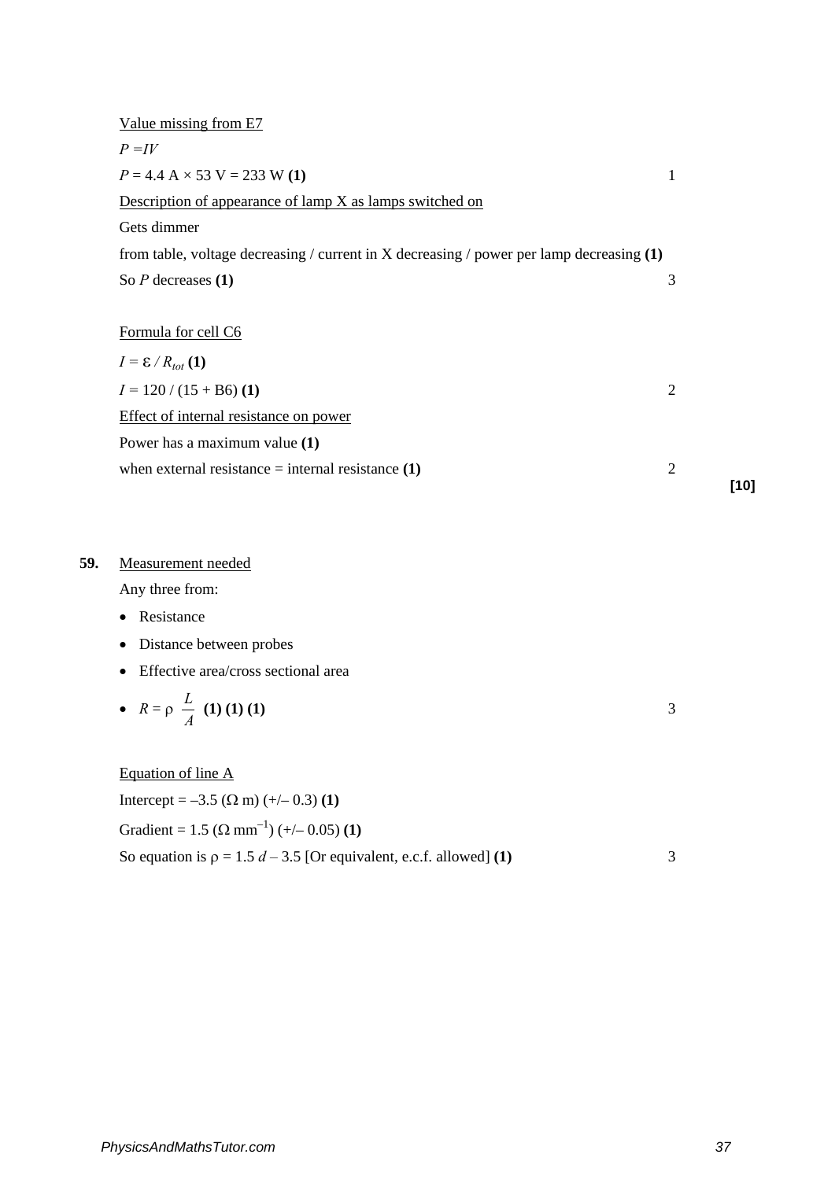<u>Value missing from E7</u>

$P = IV$

$P = 4.4 \text{ A} \times 53 \text{ V} = 233 \text{ W}$ **(1)** 1

<u>Description of appearance of lamp X as lamps switched on</u>

Gets dimmer

from table, voltage decreasing / current in X decreasing / power per lamp decreasing **(1)**

So $P$ decreases **(1)** 3

<u>Formula for cell C6</u>

$I = \varepsilon / R_{tot}$ **(1)**

$I = 120 / (15 + \text{B6})$ **(1)** 2

<u>Effect of internal resistance on power</u>

Power has a maximum value **(1)**

when external resistance = internal resistance **(1)** 2

**[10]**

**59.** <u>Measurement needed</u>

Any three from:

- Resistance
- Distance between probes
- Effective area/cross sectional area
- $R = \rho \dfrac{L}{A}$ **(1) (1) (1)** 3

<u>Equation of line A</u>

Intercept = $-3.5$ ($\Omega$ m) (+/– 0.3) **(1)**

Gradient = 1.5 ($\Omega$ mm$^{-1}$) (+/– 0.05) **(1)**

So equation is $\rho = 1.5\,d - 3.5$ [Or equivalent, e.c.f. allowed] **(1)** 3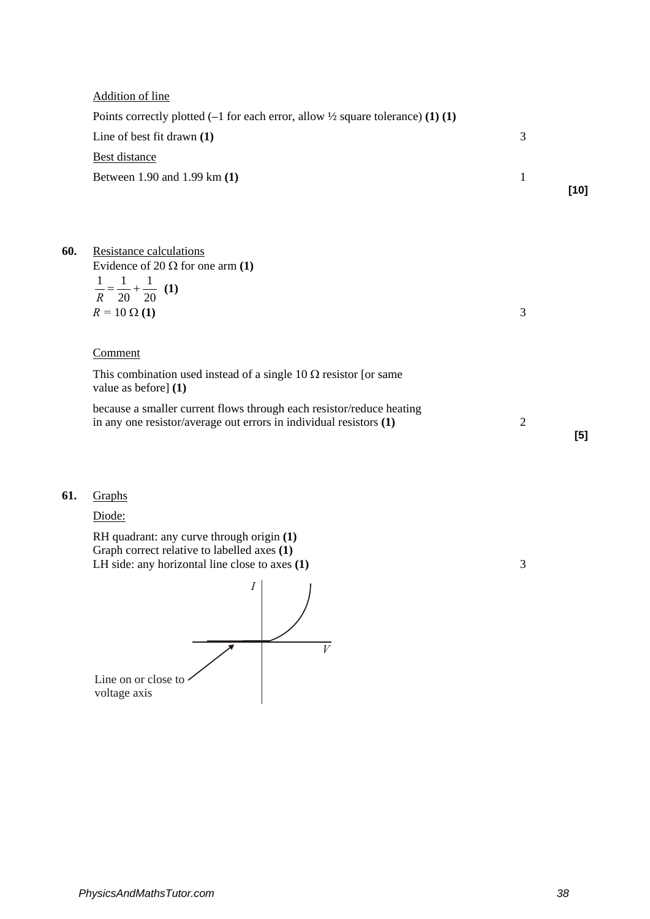Addition of line

Points correctly plotted (–1 for each error, allow ½ square tolerance) **(1) (1)**

Line of best fit drawn **(1)** 3

Best distance

Between 1.90 and 1.99 km **(1)** 1

**[10]**

**60.** Resistance calculations

Evidence of 20 Ω for one arm **(1)**

$\frac{1}{R} = \frac{1}{20} + \frac{1}{20}$ **(1)**

$R$ = 10 Ω **(1)** 3

Comment

This combination used instead of a single 10 Ω resistor [or same value as before] **(1)**

because a smaller current flows through each resistor/reduce heating in any one resistor/average out errors in individual resistors **(1)** 2

**[5]**

**61.** Graphs

Diode:

RH quadrant: any curve through origin **(1)**
Graph correct relative to labelled axes **(1)**
LH side: any horizontal line close to axes **(1)** 3

Line on or close to voltage axis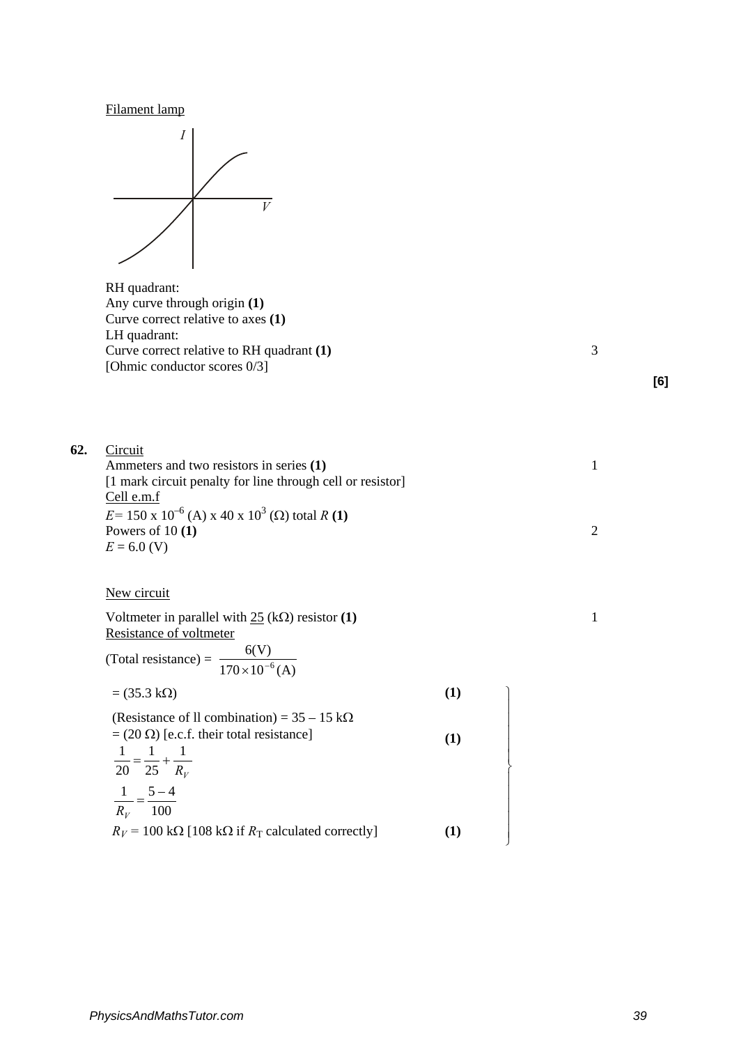Filament lamp

RH quadrant:
Any curve through origin **(1)**
Curve correct relative to axes **(1)**
LH quadrant:
Curve correct relative to RH quadrant **(1)** 3
[Ohmic conductor scores 0/3]

**[6]**

**62.** Circuit
Ammeters and two resistors in series **(1)** 1
[1 mark circuit penalty for line through cell or resistor]

Cell e.m.f
$E = 150 \times 10^{-6}$ (A) x $40 \times 10^{3}$ ($\Omega$) total $R$ **(1)**
Powers of 10 **(1)** 2
$E = 6.0$ (V)

New circuit

Voltmeter in parallel with 25 (k$\Omega$) resistor **(1)** 1

Resistance of voltmeter

(Total resistance) = $\dfrac{6(\text{V})}{170 \times 10^{-6}(\text{A})}$

= (35.3 k$\Omega$) **(1)**

(Resistance of ll combination) = 35 – 15 k$\Omega$
= (20 $\Omega$) [e.c.f. their total resistance] **(1)**

$$\frac{1}{20} = \frac{1}{25} + \frac{1}{R_V}$$

$$\frac{1}{R_V} = \frac{5-4}{100}$$

$R_V = 100$ k$\Omega$ [108 k$\Omega$ if $R_T$ calculated correctly] **(1)**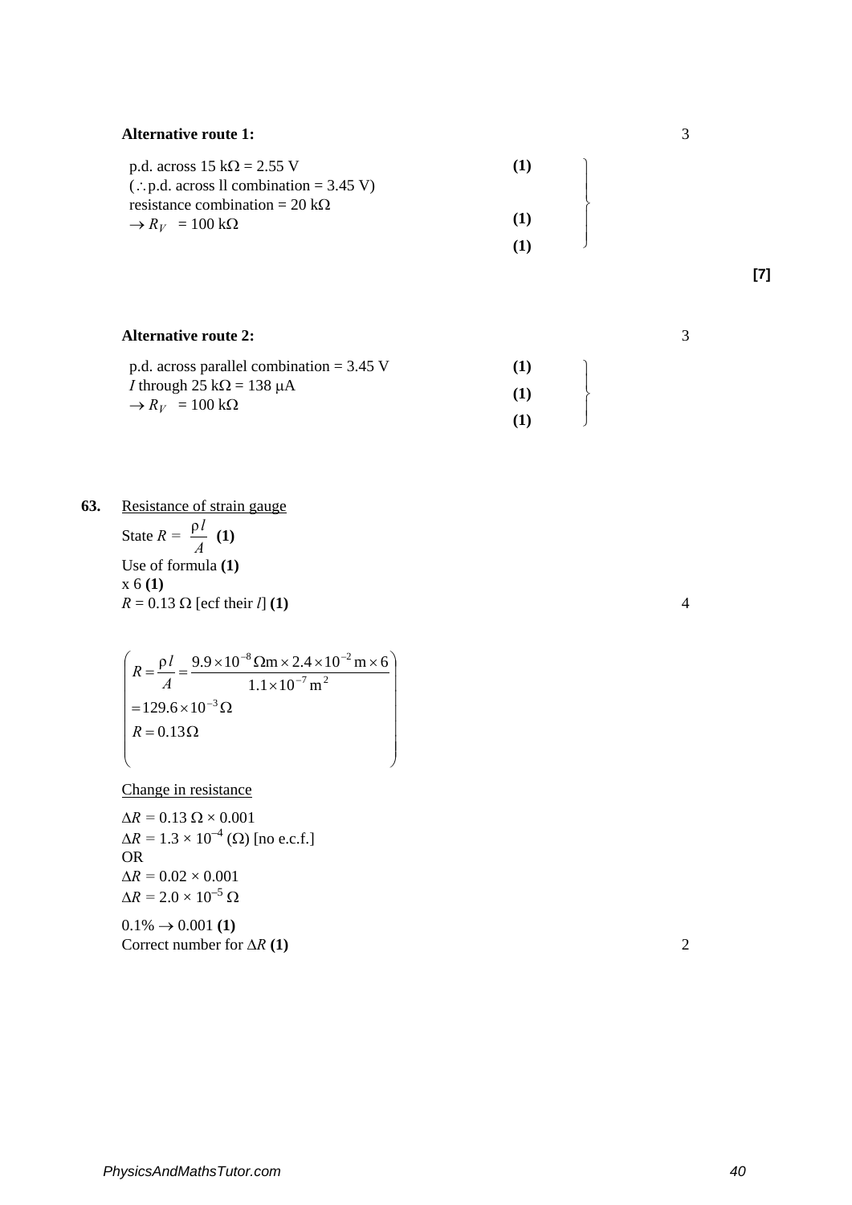**Alternative route 1:** 3

p.d. across 15 kΩ = 2.55 V **(1)**
(∴p.d. across ll combination = 3.45 V)
resistance combination = 20 kΩ **(1)**
$\rightarrow R_V$ = 100 kΩ **(1)**

**[7]**

**Alternative route 2:** 3

p.d. across parallel combination = 3.45 V **(1)**
$I$ through 25 kΩ = 138 μA **(1)**
$\rightarrow R_V$ = 100 kΩ **(1)**

**63.** Resistance of strain gauge

State $R = \frac{\rho l}{A}$ **(1)**
Use of formula **(1)**
x 6 **(1)**
$R$ = 0.13 Ω [ecf their $l$] **(1)** 4

$$\left( \begin{array}{l} R = \frac{\rho l}{A} = \frac{9.9 \times 10^{-8}\,\Omega\text{m} \times 2.4 \times 10^{-2}\,\text{m} \times 6}{1.1 \times 10^{-7}\,\text{m}^2} \\ = 129.6 \times 10^{-3}\,\Omega \\ R = 0.13\,\Omega \end{array} \right)$$

Change in resistance

$\Delta R$ = 0.13 Ω × 0.001
$\Delta R = 1.3 \times 10^{-4}$ (Ω) [no e.c.f.]
OR
$\Delta R$ = 0.02 × 0.001
$\Delta R = 2.0 \times 10^{-5}$ Ω

0.1% → 0.001 **(1)**
Correct number for $\Delta R$ **(1)** 2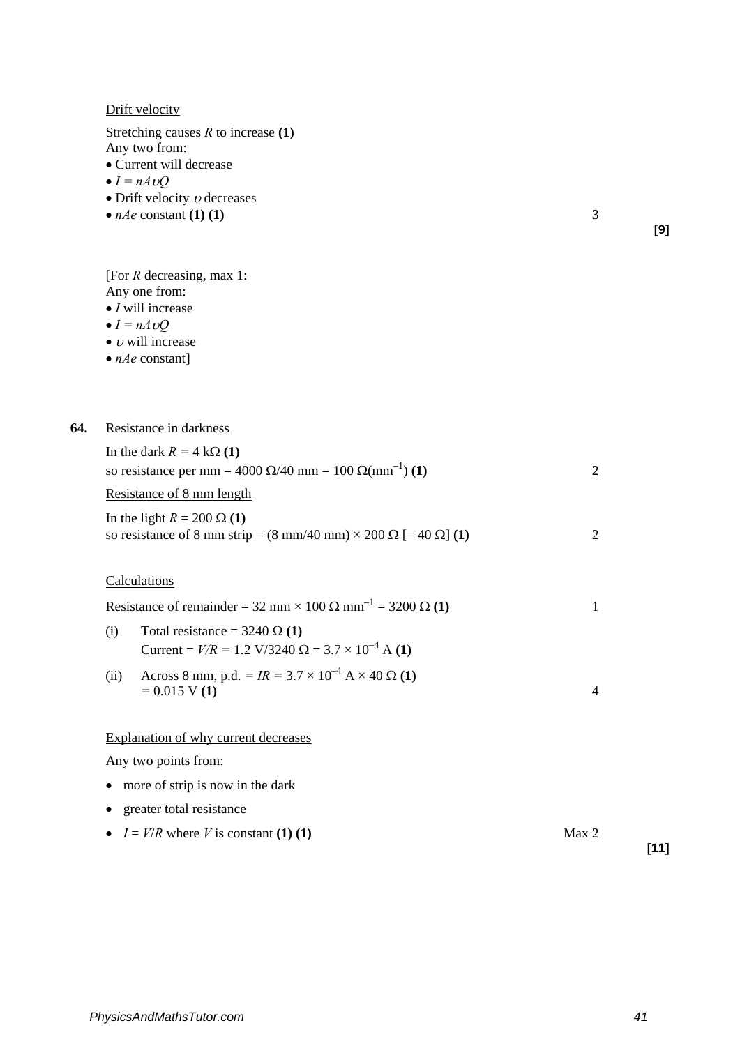Drift velocity

Stretching causes $R$ to increase **(1)**
Any two from:
- Current will decrease
- $I = nA\upsilon Q$
- Drift velocity $\upsilon$ decreases
- $nAe$ constant **(1) (1)** 3

**[9]**

[For $R$ decreasing, max 1:
Any one from:
- $I$ will increase
- $I = nA\upsilon Q$
- $\upsilon$ will increase
- $nAe$ constant]

**64.** Resistance in darkness

In the dark $R = 4\ \text{k}\Omega$ **(1)**
so resistance per mm = $4000\ \Omega/40\ \text{mm} = 100\ \Omega(\text{mm}^{-1})$ **(1)** 2

Resistance of 8 mm length

In the light $R = 200\ \Omega$ **(1)**
so resistance of 8 mm strip = $(8\ \text{mm}/40\ \text{mm}) \times 200\ \Omega\ [= 40\ \Omega]$ **(1)** 2

Calculations

Resistance of remainder = $32\ \text{mm} \times 100\ \Omega\ \text{mm}^{-1} = 3200\ \Omega$ **(1)** 1

(i) Total resistance = $3240\ \Omega$ **(1)**
Current = $V/R = 1.2\ \text{V}/3240\ \Omega = 3.7 \times 10^{-4}\ \text{A}$ **(1)**

(ii) Across 8 mm, p.d. = $IR = 3.7 \times 10^{-4}\ \text{A} \times 40\ \Omega$ **(1)**
$= 0.015\ \text{V}$ **(1)** 4

Explanation of why current decreases

Any two points from:

- more of strip is now in the dark
- greater total resistance
- $I = V/R$ where $V$ is constant **(1) (1)** Max 2

**[11]**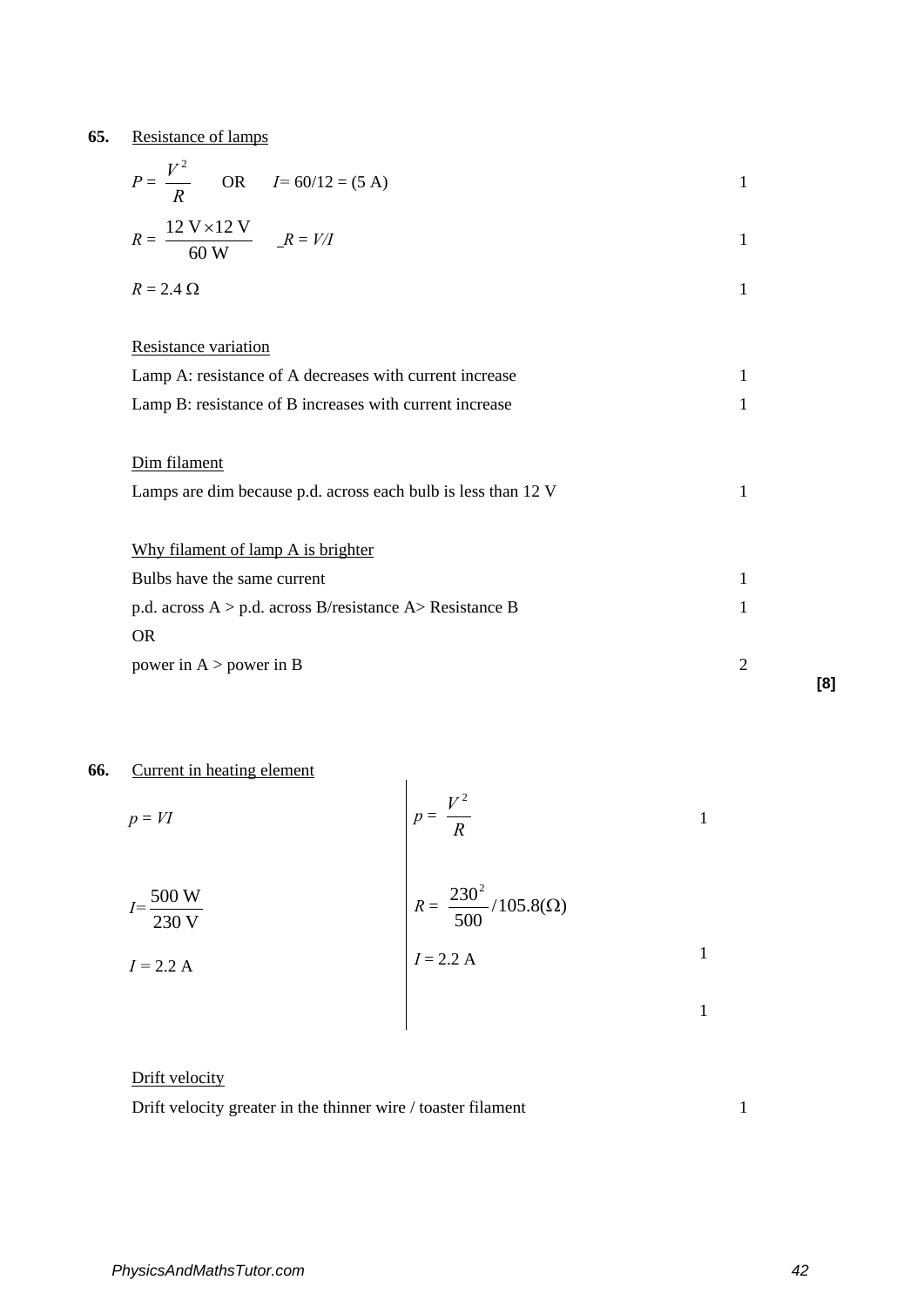**65.** Resistance of lamps

| | |
|---|---|
| $P = \frac{V^2}{R}$ OR $I = 60/12 = (5 \text{ A})$ | 1 |
| $R = \frac{12 \text{ V} \times 12 \text{ V}}{60 \text{ W}}$ _$R = V/I$ | 1 |
| $R = 2.4\ \Omega$ | 1 |

Resistance variation

| | |
|---|---|
| Lamp A: resistance of A decreases with current increase | 1 |
| Lamp B: resistance of B increases with current increase | 1 |

Dim filament

| | |
|---|---|
| Lamps are dim because p.d. across each bulb is less than 12 V | 1 |

Why filament of lamp A is brighter

| | |
|---|---|
| Bulbs have the same current | 1 |
| p.d. across A > p.d. across B/resistance A> Resistance B | 1 |
| OR | |
| power in A > power in B | 2 |

**[8]**

**66.** Current in heating element

| | | |
|---|---|---|
| $p = VI$ | $p = \frac{V^2}{R}$ | 1 |
| $I = \frac{500 \text{ W}}{230 \text{ V}}$ | $R = \frac{230^2}{500} / 105.8(\Omega)$ | |
| $I = 2.2$ A | $I = 2.2$ A | 1 |
| | | 1 |

Drift velocity

| | |
|---|---|
| Drift velocity greater in the thinner wire / toaster filament | 1 |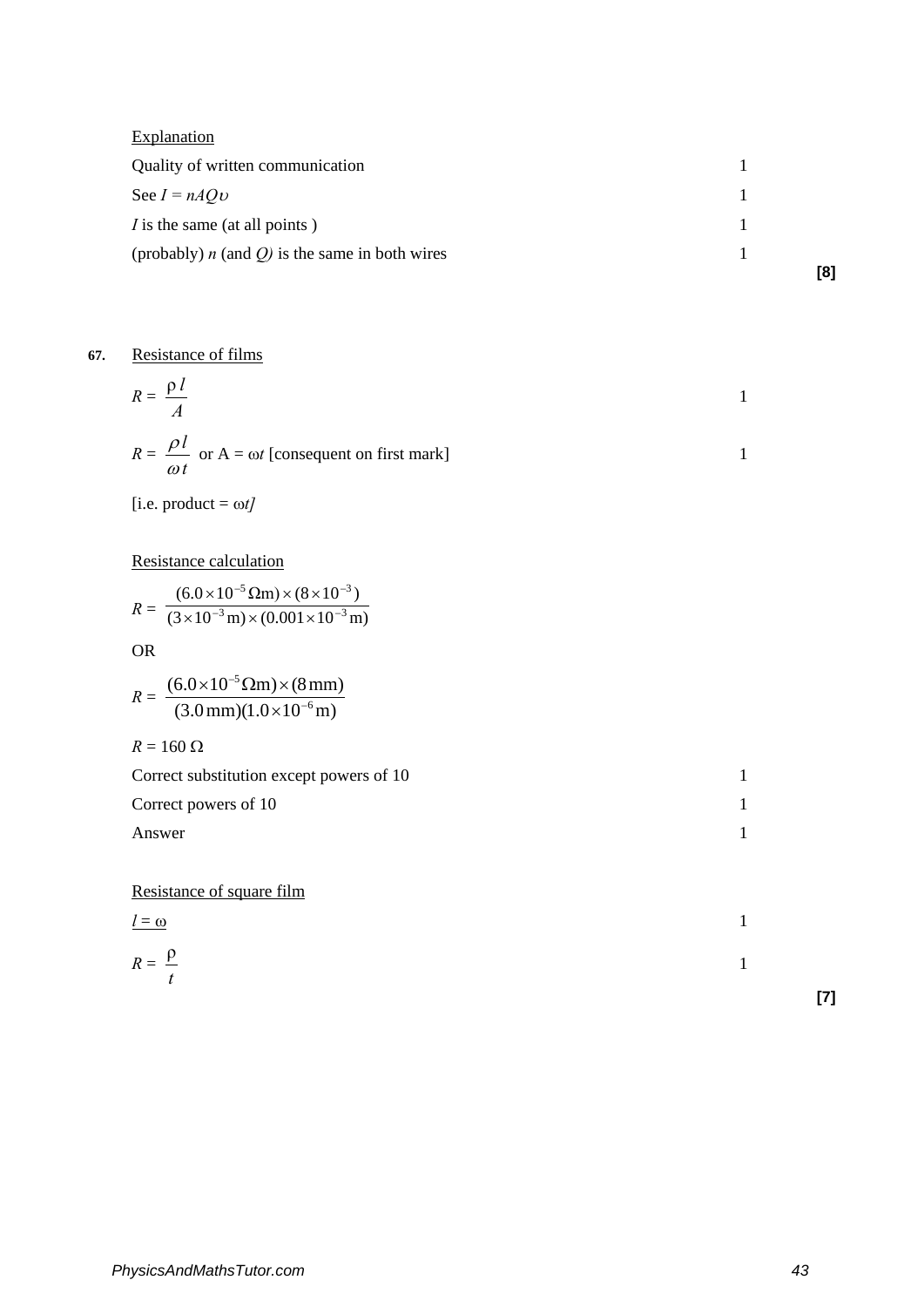Explanation

| | | |
|---|---|---|
| Quality of written communication | 1 | |
| See $I = nAQ\upsilon$ | 1 | |
| $I$ is the same (at all points ) | 1 | |
| (probably) $n$ (and $Q$) is the same in both wires | 1 | |
| | | **[8]** |

**67.** Resistance of films

$R = \dfrac{\rho l}{A}$ 1

$R = \dfrac{\rho l}{\omega t}$ or A = $\omega t$ [consequent on first mark] 1

[i.e. product = $\omega t$]

Resistance calculation

$$R = \frac{(6.0\times10^{-5}\,\Omega\text{m})\times(8\times10^{-3})}{(3\times10^{-3}\,\text{m})\times(0.001\times10^{-3}\,\text{m})}$$

OR

$$R = \frac{(6.0\times10^{-5}\,\Omega\text{m})\times(8\,\text{mm})}{(3.0\,\text{mm})(1.0\times10^{-6}\,\text{m})}$$

$R = 160\ \Omega$

| | | |
|---|---|---|
| Correct substitution except powers of 10 | 1 | |
| Correct powers of 10 | 1 | |
| Answer | 1 | |

Resistance of square film

$l = \omega$ 1

$R = \dfrac{\rho}{t}$ 1

**[7]**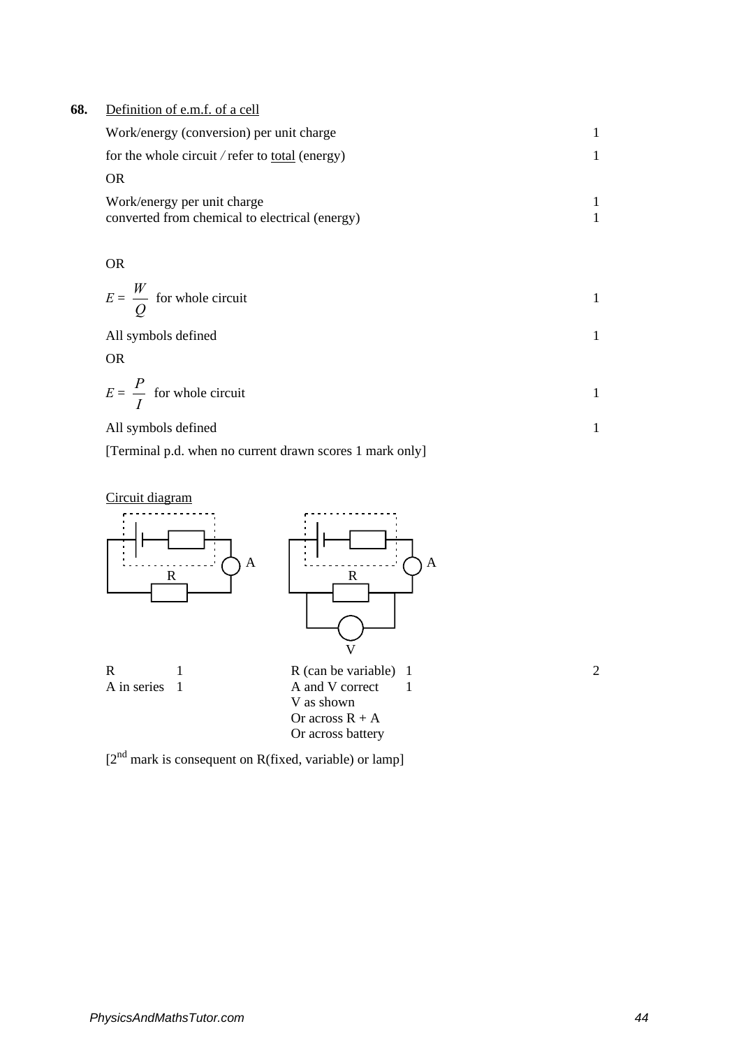**68.** <u>Definition of e.m.f. of a cell</u>

| | |
|---|---|
| Work/energy (conversion) per unit charge | 1 |
| for the whole circuit / refer to <u>total</u> (energy) | 1 |
| OR | |
| Work/energy per unit charge | 1 |
| converted from chemical to electrical (energy) | 1 |
| OR | |
| $E = \frac{W}{Q}$ for whole circuit | 1 |
| All symbols defined | 1 |
| OR | |
| $E = \frac{P}{I}$ for whole circuit | 1 |
| All symbols defined | 1 |

[Terminal p.d. when no current drawn scores 1 mark only]

<u>Circuit diagram</u>

A R A R V

| | | | | |
|---|---|---|---|---|
| R | 1 | R (can be variable) | 1 | 2 |
| A in series | 1 | A and V correct | 1 | |
| | | V as shown | | |
| | | Or across R + A | | |
| | | Or across battery | | |

[2nd mark is consequent on R(fixed, variable) or lamp]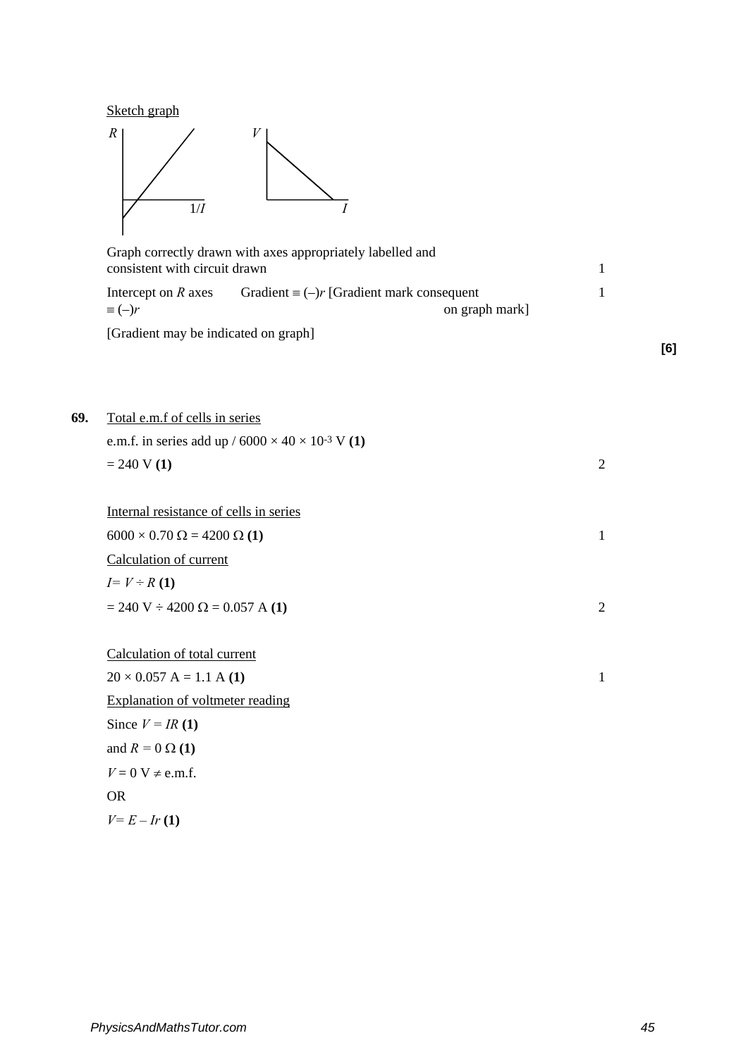Sketch graph

Graph correctly drawn with axes appropriately labelled and consistent with circuit drawn 1

Intercept on $R$ axes $\equiv (-)r$ Gradient $\equiv (-)r$ [Gradient mark consequent on graph mark] 1

[Gradient may be indicated on graph]

**[6]**

**69.** Total e.m.f of cells in series

e.m.f. in series add up / $6000 \times 40 \times 10^{-3}$ V **(1)**

= 240 V **(1)** 2

Internal resistance of cells in series

$6000 \times 0.70\ \Omega = 4200\ \Omega$ **(1)** 1

Calculation of current

$I = V \div R$ **(1)**

= 240 V ÷ 4200 Ω = 0.057 A **(1)** 2

Calculation of total current

$20 \times 0.057$ A = 1.1 A **(1)** 1

Explanation of voltmeter reading

Since $V = IR$ **(1)**

and $R = 0\ \Omega$ **(1)**

$V = 0$ V $\neq$ e.m.f.

OR

$V = E - Ir$ **(1)**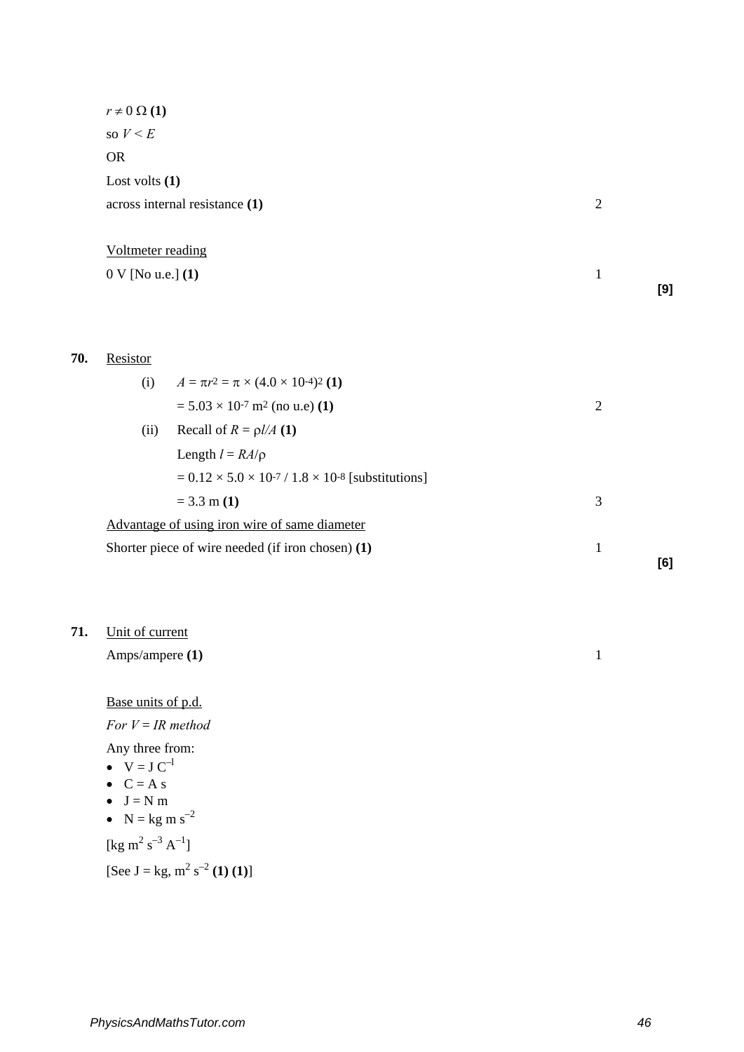$r \neq 0\ \Omega$ **(1)**

so $V < E$

OR

Lost volts **(1)**

across internal resistance **(1)** 2

Voltmeter reading

0 V [No u.e.] **(1)** 1

**[9]**

**70.** Resistor

(i) $A = \pi r^2 = \pi \times (4.0 \times 10^{-4})^2$ **(1)**

$= 5.03 \times 10^{-7}\ \text{m}^2$ (no u.e) **(1)** 2

(ii) Recall of $R = \rho l/A$ **(1)**

Length $l = RA/\rho$

$= 0.12 \times 5.0 \times 10^{-7} / 1.8 \times 10^{-8}$ [substitutions]

$= 3.3$ m **(1)** 3

Advantage of using iron wire of same diameter

Shorter piece of wire needed (if iron chosen) **(1)** 1

**[6]**

**71.** Unit of current

Amps/ampere **(1)** 1

Base units of p.d.

*For V = IR method*

Any three from:

- $\text{V} = \text{J C}^{-1}$
- $\text{C} = \text{A s}$
- $\text{J} = \text{N m}$
- $\text{N} = \text{kg m s}^{-2}$

[$\text{kg m}^2\ \text{s}^{-3}\ \text{A}^{-1}$]

[See J = kg, $\text{m}^2\ \text{s}^{-2}$ **(1) (1)**]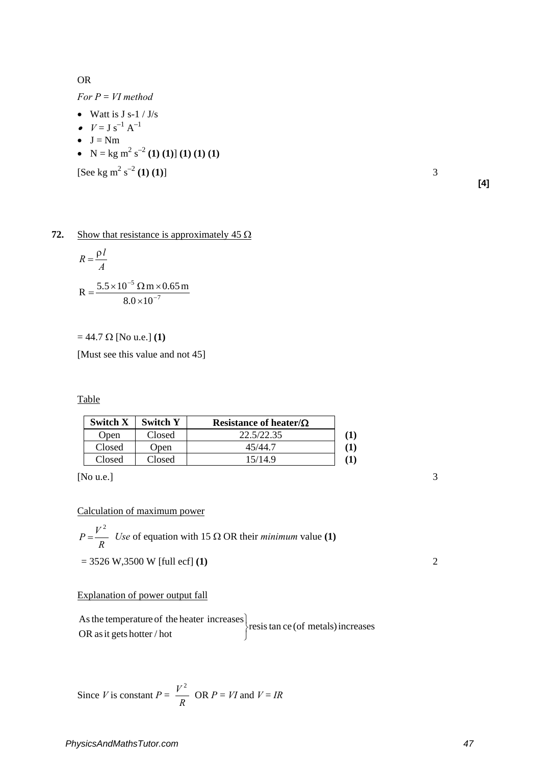OR

*For P = VI method*

- Watt is J s-1 / J/s
- $V = \text{J s}^{-1}\ \text{A}^{-1}$
- J = Nm
- N = kg $\text{m}^2\ \text{s}^{-2}$ **(1) (1)**] **(1) (1) (1)**

[See kg $\text{m}^2\ \text{s}^{-2}$ **(1) (1)**] 3

**[4]**

**72.** Show that resistance is approximately 45 Ω

$$R = \frac{\rho l}{A}$$

$$R = \frac{5.5 \times 10^{-5}\ \Omega\,\text{m} \times 0.65\,\text{m}}{8.0 \times 10^{-7}}$$

= 44.7 Ω [No u.e.] **(1)**

[Must see this value and not 45]

Table

| Switch X | Switch Y | Resistance of heater/Ω | |
|---|---|---|---|
| Open | Closed | 22.5/22.35 | **(1)** |
| Closed | Open | 45/44.7 | **(1)** |
| Closed | Closed | 15/14.9 | **(1)** |

[No u.e.] 3

Calculation of maximum power

$P = \frac{V^2}{R}$ *Use* of equation with 15 Ω OR their *minimum* value **(1)**

= 3526 W,3500 W [full ecf] **(1)** 2

Explanation of power output fall

As the temperature of the heater increases OR as it gets hotter / hot } resistance (of metals) increases

Since $V$ is constant $P = \frac{V^2}{R}$ OR $P = VI$ and $V = IR$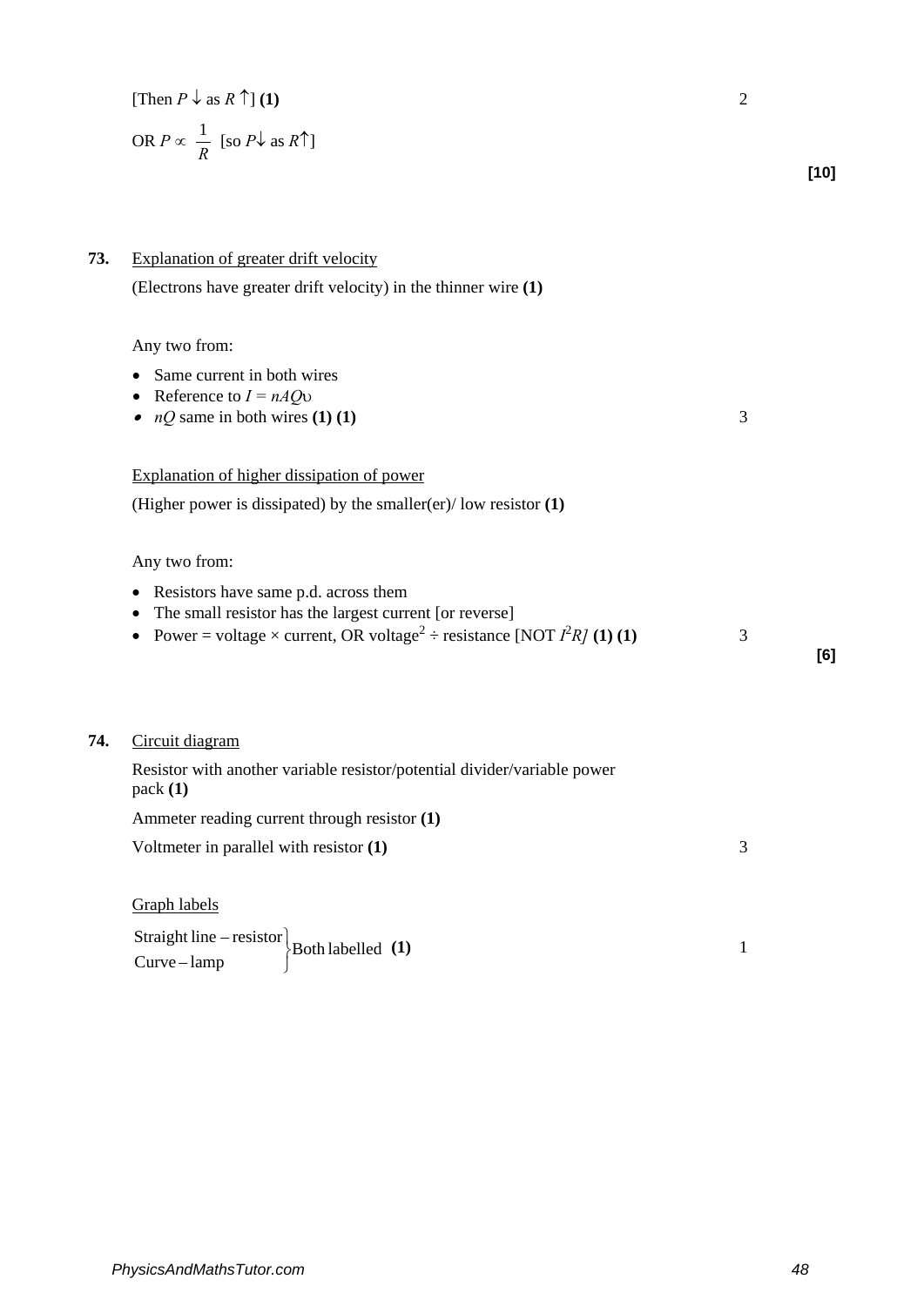[Then $P \downarrow$ as $R \uparrow$] **(1)** 2

OR $P \propto \dfrac{1}{R}$ [so $P\downarrow$ as $R\uparrow$]

**[10]**

**73.** Explanation of greater drift velocity

(Electrons have greater drift velocity) in the thinner wire **(1)**

Any two from:

- Same current in both wires
- Reference to $I = nAQ\upsilon$
- $nQ$ same in both wires **(1) (1)** 3

Explanation of higher dissipation of power

(Higher power is dissipated) by the smaller(er)/ low resistor **(1)**

Any two from:

- Resistors have same p.d. across them
- The small resistor has the largest current [or reverse]
- Power = voltage × current, OR voltage$^2$ ÷ resistance [NOT $I^2R$] **(1) (1)** 3

**[6]**

**74.** Circuit diagram

Resistor with another variable resistor/potential divider/variable power pack **(1)**

Ammeter reading current through resistor **(1)**

Voltmeter in parallel with resistor **(1)** 3

Graph labels

Straight line – resistor
Curve – lamp } Both labelled **(1)** 1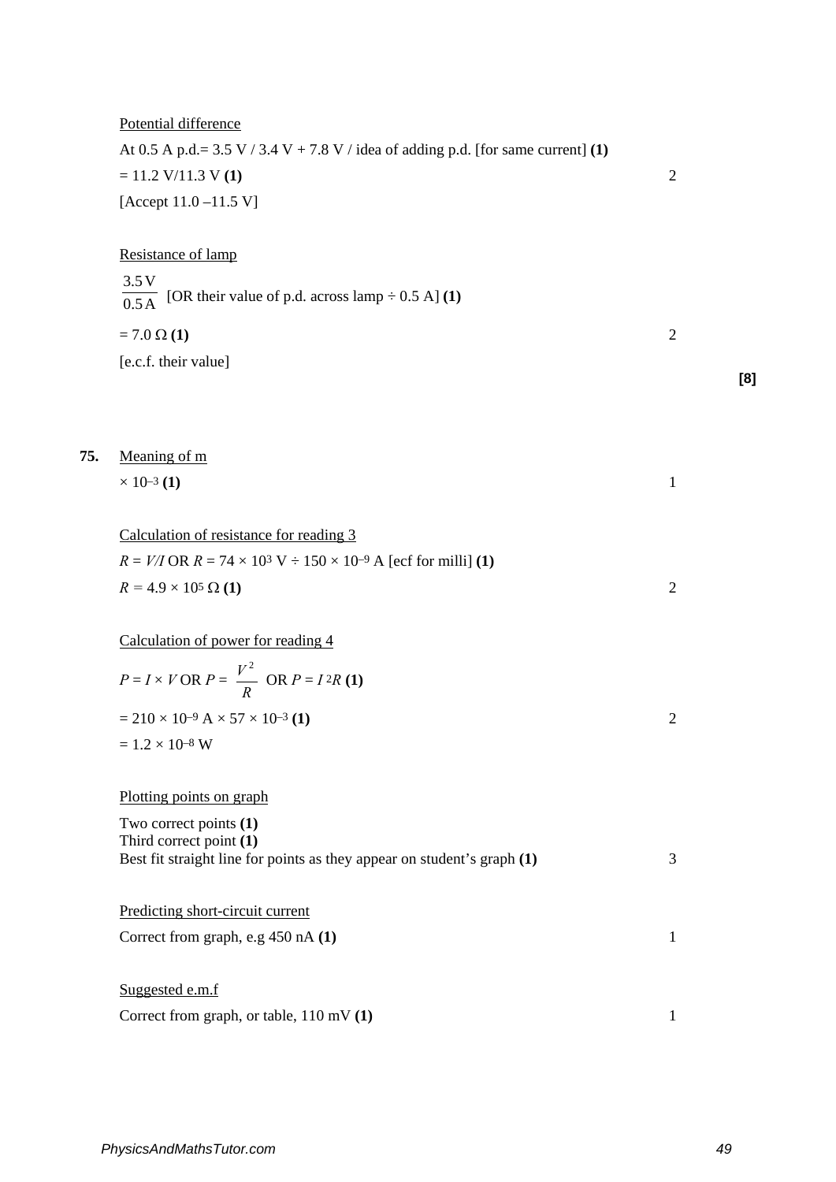Potential difference

At 0.5 A p.d.= 3.5 V / 3.4 V + 7.8 V / idea of adding p.d. [for same current] **(1)**

= 11.2 V/11.3 V **(1)** 2

[Accept 11.0 –11.5 V]

Resistance of lamp

$\frac{3.5\,\text{V}}{0.5\,\text{A}}$ [OR their value of p.d. across lamp ÷ 0.5 A] **(1)**

= 7.0 Ω **(1)** 2

[e.c.f. their value]

**[8]**

**75.** Meaning of m

$\times 10^{-3}$ **(1)** 1

Calculation of resistance for reading 3

$R = V/I$ OR $R = 74 \times 10^{3}$ V ÷ $150 \times 10^{-9}$ A [ecf for milli] **(1)**

$R = 4.9 \times 10^{5}$ Ω **(1)** 2

Calculation of power for reading 4

$P = I \times V$ OR $P = \frac{V^2}{R}$ OR $P = I^2R$ **(1)**

$= 210 \times 10^{-9}$ A $\times 57 \times 10^{-3}$ **(1)** 2

$= 1.2 \times 10^{-8}$ W

Plotting points on graph

Two correct points **(1)**
Third correct point **(1)**
Best fit straight line for points as they appear on student's graph **(1)** 3

Predicting short-circuit current

Correct from graph, e.g 450 nA **(1)** 1

Suggested e.m.f

Correct from graph, or table, 110 mV **(1)** 1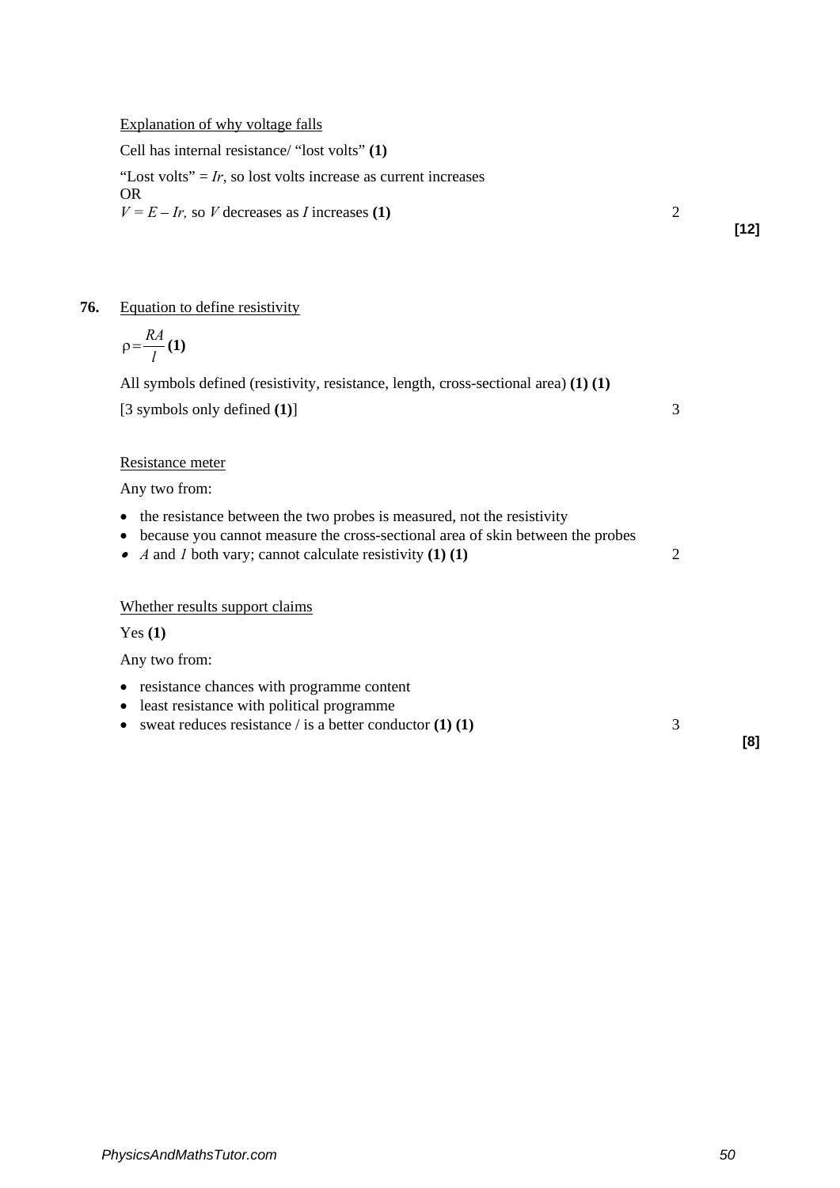Explanation of why voltage falls

Cell has internal resistance/ "lost volts" **(1)**

"Lost volts" = $Ir$, so lost volts increase as current increases
OR
$V = E - Ir$, so $V$ decreases as $I$ increases **(1)** 2

**[12]**

**76.** Equation to define resistivity

$\rho = \frac{RA}{l}$ **(1)**

All symbols defined (resistivity, resistance, length, cross-sectional area) **(1) (1)**

[3 symbols only defined **(1)**] 3

Resistance meter

Any two from:

- the resistance between the two probes is measured, not the resistivity
- because you cannot measure the cross-sectional area of skin between the probes
- $A$ and $l$ both vary; cannot calculate resistivity **(1) (1)** 2

Whether results support claims

Yes **(1)**

Any two from:

- resistance chances with programme content
- least resistance with political programme
- sweat reduces resistance / is a better conductor **(1) (1)** 3

**[8]**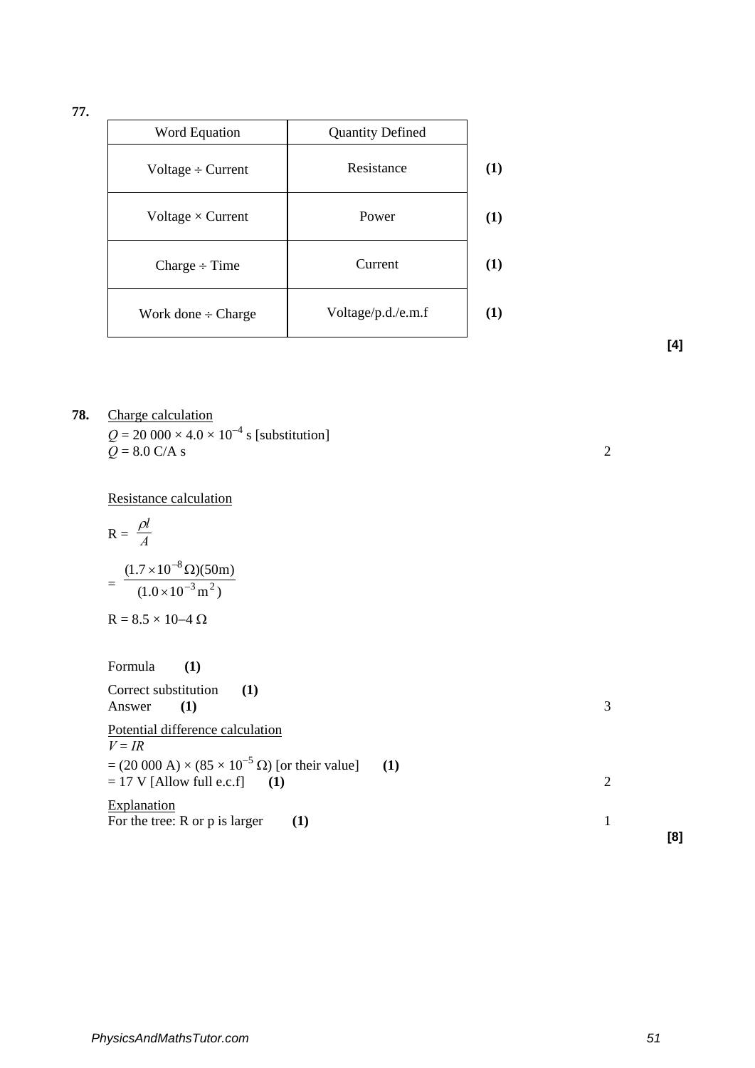**77.**

| Word Equation | Quantity Defined | |
|---|---|---|
| Voltage ÷ Current | Resistance | **(1)** |
| Voltage × Current | Power | **(1)** |
| Charge ÷ Time | Current | **(1)** |
| Work done ÷ Charge | Voltage/p.d./e.m.f | **(1)** |

**[4]**

**78.** Charge calculation

$Q = 20\ 000 \times 4.0 \times 10^{-4}$ s [substitution]

$Q = 8.0$ C/A s 2

Resistance calculation

$$R = \frac{\rho l}{A}$$

$$= \frac{(1.7 \times 10^{-8}\ \Omega)(50\text{m})}{(1.0 \times 10^{-3}\ \text{m}^2)}$$

R = 8.5 × 10–4 Ω

Formula **(1)**

Correct substitution **(1)**

Answer **(1)** 3

Potential difference calculation

$V = IR$

= (20 000 A) × (85 × $10^{-5}$ Ω) [or their value] **(1)**

= 17 V [Allow full e.c.f] **(1)** 2

Explanation

For the tree: R or p is larger **(1)** 1

**[8]**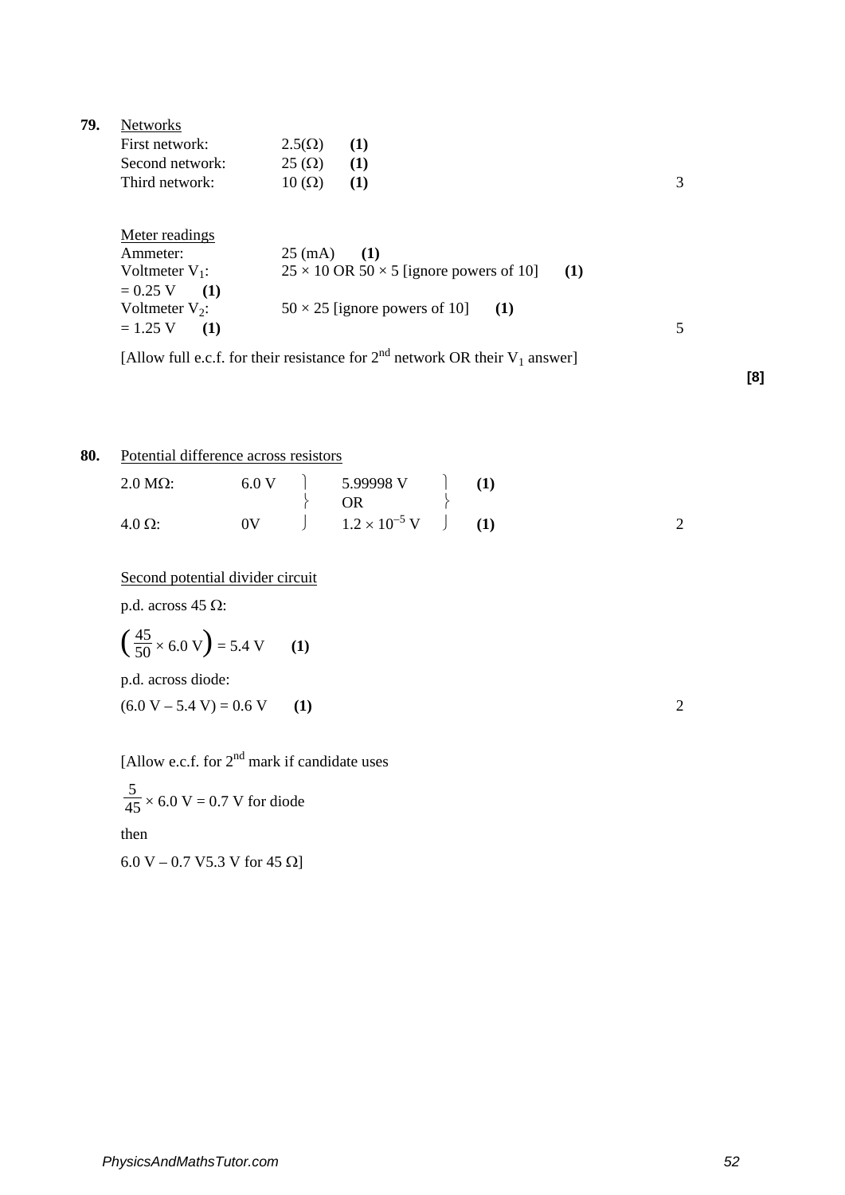**79.** <u>Networks</u>

First network: 2.5(Ω) **(1)**
Second network: 25 (Ω) **(1)**
Third network: 10 (Ω) **(1)** 3

<u>Meter readings</u>

Ammeter: 25 (mA) **(1)**
Voltmeter $V_1$: 25 × 10 OR 50 × 5 [ignore powers of 10] **(1)**
= 0.25 V **(1)**
Voltmeter $V_2$: 50 × 25 [ignore powers of 10] **(1)**
= 1.25 V **(1)** 5

[Allow full e.c.f. for their resistance for 2nd network OR their $V_1$ answer]

**[8]**

**80.** <u>Potential difference across resistors</u>

| | | | |
|---|---|---|---|
| 2.0 MΩ: | 6.0 V | 5.99998 V | **(1)** |
| | | OR | |
| 4.0 Ω: | 0V | $1.2 \times 10^{-5}$ V | **(1)** |

2

<u>Second potential divider circuit</u>

p.d. across 45 Ω:

$\left(\frac{45}{50} \times 6.0\text{ V}\right) = 5.4\text{ V}$ **(1)**

p.d. across diode:

(6.0 V – 5.4 V) = 0.6 V **(1)** 2

[Allow e.c.f. for 2nd mark if candidate uses

$\frac{5}{45} \times 6.0\text{ V} = 0.7\text{ V}$ for diode

then

6.0 V – 0.7 V5.3 V for 45 Ω]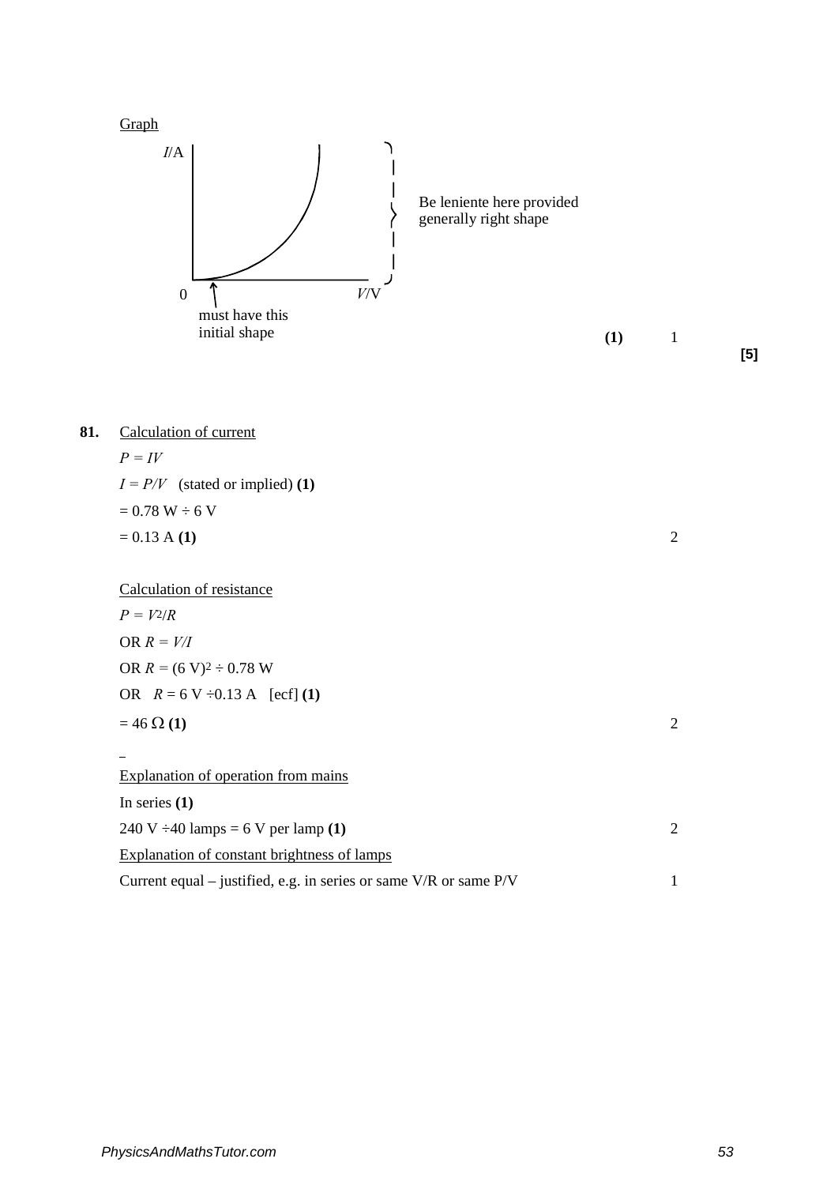Graph

I/A

Be leniente here provided generally right shape

0 V/V

must have this initial shape

**(1)** 1

**[5]**

**81.** Calculation of current

$P = IV$

$I = P/V$ (stated or implied) **(1)**

$= 0.78$ W ÷ 6 V

$= 0.13$ A **(1)** 2

Calculation of resistance

$P = V^2/R$

OR $R = V/I$

OR $R = (6\text{ V})^2 \div 0.78$ W

OR $R = 6$ V ÷0.13 A [ecf] **(1)**

$= 46\ \Omega$ **(1)** 2

Explanation of operation from mains

In series **(1)**

240 V ÷40 lamps = 6 V per lamp **(1)** 2

Explanation of constant brightness of lamps

Current equal – justified, e.g. in series or same V/R or same P/V 1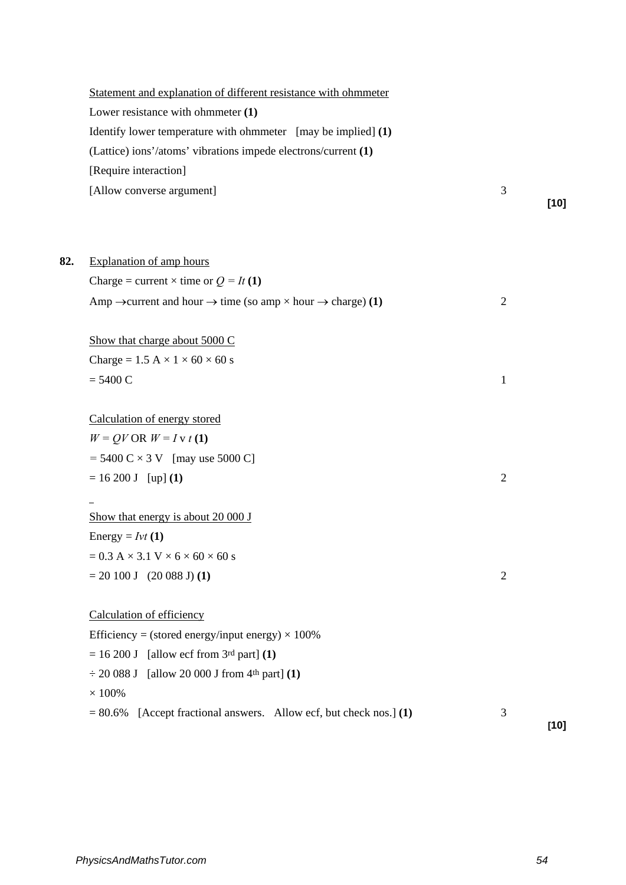Statement and explanation of different resistance with ohmmeter

Lower resistance with ohmmeter **(1)**

Identify lower temperature with ohmmeter [may be implied] **(1)**

(Lattice) ions'/atoms' vibrations impede electrons/current **(1)**

[Require interaction]

[Allow converse argument] 3

**[10]**

**82.** Explanation of amp hours

Charge = current × time or $Q = It$ **(1)**

Amp $\rightarrow$ current and hour $\rightarrow$ time (so amp × hour $\rightarrow$ charge) **(1)** 2

Show that charge about 5000 C

Charge = 1.5 A × 1 × 60 × 60 s

= 5400 C 1

Calculation of energy stored

$W = QV$ OR $W = I$ v $t$ **(1)**

= 5400 C × 3 V [may use 5000 C]

= 16 200 J [up] **(1)** 2

Show that energy is about 20 000 J

Energy = $Ivt$ **(1)**

= 0.3 A × 3.1 V × 6 × 60 × 60 s

= 20 100 J (20 088 J) **(1)** 2

Calculation of efficiency

Efficiency = (stored energy/input energy) × 100%

= 16 200 J [allow ecf from 3rd part] **(1)**

÷ 20 088 J [allow 20 000 J from 4th part] **(1)**

× 100%

= 80.6% [Accept fractional answers. Allow ecf, but check nos.] **(1)** 3

**[10]**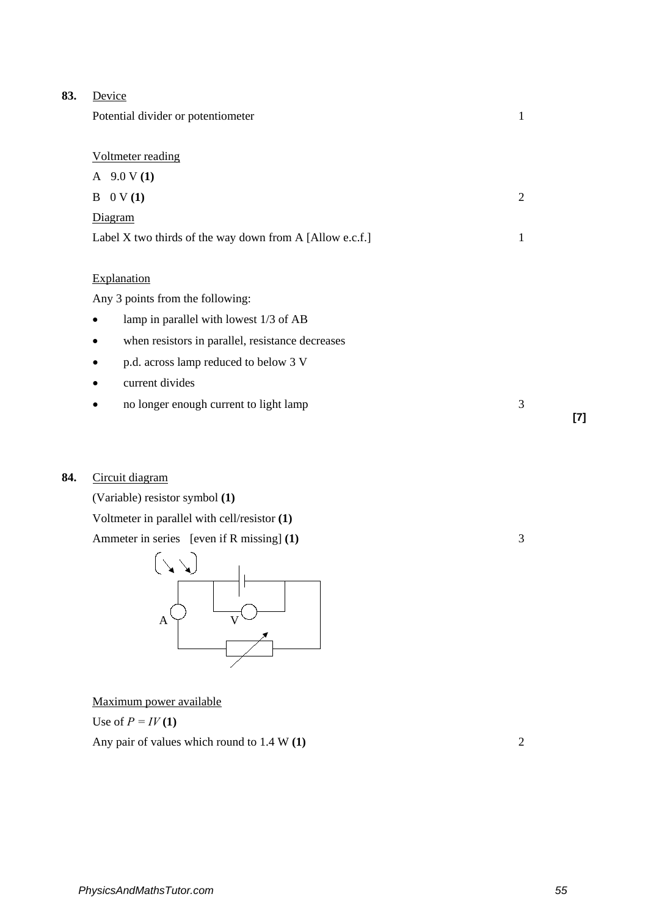**83.** Device

Potential divider or potentiometer — 1

Voltmeter reading

A 9.0 V **(1)**

B 0 V **(1)** — 2

Diagram

Label X two thirds of the way down from A [Allow e.c.f.] — 1

Explanation

Any 3 points from the following:

- lamp in parallel with lowest 1/3 of AB
- when resistors in parallel, resistance decreases
- p.d. across lamp reduced to below 3 V
- current divides
- no longer enough current to light lamp — 3

**[7]**

**84.** Circuit diagram

(Variable) resistor symbol **(1)**

Voltmeter in parallel with cell/resistor **(1)**

Ammeter in series [even if R missing] **(1)** — 3

Maximum power available

Use of $P = IV$ **(1)**

Any pair of values which round to 1.4 W **(1)** — 2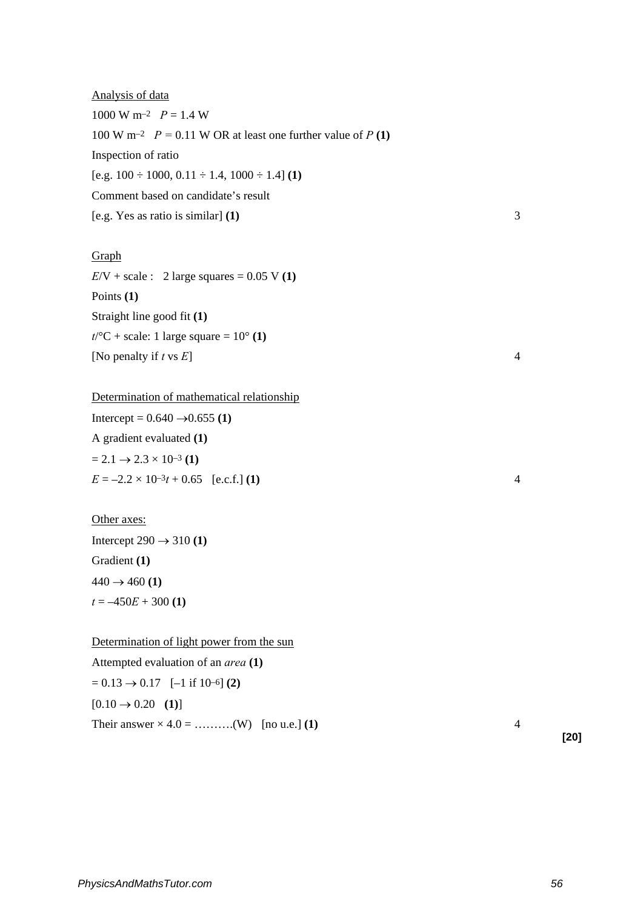Analysis of data

1000 W m$^{-2}$   $P$ = 1.4 W

100 W m$^{-2}$   $P$ = 0.11 W OR at least one further value of $P$ **(1)**

Inspection of ratio

[e.g. 100 ÷ 1000, 0.11 ÷ 1.4, 1000 ÷ 1.4] **(1)**

Comment based on candidate's result

[e.g. Yes as ratio is similar] **(1)** 3

Graph

$E$/V + scale :   2 large squares = 0.05 V **(1)**

Points **(1)**

Straight line good fit **(1)**

$t$/°C + scale: 1 large square = 10° **(1)**

[No penalty if $t$ vs $E$] 4

Determination of mathematical relationship

Intercept = 0.640 → 0.655 **(1)**

A gradient evaluated **(1)**

= 2.1 → 2.3 × 10$^{-3}$ **(1)**

$E = -2.2 \times 10^{-3}t + 0.65$   [e.c.f.] **(1)** 4

Other axes:

Intercept 290 → 310 **(1)**

Gradient **(1)**

440 → 460 **(1)**

$t = -450E + 300$ **(1)**

Determination of light power from the sun

Attempted evaluation of an *area* **(1)**

= 0.13 → 0.17   [–1 if 10$^{-6}$] **(2)**

[0.10 → 0.20   **(1)**]

Their answer × 4.0 = ……….(W)   [no u.e.] **(1)** 4

**[20]**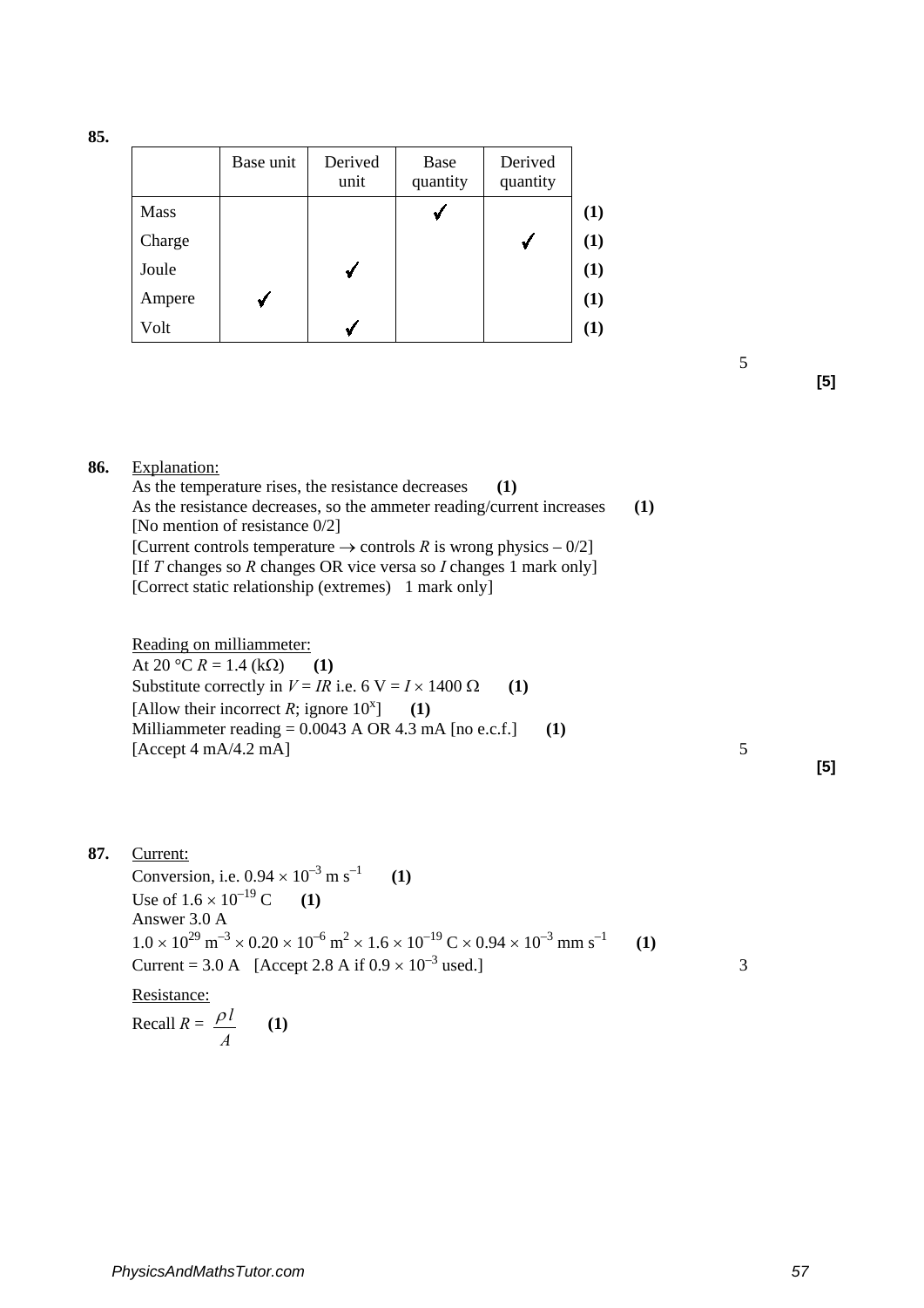**85.**

| | Base unit | Derived unit | Base quantity | Derived quantity | |
|---|---|---|---|---|---|
| Mass | | | ✓ | | **(1)** |
| Charge | | | | ✓ | **(1)** |
| Joule | | ✓ | | | **(1)** |
| Ampere | ✓ | | | | **(1)** |
| Volt | | ✓ | | | **(1)** |

5

**[5]**

**86.** Explanation:
As the temperature rises, the resistance decreases **(1)**
As the resistance decreases, so the ammeter reading/current increases **(1)**
[No mention of resistance 0/2]
[Current controls temperature $\rightarrow$ controls $R$ is wrong physics – 0/2]
[If $T$ changes so $R$ changes OR vice versa so $I$ changes 1 mark only]
[Correct static relationship (extremes) 1 mark only]

Reading on milliammeter:
At 20 °C $R$ = 1.4 (kΩ) **(1)**
Substitute correctly in $V = IR$ i.e. 6 V = $I \times 1400\ \Omega$ **(1)**
[Allow their incorrect $R$; ignore $10^x$] **(1)**
Milliammeter reading = 0.0043 A OR 4.3 mA [no e.c.f.] **(1)**
[Accept 4 mA/4.2 mA] 5

**[5]**

**87.** Current:
Conversion, i.e. $0.94 \times 10^{-3}$ m s$^{-1}$ **(1)**
Use of $1.6 \times 10^{-19}$ C **(1)**
Answer 3.0 A
$1.0 \times 10^{29}$ m$^{-3}$ $\times$ $0.20 \times 10^{-6}$ m$^2$ $\times$ $1.6 \times 10^{-19}$ C $\times$ $0.94 \times 10^{-3}$ mm s$^{-1}$ **(1)**
Current = 3.0 A [Accept 2.8 A if $0.9 \times 10^{-3}$ used.] 3

Resistance:
Recall $R = \dfrac{\rho l}{A}$ **(1)**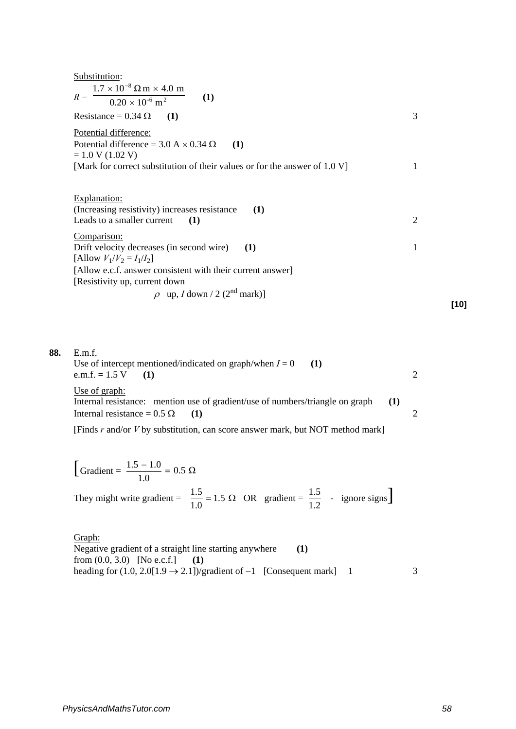Substitution:

$$R = \frac{1.7 \times 10^{-8}\ \Omega\,\text{m} \times 4.0\ \text{m}}{0.20 \times 10^{-6}\ \text{m}^2}$$ **(1)**

Resistance = 0.34 Ω **(1)** 3

Potential difference:
Potential difference = 3.0 A × 0.34 Ω **(1)**
= 1.0 V (1.02 V)
[Mark for correct substitution of their values or for the answer of 1.0 V] 1

Explanation:
(Increasing resistivity) increases resistance **(1)**
Leads to a smaller current **(1)** 2

Comparison:
Drift velocity decreases (in second wire) **(1)** 1
[Allow $V_1/V_2 = I_1/I_2$]
[Allow e.c.f. answer consistent with their current answer]
[Resistivity up, current down
$\rho$ up, $I$ down / 2 (2nd mark)]

**[10]**

**88.** E.m.f.
Use of intercept mentioned/indicated on graph/when $I = 0$ **(1)**
e.m.f. = 1.5 V **(1)** 2

Use of graph:
Internal resistance: mention use of gradient/use of numbers/triangle on graph **(1)**
Internal resistance = 0.5 Ω **(1)** 2

[Finds $r$ and/or $V$ by substitution, can score answer mark, but NOT method mark]

[Gradient = $\frac{1.5 - 1.0}{1.0} = 0.5\ \Omega$

They might write gradient = $\frac{1.5}{1.0} = 1.5\ \Omega$ OR gradient = $\frac{1.5}{1.2}$ - ignore signs]

Graph:
Negative gradient of a straight line starting anywhere **(1)**
from (0.0, 3.0) [No e.c.f.] **(1)**
heading for (1.0, 2.0[1.9 → 2.1])/gradient of −1 [Consequent mark] 1 3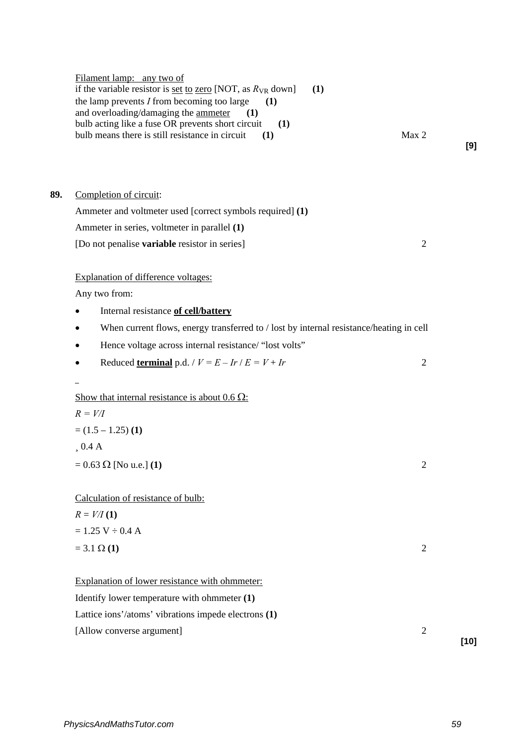Filament lamp: any two of

if the variable resistor is set to zero [NOT, as $R_{VR}$ down] **(1)**

the lamp prevents $I$ from becoming too large **(1)**

and overloading/damaging the ammeter **(1)**

bulb acting like a fuse OR prevents short circuit **(1)**

bulb means there is still resistance in circuit **(1)** Max 2

**[9]**

**89.** Completion of circuit:

Ammeter and voltmeter used [correct symbols required] **(1)**

Ammeter in series, voltmeter in parallel **(1)**

[Do not penalise **variable** resistor in series] 2

Explanation of difference voltages:

Any two from:

- Internal resistance **of cell/battery**
- When current flows, energy transferred to / lost by internal resistance/heating in cell
- Hence voltage across internal resistance/ "lost volts"
- Reduced **terminal** p.d. / $V = E - Ir$ / $E = V + Ir$ 2

Show that internal resistance is about 0.6 Ω:

$R = V/I$

$= (1.5 - 1.25)$ **(1)**

¸ 0.4 A

$= 0.63\ \Omega$ [No u.e.] **(1)** 2

Calculation of resistance of bulb:

$R = V/I$ **(1)**

$= 1.25\text{ V} \div 0.4\text{ A}$

$= 3.1\ \Omega$ **(1)** 2

Explanation of lower resistance with ohmmeter:

Identify lower temperature with ohmmeter **(1)**

Lattice ions'/atoms' vibrations impede electrons **(1)**

[Allow converse argument] 2

**[10]**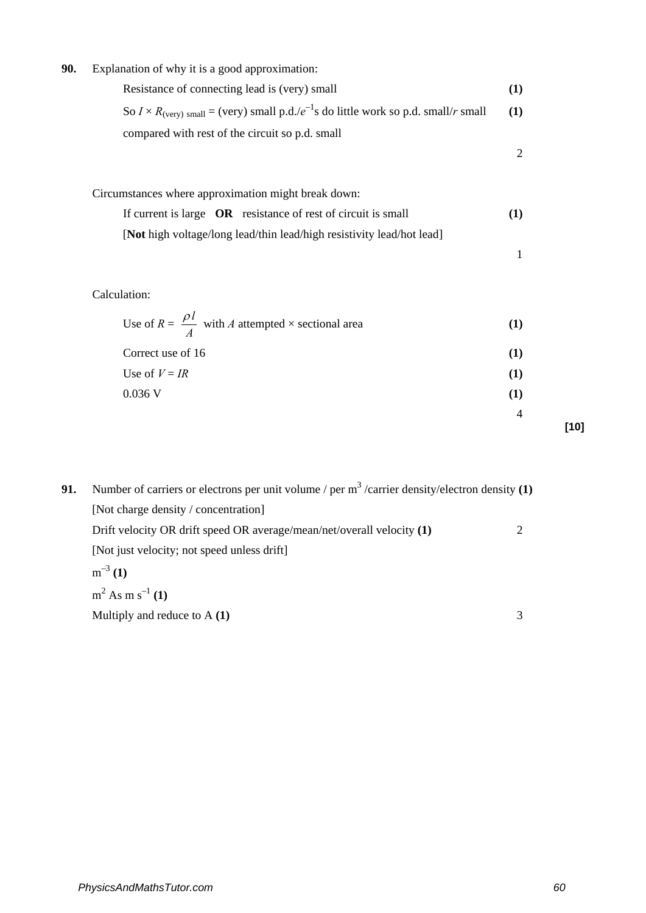**90.** Explanation of why it is a good approximation:

Resistance of connecting lead is (very) small **(1)**

So $I \times R_{(very)\ small}$ = (very) small p.d./$e^{-1}$s do little work so p.d. small/$r$ small compared with rest of the circuit so p.d. small **(1)**

2

Circumstances where approximation might break down:

If current is large **OR** resistance of rest of circuit is small **(1)**

[**Not** high voltage/long lead/thin lead/high resistivity lead/hot lead]

1

Calculation:

Use of $R = \dfrac{\rho l}{A}$ with $A$ attempted × sectional area **(1)**

Correct use of 16 **(1)**

Use of $V = IR$ **(1)**

0.036 V **(1)**

4

**[10]**

**91.** Number of carriers or electrons per unit volume / per $m^3$ /carrier density/electron density **(1)**

[Not charge density / concentration]

Drift velocity OR drift speed OR average/mean/net/overall velocity **(1)** 2

[Not just velocity; not speed unless drift]

$m^{-3}$ **(1)**

$m^2$ As $m\ s^{-1}$ **(1)**

Multiply and reduce to A **(1)** 3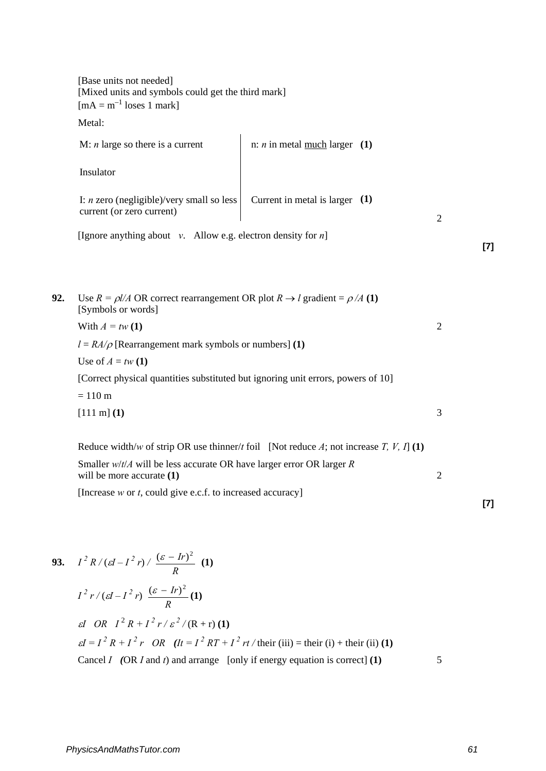[Base units not needed]
[Mixed units and symbols could get the third mark]
[mA = m$^{-1}$ loses 1 mark]

Metal:

| | |
|---|---|
| M: *n* large so there is a current | n: *n* in metal much larger **(1)** |
| Insulator | |
| I: *n* zero (negligible)/very small so less current (or zero current) | Current in metal is larger **(1)** |

2

[Ignore anything about *v*. Allow e.g. electron density for *n*]

**[7]**

**92.** Use $R = \rho l/A$ OR correct rearrangement OR plot $R \rightarrow l$ gradient = $\rho /A$ **(1)**
[Symbols or words]

With $A = tw$ **(1)** 2

$l = RA/\rho$ [Rearrangement mark symbols or numbers] **(1)**

Use of $A = tw$ **(1)**

[Correct physical quantities substituted but ignoring unit errors, powers of 10]

= 110 m

[111 m] **(1)** 3

Reduce width/*w* of strip OR use thinner/*t* foil [Not reduce *A*; not increase *T, V, I*] **(1)**

Smaller *w*/*t*/*A* will be less accurate OR have larger error OR larger *R* will be more accurate **(1)** 2

[Increase *w* or *t*, could give e.c.f. to increased accuracy]

**[7]**

**93.** $I^2 R$ / $(\varepsilon I - I^2 r)$ / $\dfrac{(\varepsilon - Ir)^2}{R}$ **(1)**

$I^2 r$ / $(\varepsilon I - I^2 r)$ $\dfrac{(\varepsilon - Ir)^2}{R}$ **(1)**

$\varepsilon I$ *OR* $I^2 R + I^2 r$ / $\varepsilon^2 / (R + r)$ **(1)**

$\varepsilon I = I^2 R + I^2 r$ *OR* ($It = I^2 RT + I^2 rt$ / their (iii) = their (i) + their (ii) **(1)**

Cancel *I* (OR *I* and *t*) and arrange [only if energy equation is correct] **(1)** 5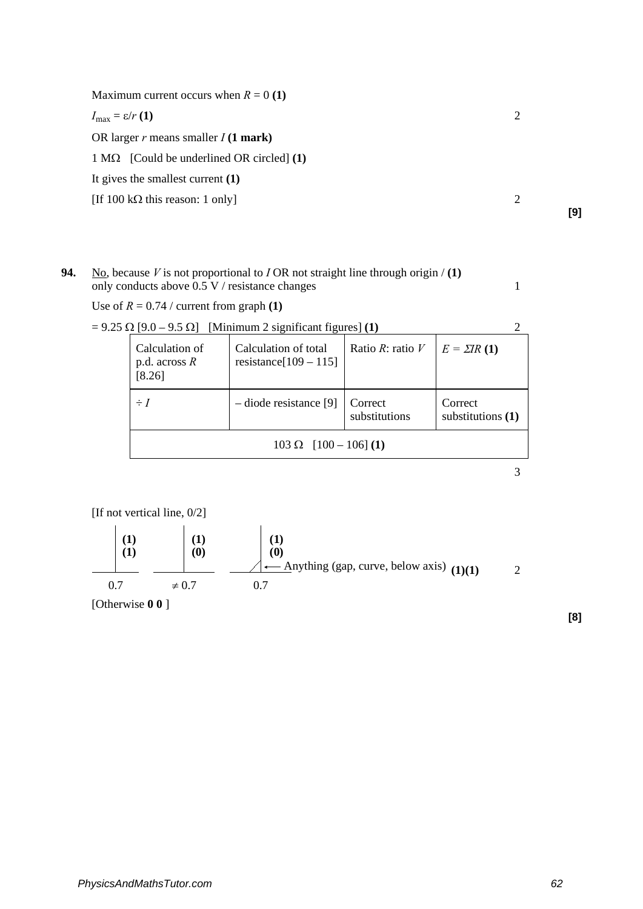Maximum current occurs when $R = 0$ **(1)**

$I_{max} = \varepsilon/r$ **(1)** 2

OR larger $r$ means smaller $I$ **(1 mark)**

1 MΩ [Could be underlined OR circled] **(1)**

It gives the smallest current **(1)**

[If 100 kΩ this reason: 1 only] 2

**[9]**

**94.** No, because $V$ is not proportional to $I$ OR not straight line through origin / **(1)** only conducts above 0.5 V / resistance changes 1

Use of $R = 0.74$ / current from graph **(1)**

= 9.25 Ω [9.0 – 9.5 Ω] [Minimum 2 significant figures] **(1)** 2

| Calculation of p.d. across $R$ [8.26] | Calculation of total resistance[109 – 115] | Ratio $R$: ratio $V$ | $E = \Sigma IR$ **(1)** |
|---|---|---|---|
| ÷ $I$ | – diode resistance [9] | Correct substitutions | Correct substitutions **(1)** |
| 103 Ω [100 – 106] **(1)** | | | |

3

[If not vertical line, 0/2]

| Vertical line at 0.7 | Vertical line at ≠ 0.7 | Vertical line at 0.7 with anything (gap, curve, below axis) before it |
|---|---|---|
| **(1)** **(1)** | **(1)** **(0)** | **(1)** **(0)** |

Anything (gap, curve, below axis) **(1)(1)** 2

[Otherwise **0 0** ]

**[8]**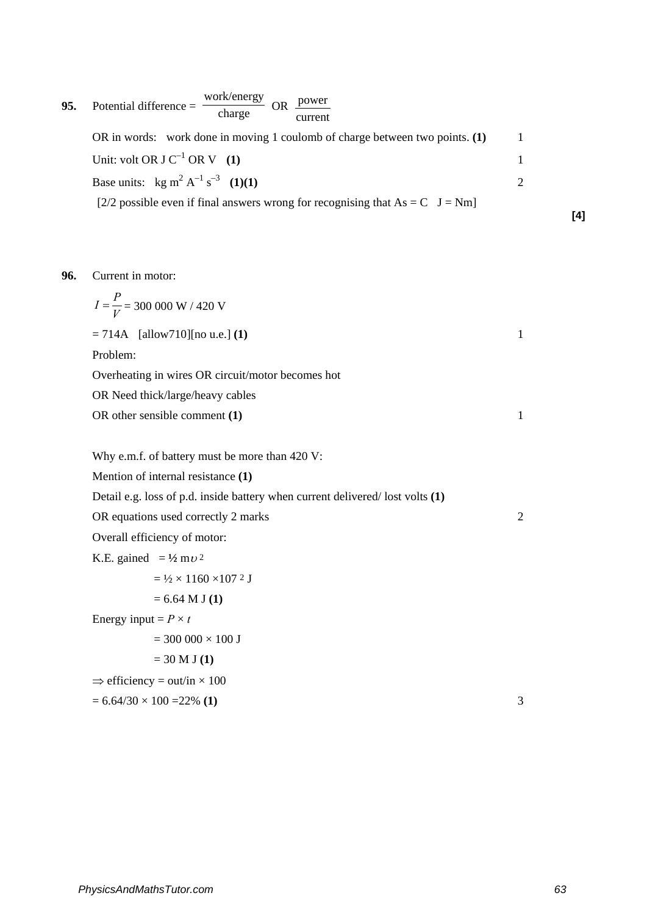**95.** Potential difference = $\frac{\text{work/energy}}{\text{charge}}$ OR $\frac{\text{power}}{\text{current}}$

OR in words: work done in moving 1 coulomb of charge between two points. **(1)** 1

Unit: volt OR J $C^{-1}$ OR V **(1)** 1

Base units: kg $m^2$ $A^{-1}$ $s^{-3}$ **(1)(1)** 2

[2/2 possible even if final answers wrong for recognising that As = C J = Nm]

**[4]**

**96.** Current in motor:

$I = \frac{P}{V}$ = 300 000 W / 420 V

= 714A [allow710][no u.e.] **(1)** 1

Problem:

Overheating in wires OR circuit/motor becomes hot

OR Need thick/large/heavy cables

OR other sensible comment **(1)** 1

Why e.m.f. of battery must be more than 420 V:

Mention of internal resistance **(1)**

Detail e.g. loss of p.d. inside battery when current delivered/ lost volts **(1)**

OR equations used correctly 2 marks 2

Overall efficiency of motor:

K.E. gained = ½ m$\upsilon^2$

= ½ × 1160 ×$107^2$ J

= 6.64 M J **(1)**

Energy input = $P \times t$

= 300 000 × 100 J

= 30 M J **(1)**

$\Rightarrow$ efficiency = out/in × 100

= 6.64/30 × 100 =22% **(1)** 3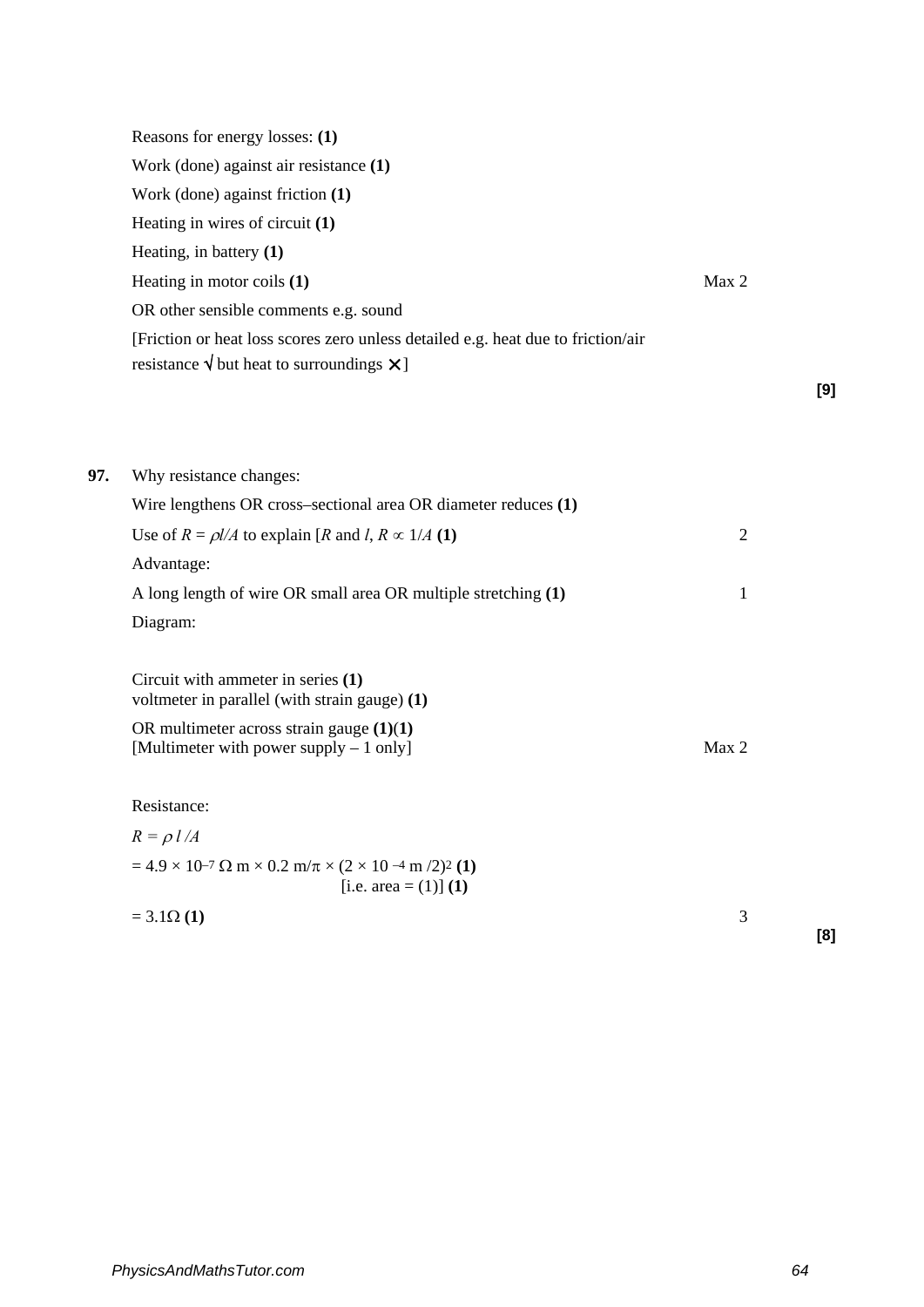Reasons for energy losses: **(1)**

Work (done) against air resistance **(1)**

Work (done) against friction **(1)**

Heating in wires of circuit **(1)**

Heating, in battery **(1)**

Heating in motor coils **(1)** Max 2

OR other sensible comments e.g. sound

[Friction or heat loss scores zero unless detailed e.g. heat due to friction/air resistance √ but heat to surroundings ✕]

**[9]**

**97.** Why resistance changes:

Wire lengthens OR cross–sectional area OR diameter reduces **(1)**

Use of $R = \rho l/A$ to explain [$R$ and $l$, $R \propto 1/A$ **(1)** 2

Advantage:

A long length of wire OR small area OR multiple stretching **(1)** 1

Diagram:

Circuit with ammeter in series **(1)**
voltmeter in parallel (with strain gauge) **(1)**

OR multimeter across strain gauge **(1)**(**1)**
[Multimeter with power supply – 1 only] Max 2

Resistance:

$R = \rho\, l /A$

$= 4.9 \times 10^{-7}\ \Omega\ \text{m} \times 0.2\ \text{m}/\pi \times (2 \times 10^{-4}\ \text{m}/2)^2$ **(1)**
[i.e. area = (1)] **(1)**

$= 3.1\Omega$ **(1)** 3

**[8]**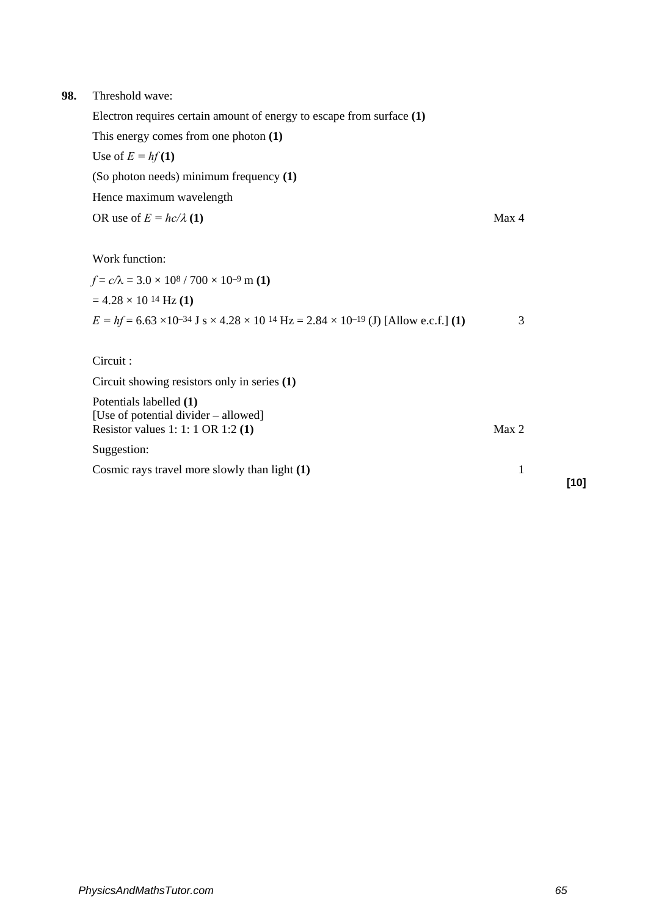**98.** Threshold wave:

Electron requires certain amount of energy to escape from surface **(1)**

This energy comes from one photon **(1)**

Use of $E = hf$ **(1)**

(So photon needs) minimum frequency **(1)**

Hence maximum wavelength

OR use of $E = hc/\lambda$ **(1)** — Max 4

Work function:

$f = c/\lambda = 3.0 \times 10^8 / 700 \times 10^{-9}$ m **(1)**

$= 4.28 \times 10^{14}$ Hz **(1)**

$E = hf = 6.63 \times 10^{-34}$ J s $\times 4.28 \times 10^{14}$ Hz $= 2.84 \times 10^{-19}$ (J) [Allow e.c.f.] **(1)** — 3

Circuit :

Circuit showing resistors only in series **(1)**

Potentials labelled **(1)**
[Use of potential divider – allowed]
Resistor values 1: 1: 1 OR 1:2 **(1)** — Max 2

Suggestion:

Cosmic rays travel more slowly than light **(1)** — 1

**[10]**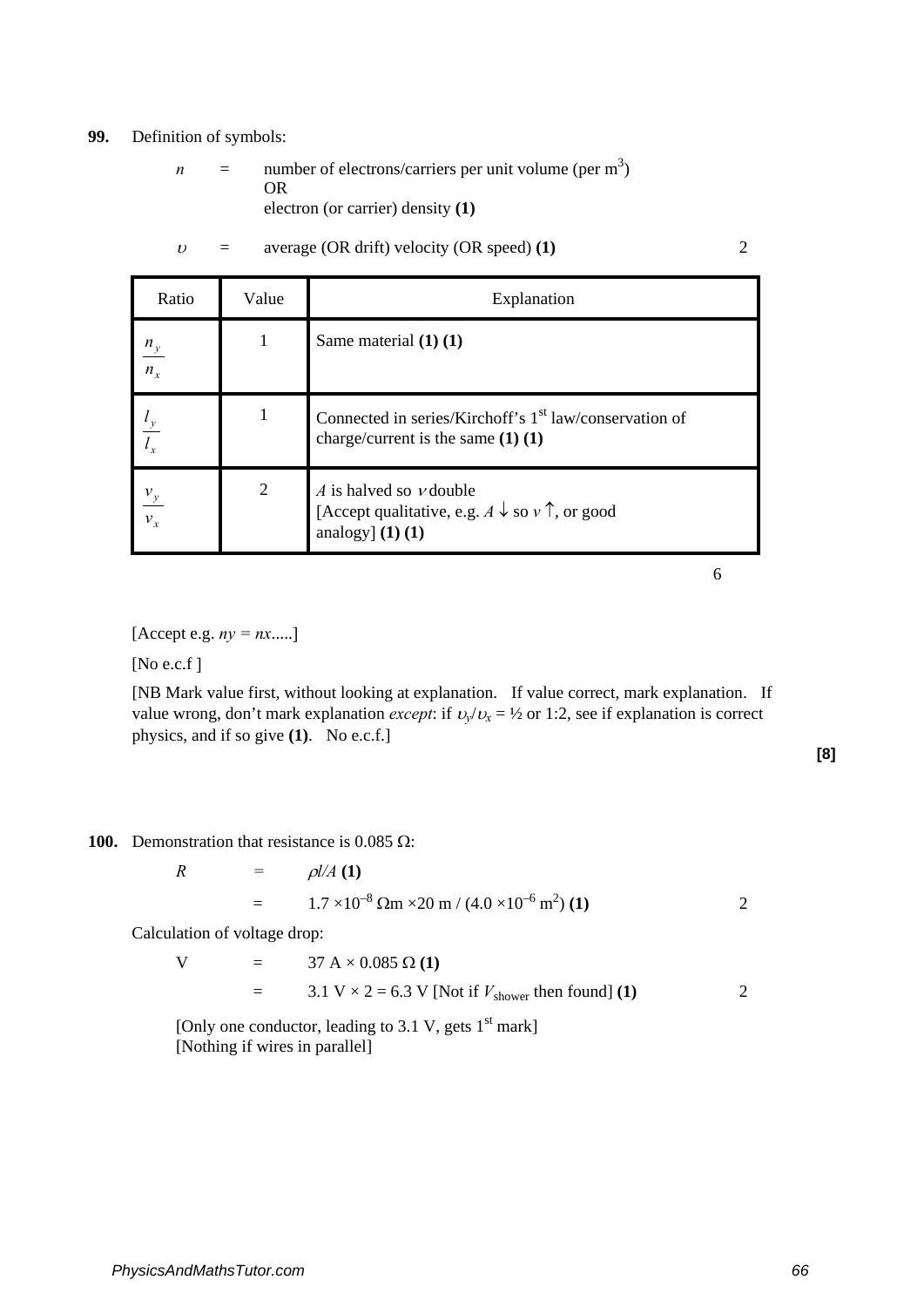**99.** Definition of symbols:

$n$ = number of electrons/carriers per unit volume (per $m^3$)
OR
electron (or carrier) density **(1)**

$\upsilon$ = average (OR drift) velocity (OR speed) **(1)** 2

| Ratio | Value | Explanation |
|---|---|---|
| $\frac{n_y}{n_x}$ | 1 | Same material **(1) (1)** |
| $\frac{I_y}{I_x}$ | 1 | Connected in series/Kirchoff's 1st law/conservation of charge/current is the same **(1) (1)** |
| $\frac{v_y}{v_x}$ | 2 | $A$ is halved so $v$ double [Accept qualitative, e.g. $A \downarrow$ so $v \uparrow$, or good analogy] **(1) (1)** |

6

[Accept e.g. $ny = nx$.....]

[No e.c.f ]

[NB Mark value first, without looking at explanation. If value correct, mark explanation. If value wrong, don't mark explanation *except*: if $\upsilon_y/\upsilon_x = ½$ or 1:2, see if explanation is correct physics, and if so give **(1)**. No e.c.f.]

**[8]**

**100.** Demonstration that resistance is 0.085 Ω:

$R = \rho l/A$ **(1)**

$= 1.7 \times 10^{-8}\ \Omega\text{m} \times 20\ \text{m} / (4.0 \times 10^{-6}\ \text{m}^2)$ **(1)** 2

Calculation of voltage drop:

$V = 37\ \text{A} \times 0.085\ \Omega$ **(1)**

$= 3.1\ \text{V} \times 2 = 6.3\ \text{V}$ [Not if $V_{shower}$ then found] **(1)** 2

[Only one conductor, leading to 3.1 V, gets 1st mark]
[Nothing if wires in parallel]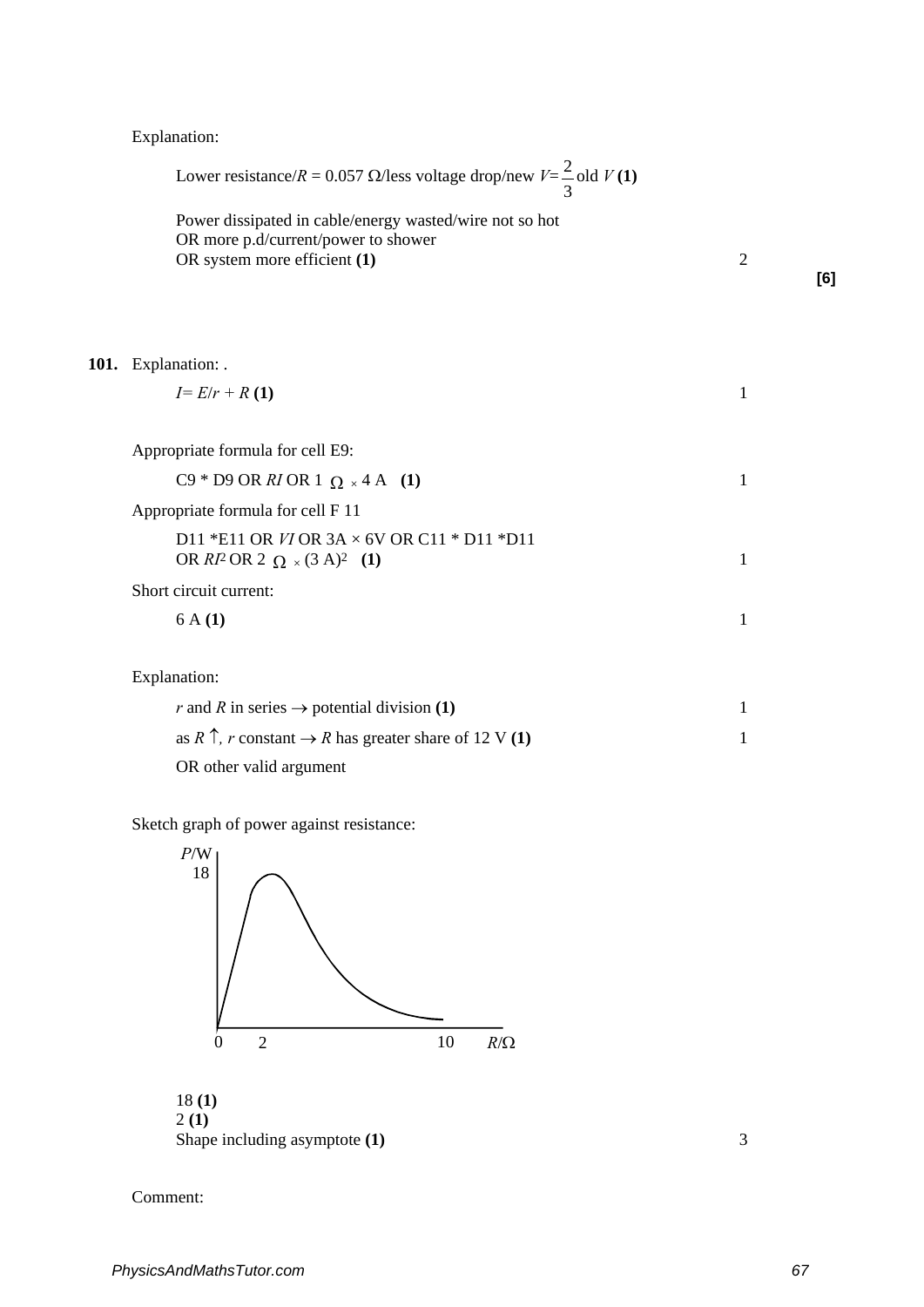Explanation:

Lower resistance/$R = 0.057\ \Omega$/less voltage drop/new $V = \frac{2}{3}$ old $V$ **(1)**

Power dissipated in cable/energy wasted/wire not so hot
OR more p.d/current/power to shower
OR system more efficient **(1)** 2

**[6]**

**101.** Explanation: .

$I = E/r + R$ **(1)** 1

Appropriate formula for cell E9:

C9 * D9 OR $RI$ OR $1\ \Omega \times 4$ A **(1)** 1

Appropriate formula for cell F 11

D11 *E11 OR $VI$ OR 3A × 6V OR C11 * D11 *D11
OR $RI^2$ OR $2\ \Omega \times (3\text{ A})^2$ **(1)** 1

Short circuit current:

6 A **(1)** 1

Explanation:

$r$ and $R$ in series $\rightarrow$ potential division **(1)** 1

as $R \uparrow$, $r$ constant $\rightarrow$ $R$ has greater share of 12 V **(1)** 1

OR other valid argument

Sketch graph of power against resistance:

P/W axis: 18; R/Ω axis: 0, 2, 10

18 **(1)**
2 **(1)**
Shape including asymptote **(1)** 3

Comment: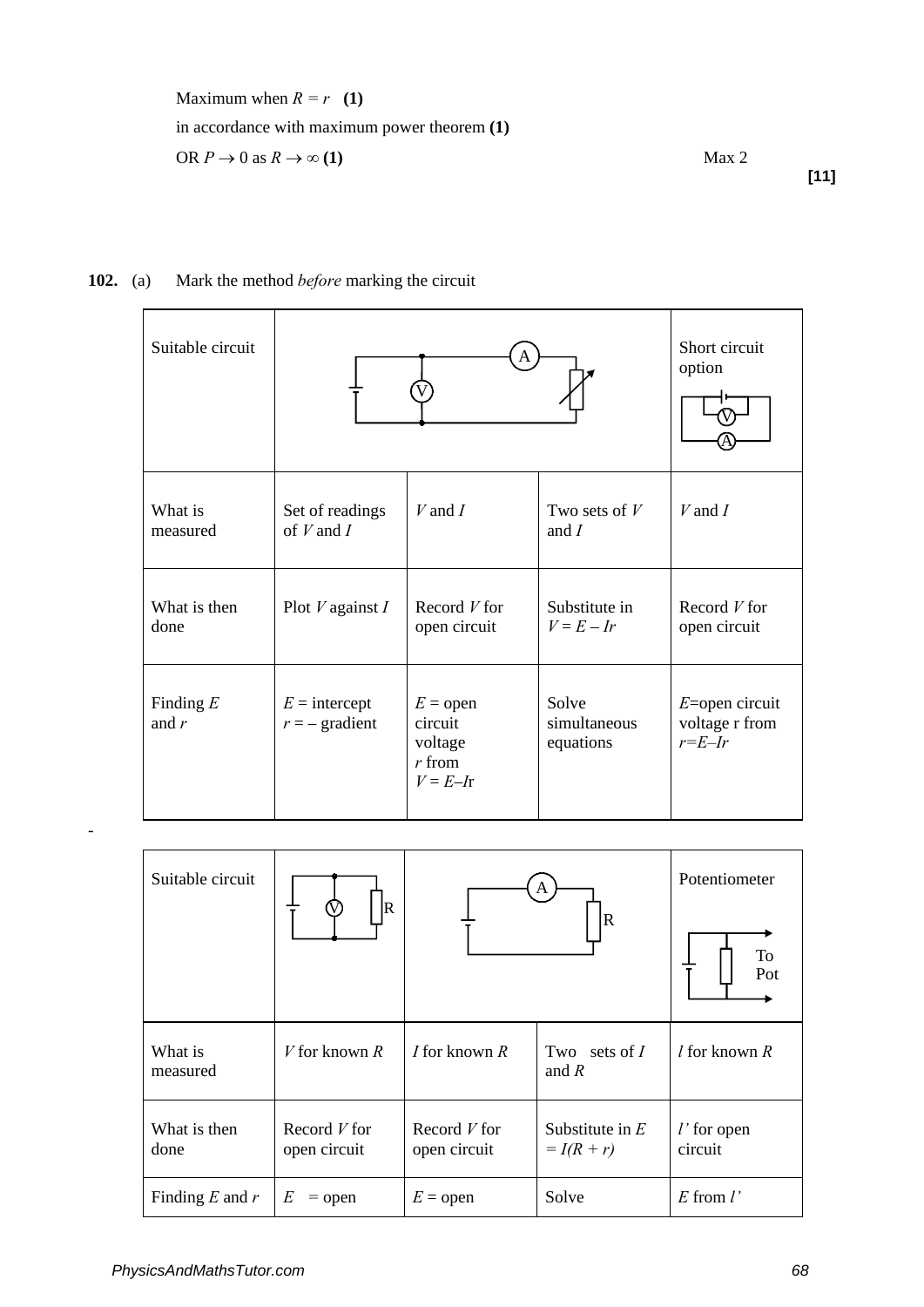Maximum when $R = r$ **(1)**

in accordance with maximum power theorem **(1)**

OR $P \to 0$ as $R \to \infty$ **(1)** Max 2

**[11]**

**102.** (a) Mark the method *before* marking the circuit

| Suitable circuit | | | | Short circuit option |
|---|---|---|---|---|
| What is measured | Set of readings of $V$ and $I$ | $V$ and $I$ | Two sets of $V$ and $I$ | $V$ and $I$ |
| What is then done | Plot $V$ against $I$ | Record $V$ for open circuit | Substitute in $V = E – Ir$ | Record $V$ for open circuit |
| Finding $E$ and $r$ | $E$ = intercept $r$ = – gradient | $E$ = open circuit voltage $r$ from $V = E–Ir$ | Solve simultaneous equations | $E$=open circuit voltage r from $r=E–Ir$ |

| Suitable circuit | | | | Potentiometer |
|---|---|---|---|---|
| What is measured | $V$ for known $R$ | $I$ for known $R$ | Two sets of $I$ and $R$ | $l$ for known $R$ |
| What is then done | Record $V$ for open circuit | Record $V$ for open circuit | Substitute in $E = I(R + r)$ | $l'$ for open circuit |
| Finding $E$ and $r$ | $E$ = open | $E$ = open | Solve | $E$ from $l'$ |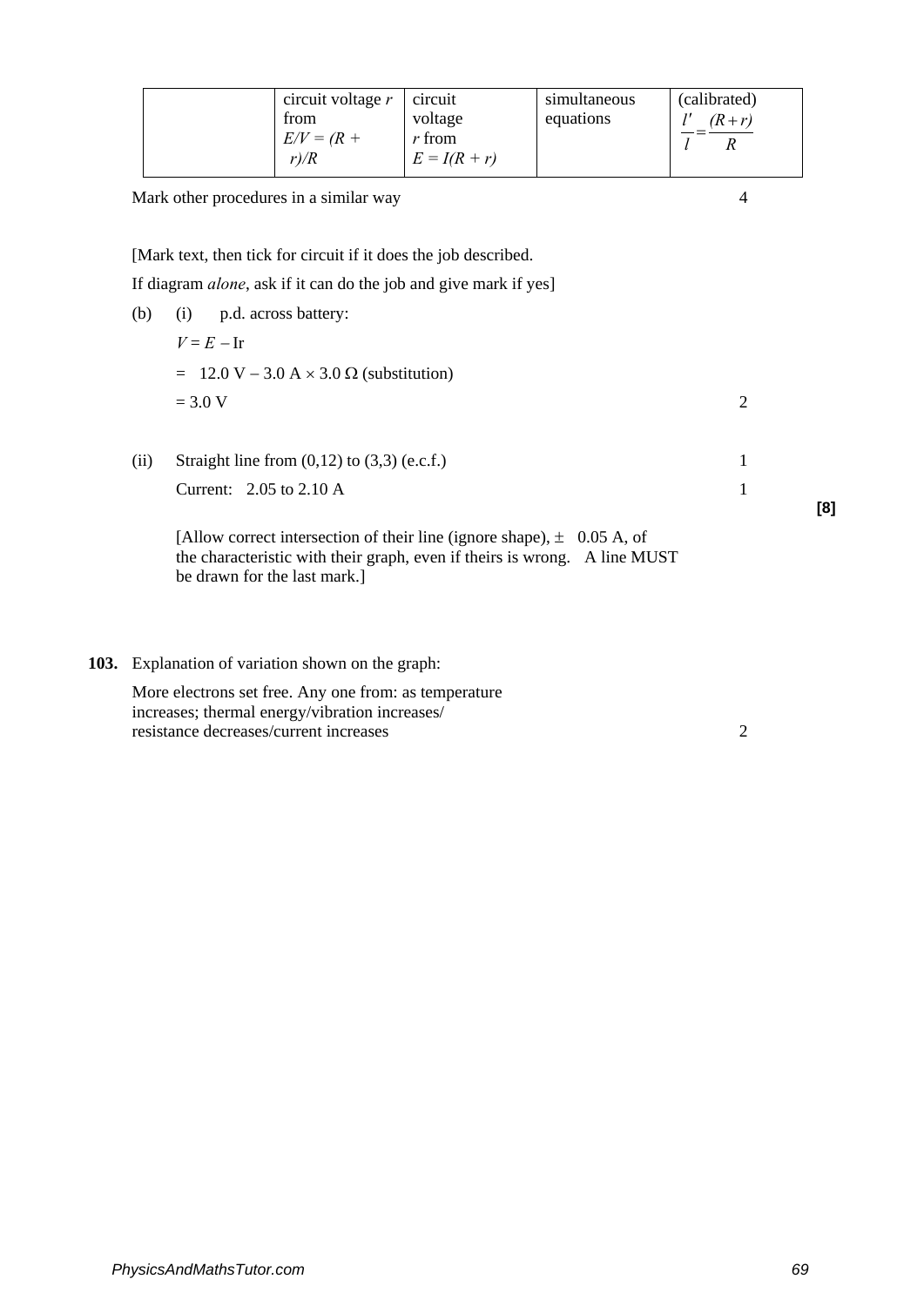|  | circuit voltage $r$ from $E/V = (R + r)/R$ | circuit voltage $r$ from $E = I(R + r)$ | simultaneous equations | (calibrated) $\frac{l'}{l} = \frac{(R + r)}{R}$ |
|---|---|---|---|---|

Mark other procedures in a similar way — 4

[Mark text, then tick for circuit if it does the job described.

If diagram *alone*, ask if it can do the job and give mark if yes]

(b) (i) p.d. across battery:

$V = E - \text{Ir}$

$= 12.0 \text{ V} - 3.0 \text{ A} \times 3.0\ \Omega$ (substitution)

$= 3.0 \text{ V}$ — 2

(ii) Straight line from (0,12) to (3,3) (e.c.f.) — 1

Current: 2.05 to 2.10 A — 1

**[8]**

[Allow correct intersection of their line (ignore shape), ± 0.05 A, of the characteristic with their graph, even if theirs is wrong. A line MUST be drawn for the last mark.]

**103.** Explanation of variation shown on the graph:

More electrons set free. Any one from: as temperature increases; thermal energy/vibration increases/ resistance decreases/current increases — 2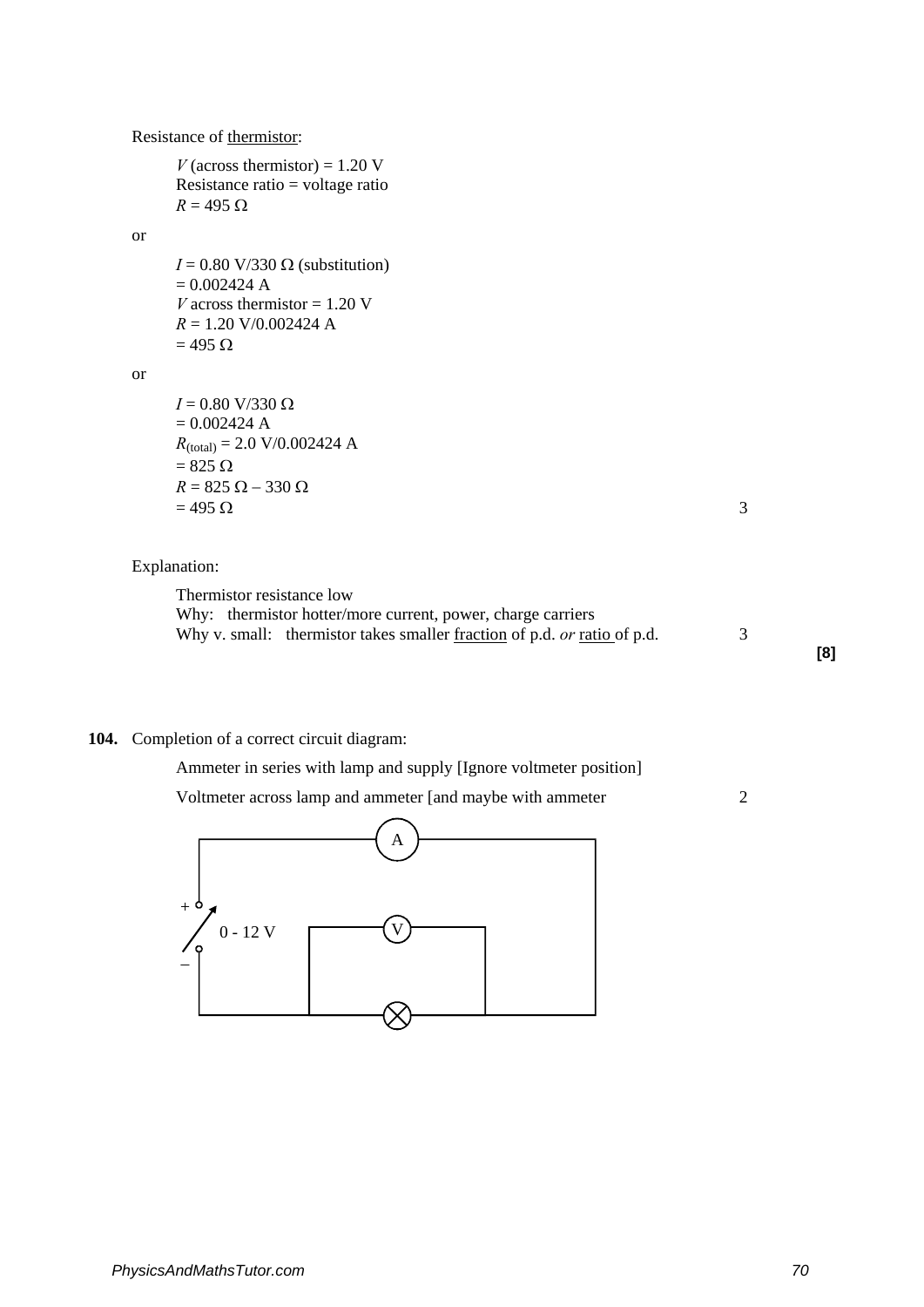Resistance of thermistor:

$V$ (across thermistor) = 1.20 V
Resistance ratio = voltage ratio
$R = 495\ \Omega$

or

$I = 0.80\ \text{V}/330\ \Omega$ (substitution)
$= 0.002424$ A
$V$ across thermistor = 1.20 V
$R = 1.20\ \text{V}/0.002424\ \text{A}$
$= 495\ \Omega$

or

$I = 0.80\ \text{V}/330\ \Omega$
$= 0.002424$ A
$R_{(\text{total})} = 2.0\ \text{V}/0.002424\ \text{A}$
$= 825\ \Omega$
$R = 825\ \Omega - 330\ \Omega$
$= 495\ \Omega$ 3

Explanation:

Thermistor resistance low
Why: thermistor hotter/more current, power, charge carriers
Why v. small: thermistor takes smaller fraction of p.d. *or* ratio of p.d. 3

**[8]**

**104.** Completion of a correct circuit diagram:

Ammeter in series with lamp and supply [Ignore voltmeter position]

Voltmeter across lamp and ammeter [and maybe with ammeter 2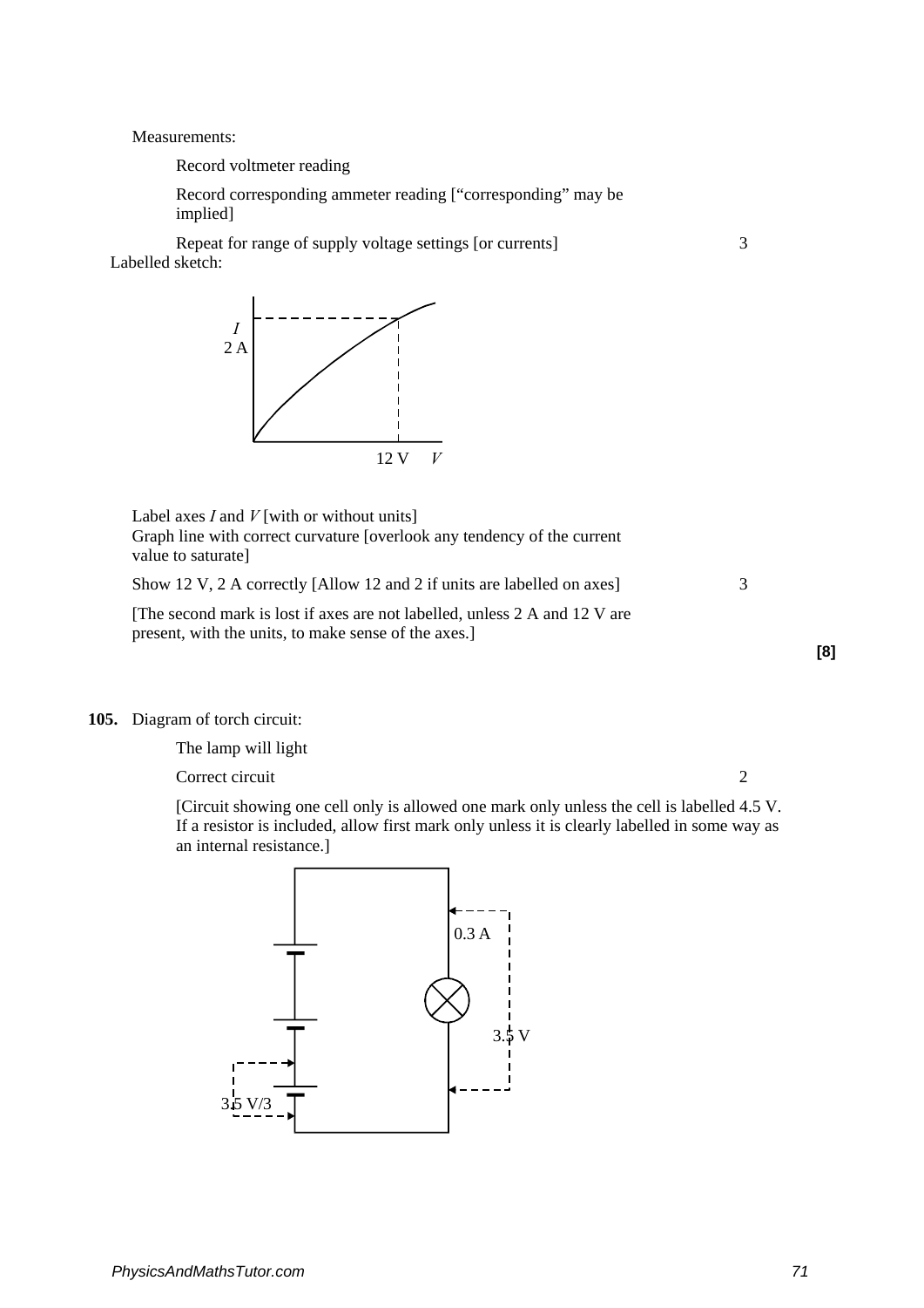Measurements:

Record voltmeter reading

Record corresponding ammeter reading [“corresponding” may be implied]

Repeat for range of supply voltage settings [or currents] 3

Labelled sketch:

$I$
2 A

12 V $V$

Label axes $I$ and $V$ [with or without units]
Graph line with correct curvature [overlook any tendency of the current value to saturate]

Show 12 V, 2 A correctly [Allow 12 and 2 if units are labelled on axes] 3

[The second mark is lost if axes are not labelled, unless 2 A and 12 V are present, with the units, to make sense of the axes.]

**[8]**

**105.** Diagram of torch circuit:

The lamp will light

Correct circuit 2

[Circuit showing one cell only is allowed one mark only unless the cell is labelled 4.5 V. If a resistor is included, allow first mark only unless it is clearly labelled in some way as an internal resistance.]

0.3 A

3.5 V

3.5 V/3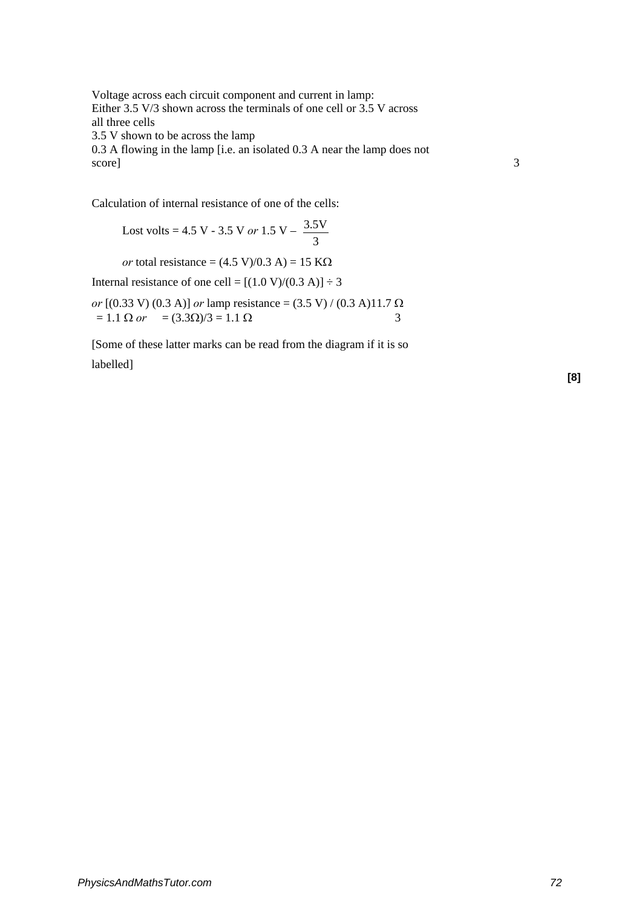Voltage across each circuit component and current in lamp:
Either 3.5 V/3 shown across the terminals of one cell or 3.5 V across all three cells
3.5 V shown to be across the lamp
0.3 A flowing in the lamp [i.e. an isolated 0.3 A near the lamp does not score] 3

Calculation of internal resistance of one of the cells:

Lost volts = 4.5 V - 3.5 V *or* 1.5 V – $\frac{3.5\text{V}}{3}$

*or* total resistance = (4.5 V)/0.3 A) = 15 KΩ

Internal resistance of one cell = [(1.0 V)/(0.3 A)] ÷ 3

*or* [(0.33 V) (0.3 A)] *or* lamp resistance = (3.5 V) / (0.3 A)11.7 Ω
= 1.1 Ω *or* = (3.3Ω)/3 = 1.1 Ω 3

[Some of these latter marks can be read from the diagram if it is so labelled]

**[8]**